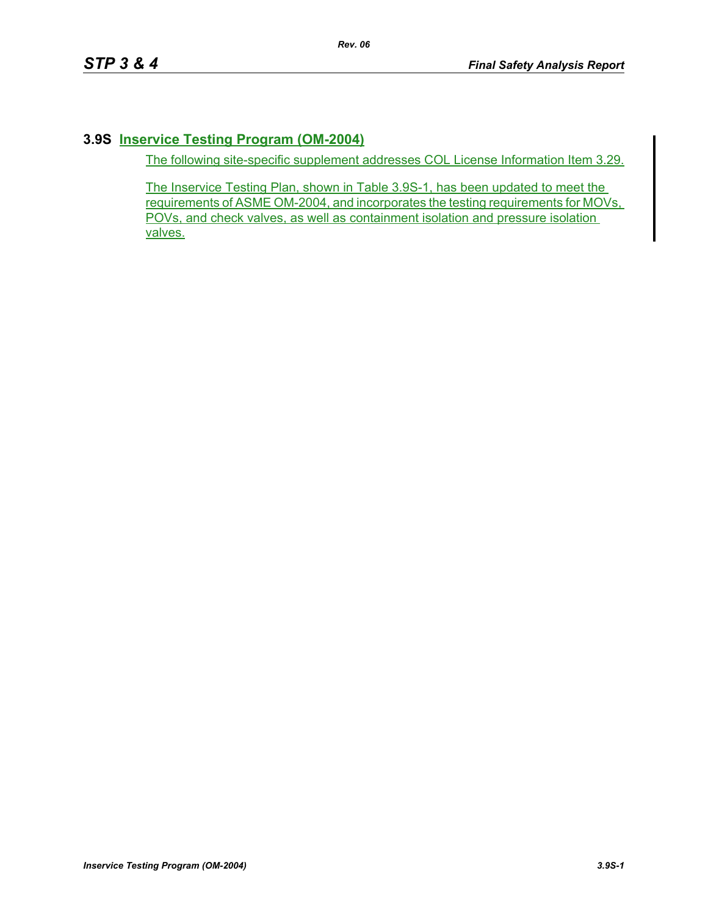# 3.9S Inservice Testing Program (OM-2004)

The following site-specific supplement addresses COL License Information Item 3.29.

The Inservice Testing Plan, shown in Table 3.9S-1, has been updated to meet the requirements of ASME OM-2004, and incorporates the testing requirements for MOVs, POVs, and check valves, as well as containment isolation and pressure isolation valves.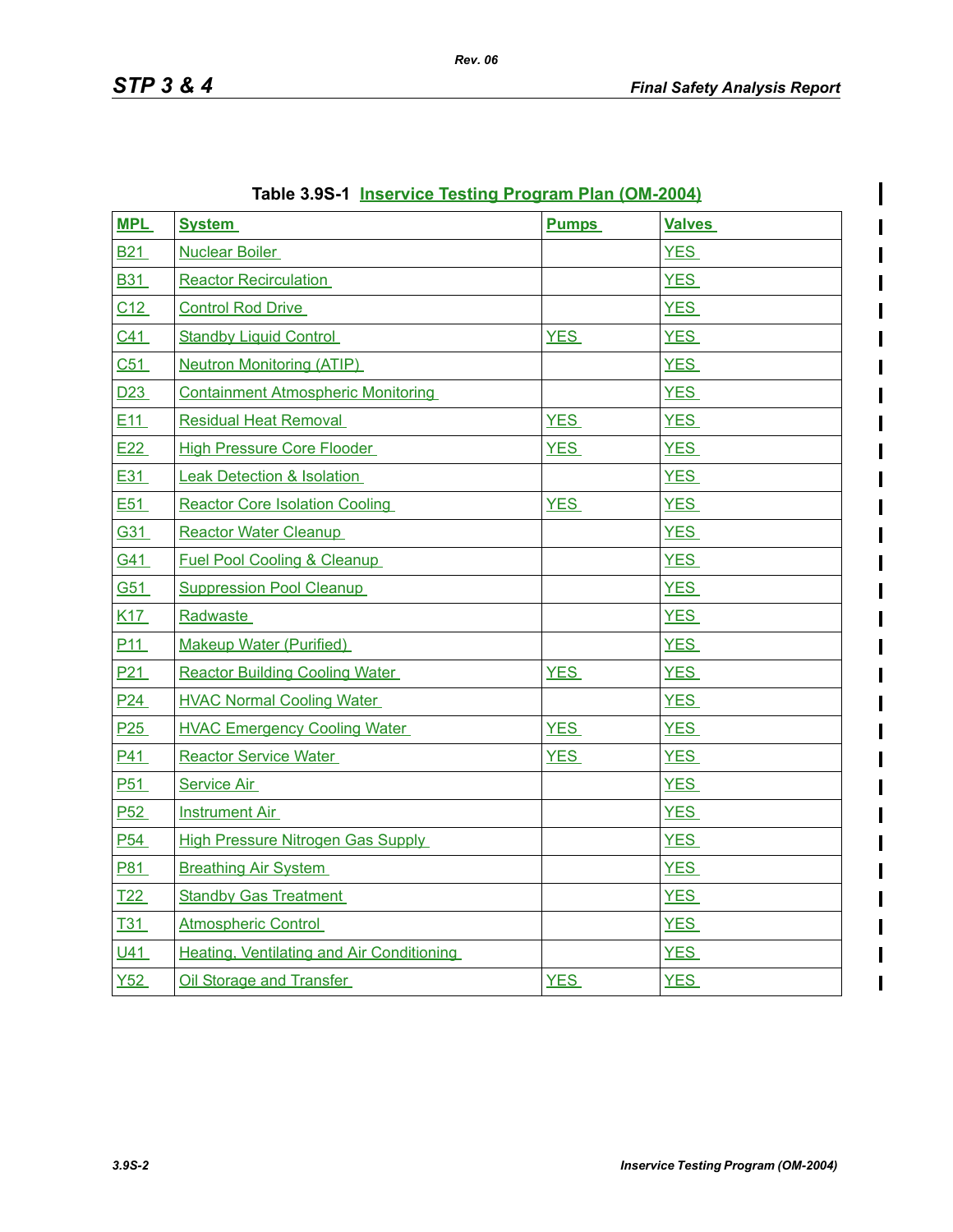**Table 3.9S-1 Inservice Testing Program Plan (OM-2004)**

| MPL | System | Pumps | Valves |
|---|---|---|---|
| B21 | Nuclear Boiler | | YES |
| B31 | Reactor Recirculation | | YES |
| C12 | Control Rod Drive | | YES |
| C41 | Standby Liquid Control | YES | YES |
| C51 | Neutron Monitoring (ATIP) | | YES |
| D23 | Containment Atmospheric Monitoring | | YES |
| E11 | Residual Heat Removal | YES | YES |
| E22 | High Pressure Core Flooder | YES | YES |
| E31 | Leak Detection & Isolation | | YES |
| E51 | Reactor Core Isolation Cooling | YES | YES |
| G31 | Reactor Water Cleanup | | YES |
| G41 | Fuel Pool Cooling & Cleanup | | YES |
| G51 | Suppression Pool Cleanup | | YES |
| K17 | Radwaste | | YES |
| P11 | Makeup Water (Purified) | | YES |
| P21 | Reactor Building Cooling Water | YES | YES |
| P24 | HVAC Normal Cooling Water | | YES |
| P25 | HVAC Emergency Cooling Water | YES | YES |
| P41 | Reactor Service Water | YES | YES |
| P51 | Service Air | | YES |
| P52 | Instrument Air | | YES |
| P54 | High Pressure Nitrogen Gas Supply | | YES |
| P81 | Breathing Air System | | YES |
| T22 | Standby Gas Treatment | | YES |
| T31 | Atmospheric Control | | YES |
| U41 | Heating, Ventilating and Air Conditioning | | YES |
| Y52 | Oil Storage and Transfer | YES | YES |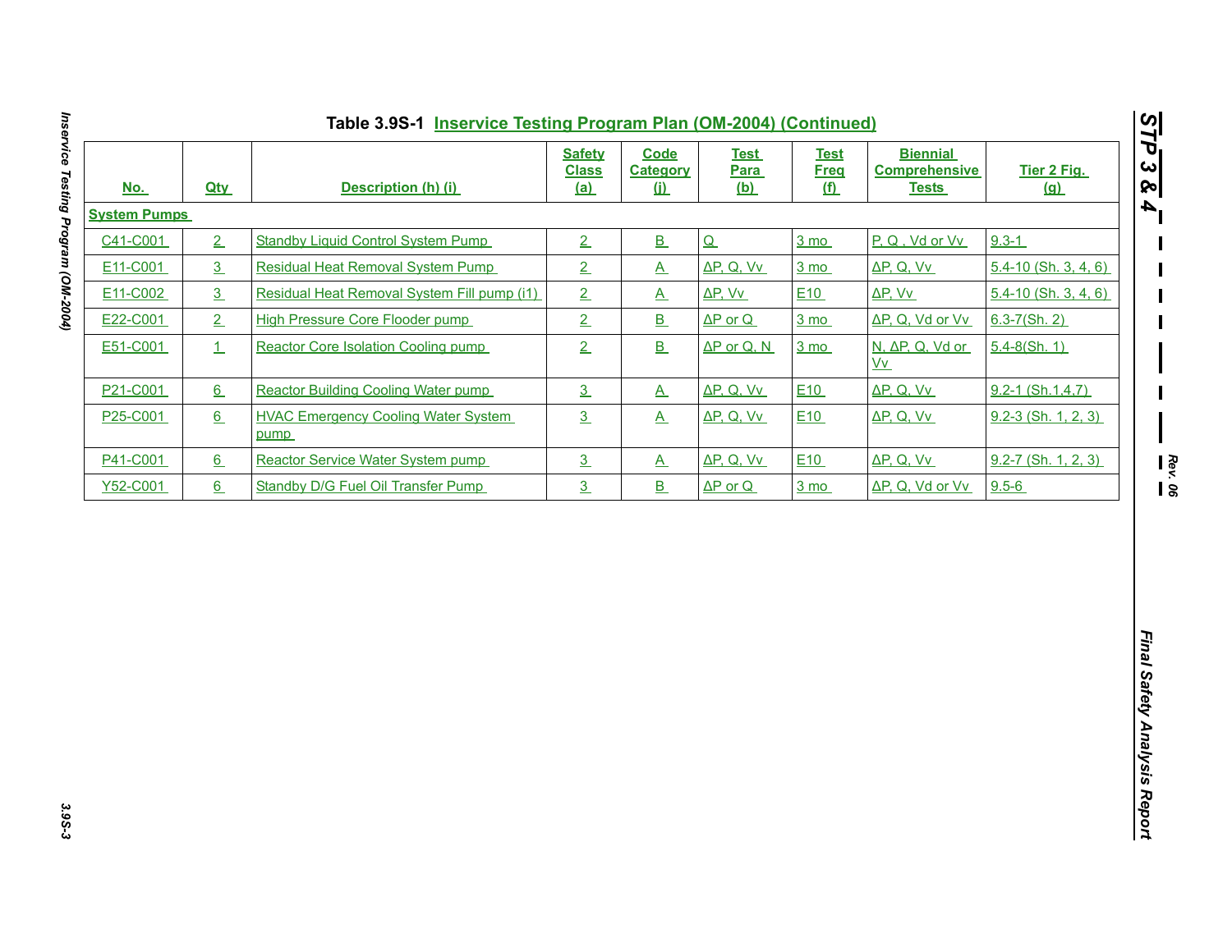**Table 3.9S-1 Inservice Testing Program Plan (OM-2004) (Continued)**

| No. | Qty | Description (h) (i) | Safety Class (a) | Code Category (j) | Test Para (b) | Test Freq (f) | Biennial Comprehensive Tests | Tier 2 Fig. (g) |
|---|---|---|---|---|---|---|---|---|
| **System Pumps** | | | | | | | | |
| C41-C001 | 2 | Standby Liquid Control System Pump | 2 | B | Q | 3 mo | P, Q , Vd or Vv | 9.3-1 |
| E11-C001 | 3 | Residual Heat Removal System Pump | 2 | A | ΔP, Q, Vv | 3 mo | ΔP, Q, Vv | 5.4-10 (Sh. 3, 4, 6) |
| E11-C002 | 3 | Residual Heat Removal System Fill pump (i1) | 2 | A | ΔP, Vv | E10 | ΔP, Vv | 5.4-10 (Sh. 3, 4, 6) |
| E22-C001 | 2 | High Pressure Core Flooder pump | 2 | B | ΔP or Q | 3 mo | ΔP, Q, Vd or Vv | 6.3-7(Sh. 2) |
| E51-C001 | 1 | Reactor Core Isolation Cooling pump | 2 | B | ΔP or Q, N | 3 mo | N, ΔP, Q, Vd or Vv | 5.4-8(Sh. 1) |
| P21-C001 | 6 | Reactor Building Cooling Water pump | 3 | A | ΔP, Q, Vv | E10 | ΔP, Q, Vv | 9.2-1 (Sh.1,4,7) |
| P25-C001 | 6 | HVAC Emergency Cooling Water System pump | 3 | A | ΔP, Q, Vv | E10 | ΔP, Q, Vv | 9.2-3 (Sh. 1, 2, 3) |
| P41-C001 | 6 | Reactor Service Water System pump | 3 | A | ΔP, Q, Vv | E10 | ΔP, Q, Vv | 9.2-7 (Sh. 1, 2, 3) |
| Y52-C001 | 6 | Standby D/G Fuel Oil Transfer Pump | 3 | B | ΔP or Q | 3 mo | ΔP, Q, Vd or Vv | 9.5-6 |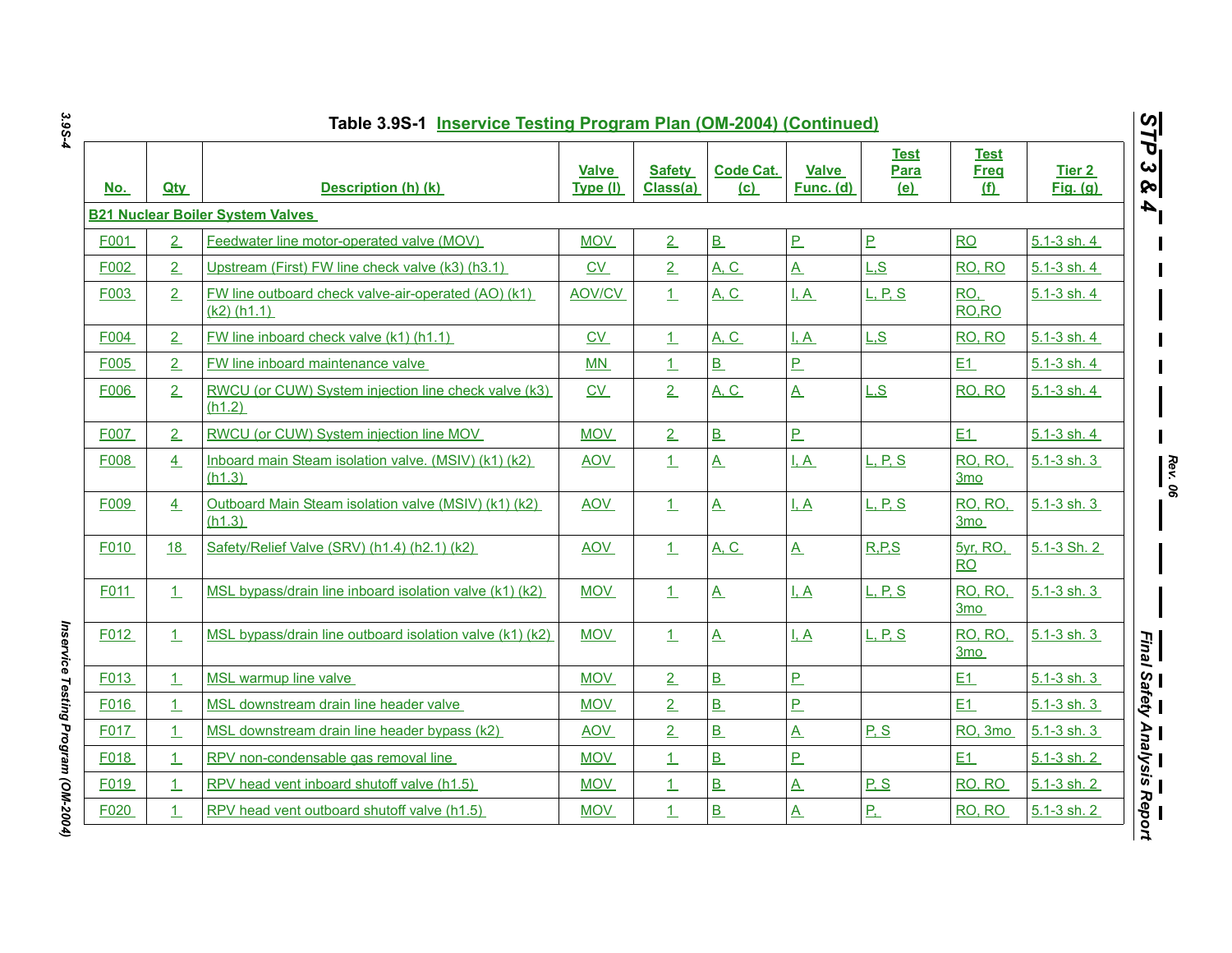Table 3.9S-1 Inservice Testing Program Plan (OM-2004) (Continued)

| No. | Qty | Description (h) (k) | Valve Type (l) | Safety Class(a) | Code Cat. (c) | Valve Func. (d) | Test Para (e) | Test Freq (f) | Tier 2 Fig. (g) |
|---|---|---|---|---|---|---|---|---|---|
| **B21 Nuclear Boiler System Valves** | | | | | | | | | |
| F001 | 2 | Feedwater line motor-operated valve (MOV) | MOV | 2 | B | P | P | RO | 5.1-3 sh. 4 |
| F002 | 2 | Upstream (First) FW line check valve (k3) (h3.1) | CV | 2 | A, C | A | L,S | RO, RO | 5.1-3 sh. 4 |
| F003 | 2 | FW line outboard check valve-air-operated (AO) (k1) (k2) (h1.1) | AOV/CV | 1 | A, C | I, A | L, P, S | RO, RO,RO | 5.1-3 sh. 4 |
| F004 | 2 | FW line inboard check valve (k1) (h1.1) | CV | 1 | A, C | I, A | L,S | RO, RO | 5.1-3 sh. 4 |
| F005 | 2 | FW line inboard maintenance valve | MN | 1 | B | P | | E1 | 5.1-3 sh. 4 |
| F006 | 2 | RWCU (or CUW) System injection line check valve (k3) (h1.2) | CV | 2 | A, C | A | L,S | RO, RO | 5.1-3 sh. 4 |
| F007 | 2 | RWCU (or CUW) System injection line MOV | MOV | 2 | B | P | | E1 | 5.1-3 sh. 4 |
| F008 | 4 | Inboard main Steam isolation valve. (MSIV) (k1) (k2) (h1.3) | AOV | 1 | A | I, A | L, P, S | RO, RO, 3mo | 5.1-3 sh. 3 |
| F009 | 4 | Outboard Main Steam isolation valve (MSIV) (k1) (k2) (h1.3) | AOV | 1 | A | I, A | L, P, S | RO, RO, 3mo | 5.1-3 sh. 3 |
| F010 | 18 | Safety/Relief Valve (SRV) (h1.4) (h2.1) (k2) | AOV | 1 | A, C | A | R,P,S | 5yr, RO, RO | 5.1-3 Sh. 2 |
| F011 | 1 | MSL bypass/drain line inboard isolation valve (k1) (k2) | MOV | 1 | A | I, A | L, P, S | RO, RO, 3mo | 5.1-3 sh. 3 |
| F012 | 1 | MSL bypass/drain line outboard isolation valve (k1) (k2) | MOV | 1 | A | I, A | L, P, S | RO, RO, 3mo | 5.1-3 sh. 3 |
| F013 | 1 | MSL warmup line valve | MOV | 2 | B | P | | E1 | 5.1-3 sh. 3 |
| F016 | 1 | MSL downstream drain line header valve | MOV | 2 | B | P | | E1 | 5.1-3 sh. 3 |
| F017 | 1 | MSL downstream drain line header bypass (k2) | AOV | 2 | B | A | P, S | RO, 3mo | 5.1-3 sh. 3 |
| F018 | 1 | RPV non-condensable gas removal line | MOV | 1 | B | P | | E1 | 5.1-3 sh. 2 |
| F019 | 1 | RPV head vent inboard shutoff valve (h1.5) | MOV | 1 | B | A | P, S | RO, RO | 5.1-3 sh. 2 |
| F020 | 1 | RPV head vent outboard shutoff valve (h1.5) | MOV | 1 | B | A | P, | RO, RO | 5.1-3 sh. 2 |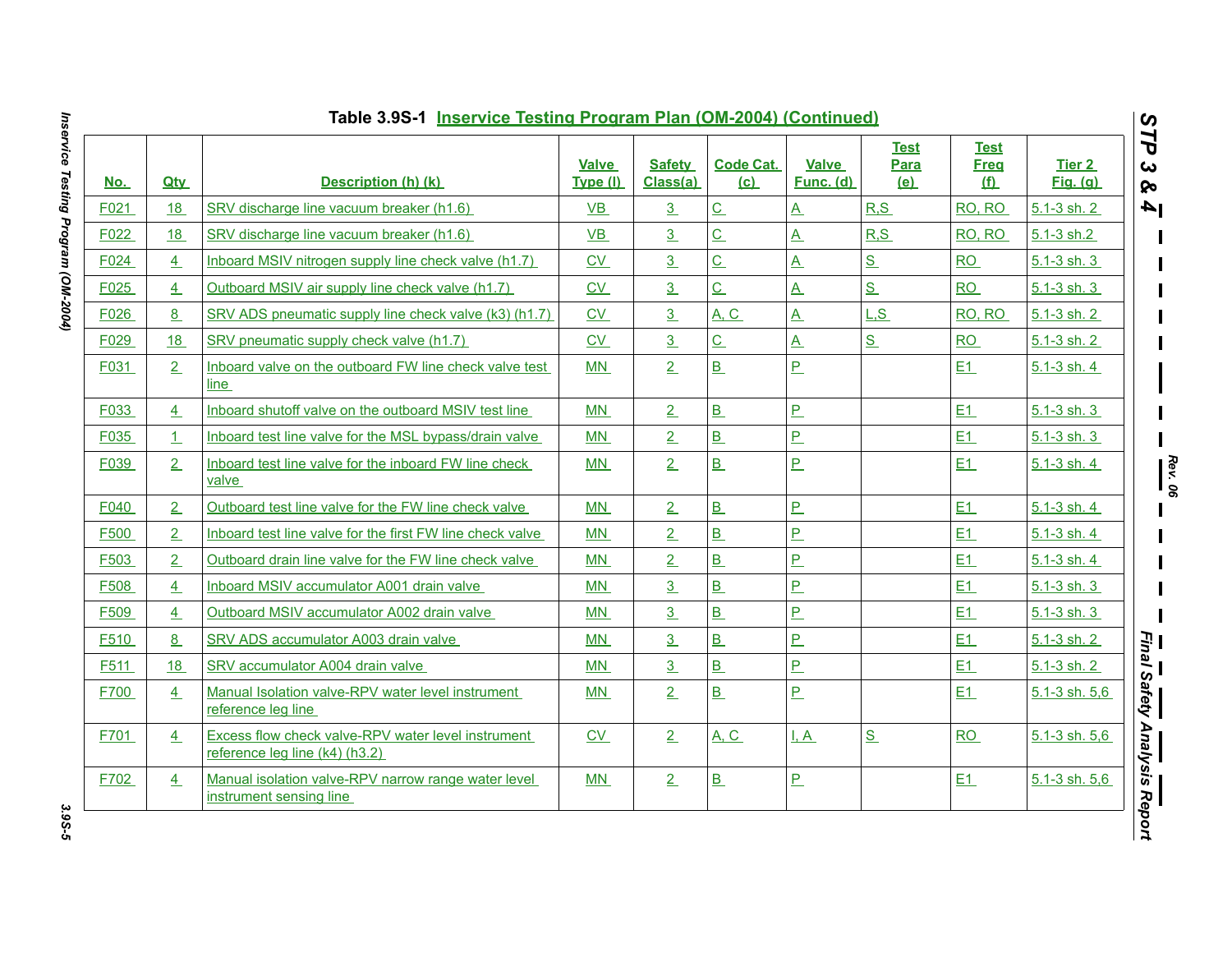Table 3.9S-1 Inservice Testing Program Plan (OM-2004) (Continued)

| No. | Qty | Description (h) (k) | Valve Type (l) | Safety Class(a) | Code Cat. (c) | Valve Func. (d) | Test Para (e) | Test Freq (f) | Tier 2 Fig. (g) |
|---|---|---|---|---|---|---|---|---|---|
| F021 | 18 | SRV discharge line vacuum breaker (h1.6) | VB | 3 | C | A | R,S | RO, RO | 5.1-3 sh. 2 |
| F022 | 18 | SRV discharge line vacuum breaker (h1.6) | VB | 3 | C | A | R,S | RO, RO | 5.1-3 sh.2 |
| F024 | 4 | Inboard MSIV nitrogen supply line check valve (h1.7) | CV | 3 | C | A | S | RO | 5.1-3 sh. 3 |
| F025 | 4 | Outboard MSIV air supply line check valve (h1.7) | CV | 3 | C | A | S | RO | 5.1-3 sh. 3 |
| F026 | 8 | SRV ADS pneumatic supply line check valve (k3) (h1.7) | CV | 3 | A, C | A | L,S | RO, RO | 5.1-3 sh. 2 |
| F029 | 18 | SRV pneumatic supply check valve (h1.7) | CV | 3 | C | A | S | RO | 5.1-3 sh. 2 |
| F031 | 2 | Inboard valve on the outboard FW line check valve test line | MN | 2 | B | P | | E1 | 5.1-3 sh. 4 |
| F033 | 4 | Inboard shutoff valve on the outboard MSIV test line | MN | 2 | B | P | | E1 | 5.1-3 sh. 3 |
| F035 | 1 | Inboard test line valve for the MSL bypass/drain valve | MN | 2 | B | P | | E1 | 5.1-3 sh. 3 |
| F039 | 2 | Inboard test line valve for the inboard FW line check valve | MN | 2 | B | P | | E1 | 5.1-3 sh. 4 |
| F040 | 2 | Outboard test line valve for the FW line check valve | MN | 2 | B | P | | E1 | 5.1-3 sh. 4 |
| F500 | 2 | Inboard test line valve for the first FW line check valve | MN | 2 | B | P | | E1 | 5.1-3 sh. 4 |
| F503 | 2 | Outboard drain line valve for the FW line check valve | MN | 2 | B | P | | E1 | 5.1-3 sh. 4 |
| F508 | 4 | Inboard MSIV accumulator A001 drain valve | MN | 3 | B | P | | E1 | 5.1-3 sh. 3 |
| F509 | 4 | Outboard MSIV accumulator A002 drain valve | MN | 3 | B | P | | E1 | 5.1-3 sh. 3 |
| F510 | 8 | SRV ADS accumulator A003 drain valve | MN | 3 | B | P | | E1 | 5.1-3 sh. 2 |
| F511 | 18 | SRV accumulator A004 drain valve | MN | 3 | B | P | | E1 | 5.1-3 sh. 2 |
| F700 | 4 | Manual Isolation valve-RPV water level instrument reference leg line | MN | 2 | B | P | | E1 | 5.1-3 sh. 5,6 |
| F701 | 4 | Excess flow check valve-RPV water level instrument reference leg line (k4) (h3.2) | CV | 2 | A, C | I, A | S | RO | 5.1-3 sh. 5,6 |
| F702 | 4 | Manual isolation valve-RPV narrow range water level instrument sensing line | MN | 2 | B | P | | E1 | 5.1-3 sh. 5,6 |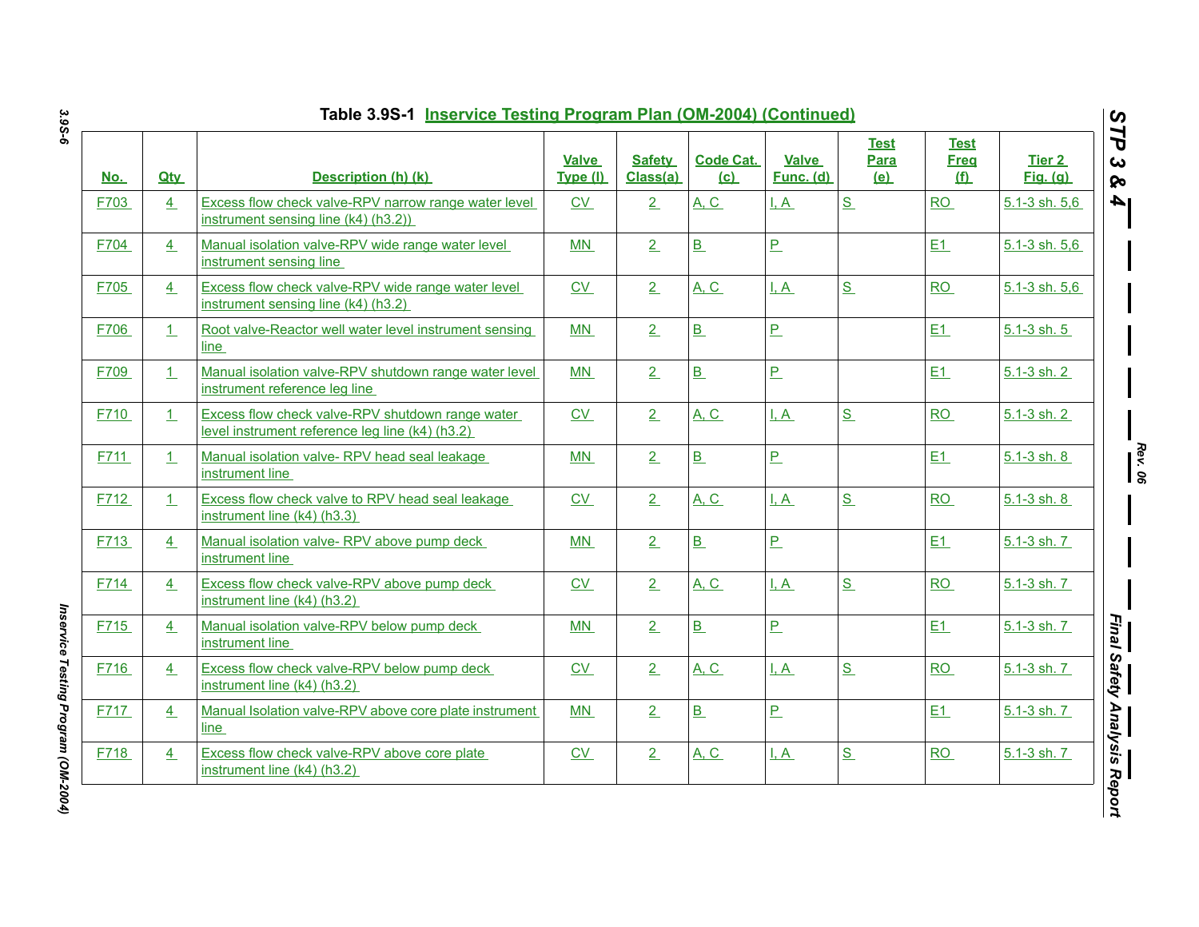Table 3.9S-1 Inservice Testing Program Plan (OM-2004) (Continued)

| No. | Qty | Description (h) (k) | Valve Type (l) | Safety Class(a) | Code Cat. (c) | Valve Func. (d) | Test Para (e) | Test Freq (f) | Tier 2 Fig. (g) |
|---|---|---|---|---|---|---|---|---|---|
| F703 | 4 | Excess flow check valve-RPV narrow range water level instrument sensing line (k4) (h3.2)) | CV | 2 | A, C | I, A | S | RO | 5.1-3 sh. 5,6 |
| F704 | 4 | Manual isolation valve-RPV wide range water level instrument sensing line | MN | 2 | B | P | | E1 | 5.1-3 sh. 5,6 |
| F705 | 4 | Excess flow check valve-RPV wide range water level instrument sensing line (k4) (h3.2) | CV | 2 | A, C | I, A | S | RO | 5.1-3 sh. 5,6 |
| F706 | 1 | Root valve-Reactor well water level instrument sensing line | MN | 2 | B | P | | E1 | 5.1-3 sh. 5 |
| F709 | 1 | Manual isolation valve-RPV shutdown range water level instrument reference leg line | MN | 2 | B | P | | E1 | 5.1-3 sh. 2 |
| F710 | 1 | Excess flow check valve-RPV shutdown range water level instrument reference leg line (k4) (h3.2) | CV | 2 | A, C | I, A | S | RO | 5.1-3 sh. 2 |
| F711 | 1 | Manual isolation valve- RPV head seal leakage instrument line | MN | 2 | B | P | | E1 | 5.1-3 sh. 8 |
| F712 | 1 | Excess flow check valve to RPV head seal leakage instrument line (k4) (h3.3) | CV | 2 | A, C | I, A | S | RO | 5.1-3 sh. 8 |
| F713 | 4 | Manual isolation valve- RPV above pump deck instrument line | MN | 2 | B | P | | E1 | 5.1-3 sh. 7 |
| F714 | 4 | Excess flow check valve-RPV above pump deck instrument line (k4) (h3.2) | CV | 2 | A, C | I, A | S | RO | 5.1-3 sh. 7 |
| F715 | 4 | Manual isolation valve-RPV below pump deck instrument line | MN | 2 | B | P | | E1 | 5.1-3 sh. 7 |
| F716 | 4 | Excess flow check valve-RPV below pump deck instrument line (k4) (h3.2) | CV | 2 | A, C | I, A | S | RO | 5.1-3 sh. 7 |
| F717 | 4 | Manual Isolation valve-RPV above core plate instrument line | MN | 2 | B | P | | E1 | 5.1-3 sh. 7 |
| F718 | 4 | Excess flow check valve-RPV above core plate instrument line (k4) (h3.2) | CV | 2 | A, C | I, A | S | RO | 5.1-3 sh. 7 |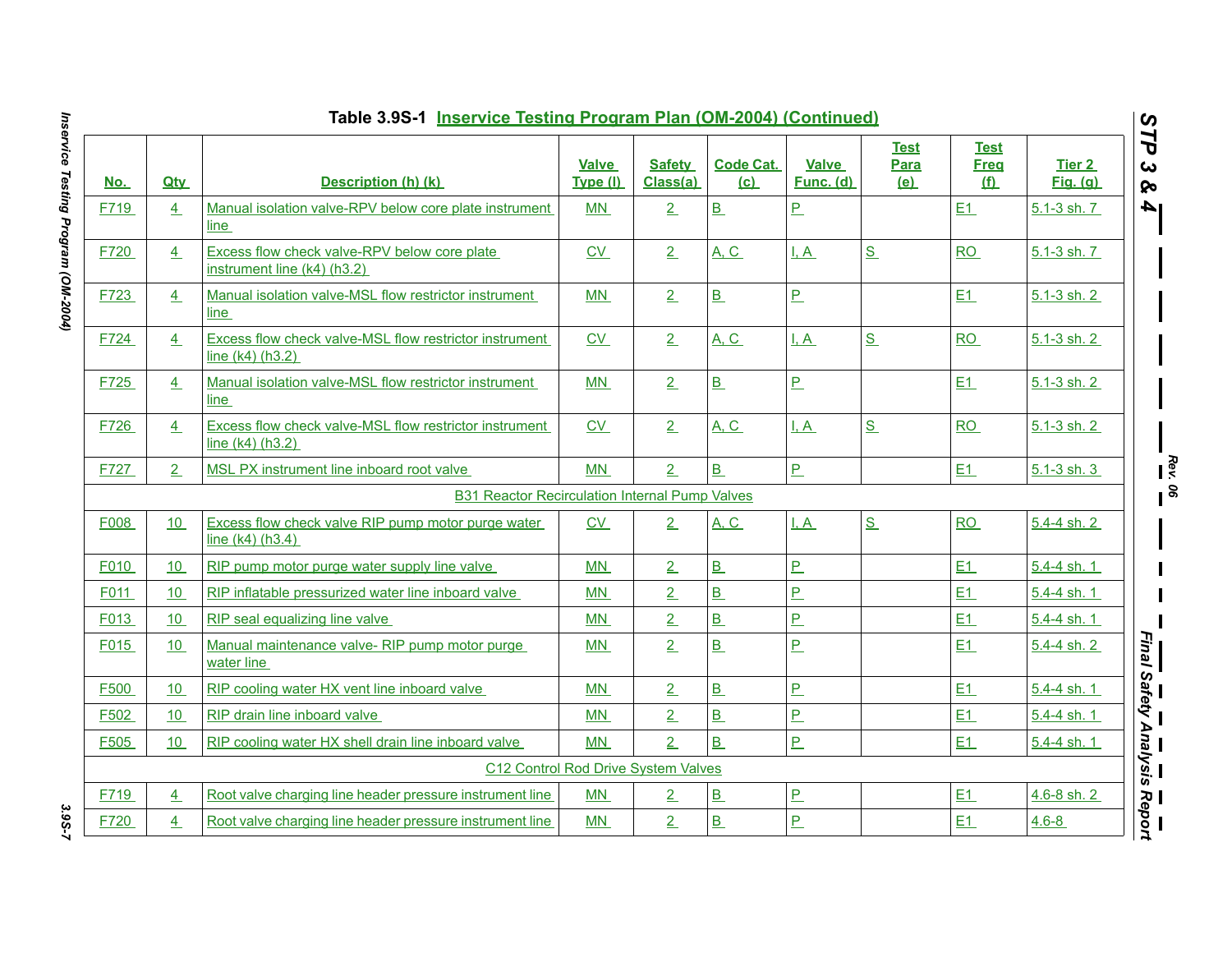# Table 3.9S-1 Inservice Testing Program Plan (OM-2004) (Continued)

| No. | Qty | Description (h) (k) | Valve Type (l) | Safety Class(a) | Code Cat. (c) | Valve Func. (d) | Test Para (e) | Test Freq (f) | Tier 2 Fig. (g) |
|---|---|---|---|---|---|---|---|---|---|
| F719 | 4 | Manual isolation valve-RPV below core plate instrument line | MN | 2 | B | P | | E1 | 5.1-3 sh. 7 |
| F720 | 4 | Excess flow check valve-RPV below core plate instrument line (k4) (h3.2) | CV | 2 | A, C | I, A | S | RO | 5.1-3 sh. 7 |
| F723 | 4 | Manual isolation valve-MSL flow restrictor instrument line | MN | 2 | B | P | | E1 | 5.1-3 sh. 2 |
| F724 | 4 | Excess flow check valve-MSL flow restrictor instrument line (k4) (h3.2) | CV | 2 | A, C | I, A | S | RO | 5.1-3 sh. 2 |
| F725 | 4 | Manual isolation valve-MSL flow restrictor instrument line | MN | 2 | B | P | | E1 | 5.1-3 sh. 2 |
| F726 | 4 | Excess flow check valve-MSL flow restrictor instrument line (k4) (h3.2) | CV | 2 | A, C | I, A | S | RO | 5.1-3 sh. 2 |
| F727 | 2 | MSL PX instrument line inboard root valve | MN | 2 | B | P | | E1 | 5.1-3 sh. 3 |
| | | B31 Reactor Recirculation Internal Pump Valves | | | | | | | |
| F008 | 10 | Excess flow check valve RIP pump motor purge water line (k4) (h3.4) | CV | 2 | A, C | I, A | S | RO | 5.4-4 sh. 2 |
| F010 | 10 | RIP pump motor purge water supply line valve | MN | 2 | B | P | | E1 | 5.4-4 sh. 1 |
| F011 | 10 | RIP inflatable pressurized water line inboard valve | MN | 2 | B | P | | E1 | 5.4-4 sh. 1 |
| F013 | 10 | RIP seal equalizing line valve | MN | 2 | B | P | | E1 | 5.4-4 sh. 1 |
| F015 | 10 | Manual maintenance valve- RIP pump motor purge water line | MN | 2 | B | P | | E1 | 5.4-4 sh. 2 |
| F500 | 10 | RIP cooling water HX vent line inboard valve | MN | 2 | B | P | | E1 | 5.4-4 sh. 1 |
| F502 | 10 | RIP drain line inboard valve | MN | 2 | B | P | | E1 | 5.4-4 sh. 1 |
| F505 | 10 | RIP cooling water HX shell drain line inboard valve | MN | 2 | B | P | | E1 | 5.4-4 sh. 1 |
| | | C12 Control Rod Drive System Valves | | | | | | | |
| F719 | 4 | Root valve charging line header pressure instrument line | MN | 2 | B | P | | E1 | 4.6-8 sh. 2 |
| F720 | 4 | Root valve charging line header pressure instrument line | MN | 2 | B | P | | E1 | 4.6-8 |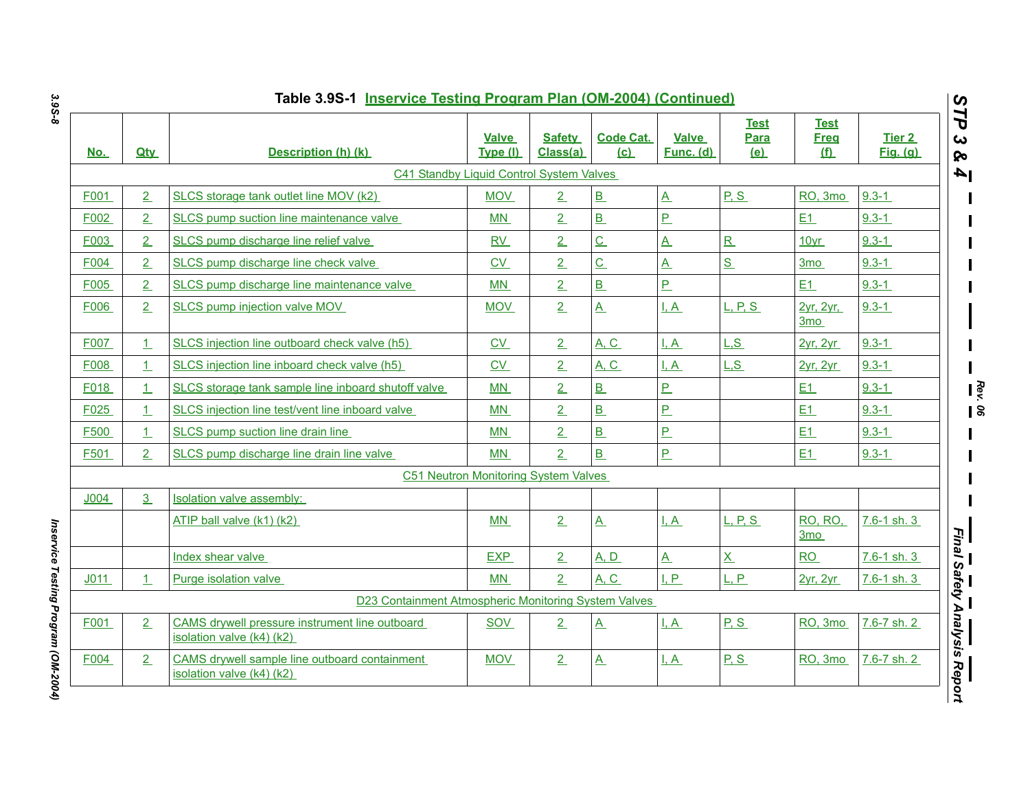Table 3.9S-1 Inservice Testing Program Plan (OM-2004) (Continued)

| No. | Qty | Description (h) (k) | Valve Type (l) | Safety Class(a) | Code Cat. (c) | Valve Func. (d) | Test Para (e) | Test Freq (f) | Tier 2 Fig. (g) |
|---|---|---|---|---|---|---|---|---|---|
| | | C41 Standby Liquid Control System Valves | | | | | | | |
| F001 | 2 | SLCS storage tank outlet line MOV (k2) | MOV | 2 | B | A | P, S | RO, 3mo | 9.3-1 |
| F002 | 2 | SLCS pump suction line maintenance valve | MN | 2 | B | P | | E1 | 9.3-1 |
| F003 | 2 | SLCS pump discharge line relief valve | RV | 2 | C | A | R | 10yr | 9.3-1 |
| F004 | 2 | SLCS pump discharge line check valve | CV | 2 | C | A | S | 3mo | 9.3-1 |
| F005 | 2 | SLCS pump discharge line maintenance valve | MN | 2 | B | P | | E1 | 9.3-1 |
| F006 | 2 | SLCS pump injection valve MOV | MOV | 2 | A | I, A | L, P, S | 2yr, 2yr, 3mo | 9.3-1 |
| F007 | 1 | SLCS injection line outboard check valve (h5) | CV | 2 | A, C | I, A | L,S | 2yr, 2yr | 9.3-1 |
| F008 | 1 | SLCS injection line inboard check valve (h5) | CV | 2 | A, C | I, A | L,S | 2yr, 2yr | 9.3-1 |
| F018 | 1 | SLCS storage tank sample line inboard shutoff valve | MN | 2 | B | P | | E1 | 9.3-1 |
| F025 | 1 | SLCS injection line test/vent line inboard valve | MN | 2 | B | P | | E1 | 9.3-1 |
| F500 | 1 | SLCS pump suction line drain line | MN | 2 | B | P | | E1 | 9.3-1 |
| F501 | 2 | SLCS pump discharge line drain line valve | MN | 2 | B | P | | E1 | 9.3-1 |
| | | C51 Neutron Monitoring System Valves | | | | | | | |
| J004 | 3 | Isolation valve assembly: | | | | | | | |
| | | ATIP ball valve (k1) (k2) | MN | 2 | A | I, A | L, P, S | RO, RO, 3mo | 7.6-1 sh. 3 |
| | | Index shear valve | EXP | 2 | A, D | A | X | RO | 7.6-1 sh. 3 |
| J011 | 1 | Purge isolation valve | MN | 2 | A, C | I, P | L, P | 2yr, 2yr | 7.6-1 sh. 3 |
| | | D23 Containment Atmospheric Monitoring System Valves | | | | | | | |
| F001 | 2 | CAMS drywell pressure instrument line outboard isolation valve (k4) (k2) | SOV | 2 | A | I, A | P, S | RO, 3mo | 7.6-7 sh. 2 |
| F004 | 2 | CAMS drywell sample line outboard containment isolation valve (k4) (k2) | MOV | 2 | A | I, A | P, S | RO, 3mo | 7.6-7 sh. 2 |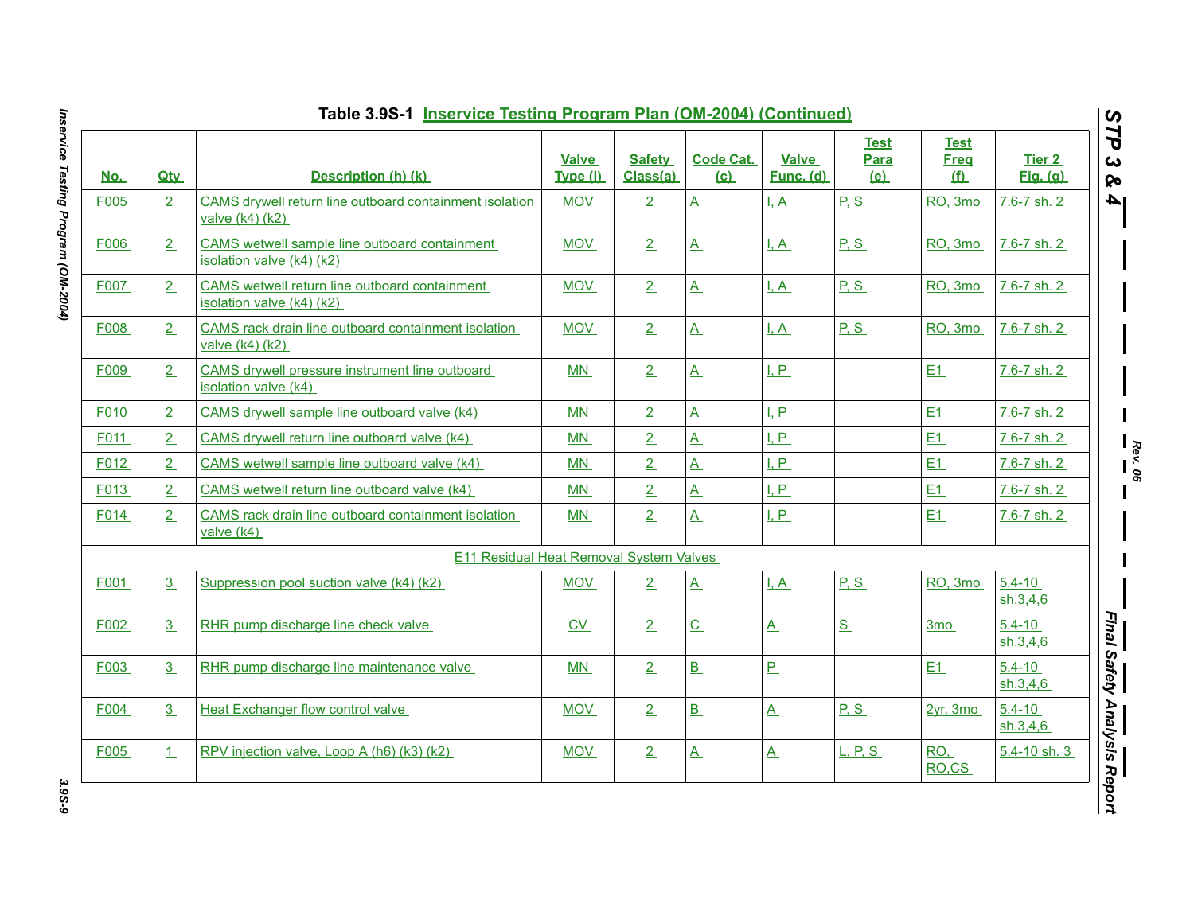**Table 3.9S-1 Inservice Testing Program Plan (OM-2004) (Continued)**

| No. | Qty | Description (h) (k) | Valve Type (l) | Safety Class(a) | Code Cat. (c) | Valve Func. (d) | Test Para (e) | Test Freq (f) | Tier 2 Fig. (g) |
|---|---|---|---|---|---|---|---|---|---|
| F005 | 2 | CAMS drywell return line outboard containment isolation valve (k4) (k2) | MOV | 2 | A | I, A | P, S | RO, 3mo | 7.6-7 sh. 2 |
| F006 | 2 | CAMS wetwell sample line outboard containment isolation valve (k4) (k2) | MOV | 2 | A | I, A | P, S | RO, 3mo | 7.6-7 sh. 2 |
| F007 | 2 | CAMS wetwell return line outboard containment isolation valve (k4) (k2) | MOV | 2 | A | I, A | P, S | RO, 3mo | 7.6-7 sh. 2 |
| F008 | 2 | CAMS rack drain line outboard containment isolation valve (k4) (k2) | MOV | 2 | A | I, A | P, S | RO, 3mo | 7.6-7 sh. 2 |
| F009 | 2 | CAMS drywell pressure instrument line outboard isolation valve (k4) | MN | 2 | A | I, P | | E1 | 7.6-7 sh. 2 |
| F010 | 2 | CAMS drywell sample line outboard valve (k4) | MN | 2 | A | I, P | | E1 | 7.6-7 sh. 2 |
| F011 | 2 | CAMS drywell return line outboard valve (k4) | MN | 2 | A | I, P | | E1 | 7.6-7 sh. 2 |
| F012 | 2 | CAMS wetwell sample line outboard valve (k4) | MN | 2 | A | I, P | | E1 | 7.6-7 sh. 2 |
| F013 | 2 | CAMS wetwell return line outboard valve (k4) | MN | 2 | A | I, P | | E1 | 7.6-7 sh. 2 |
| F014 | 2 | CAMS rack drain line outboard containment isolation valve (k4) | MN | 2 | A | I, P | | E1 | 7.6-7 sh. 2 |
| | | E11 Residual Heat Removal System Valves | | | | | | | |
| F001 | 3 | Suppression pool suction valve (k4) (k2) | MOV | 2 | A | I, A | P, S | RO, 3mo | 5.4-10 sh.3,4,6 |
| F002 | 3 | RHR pump discharge line check valve | CV | 2 | C | A | S | 3mo | 5.4-10 sh.3,4,6 |
| F003 | 3 | RHR pump discharge line maintenance valve | MN | 2 | B | P | | E1 | 5.4-10 sh.3,4,6 |
| F004 | 3 | Heat Exchanger flow control valve | MOV | 2 | B | A | P, S | 2yr, 3mo | 5.4-10 sh.3,4,6 |
| F005 | 1 | RPV injection valve, Loop A (h6) (k3) (k2) | MOV | 2 | A | A | L, P, S | RO, RO,CS | 5.4-10 sh. 3 |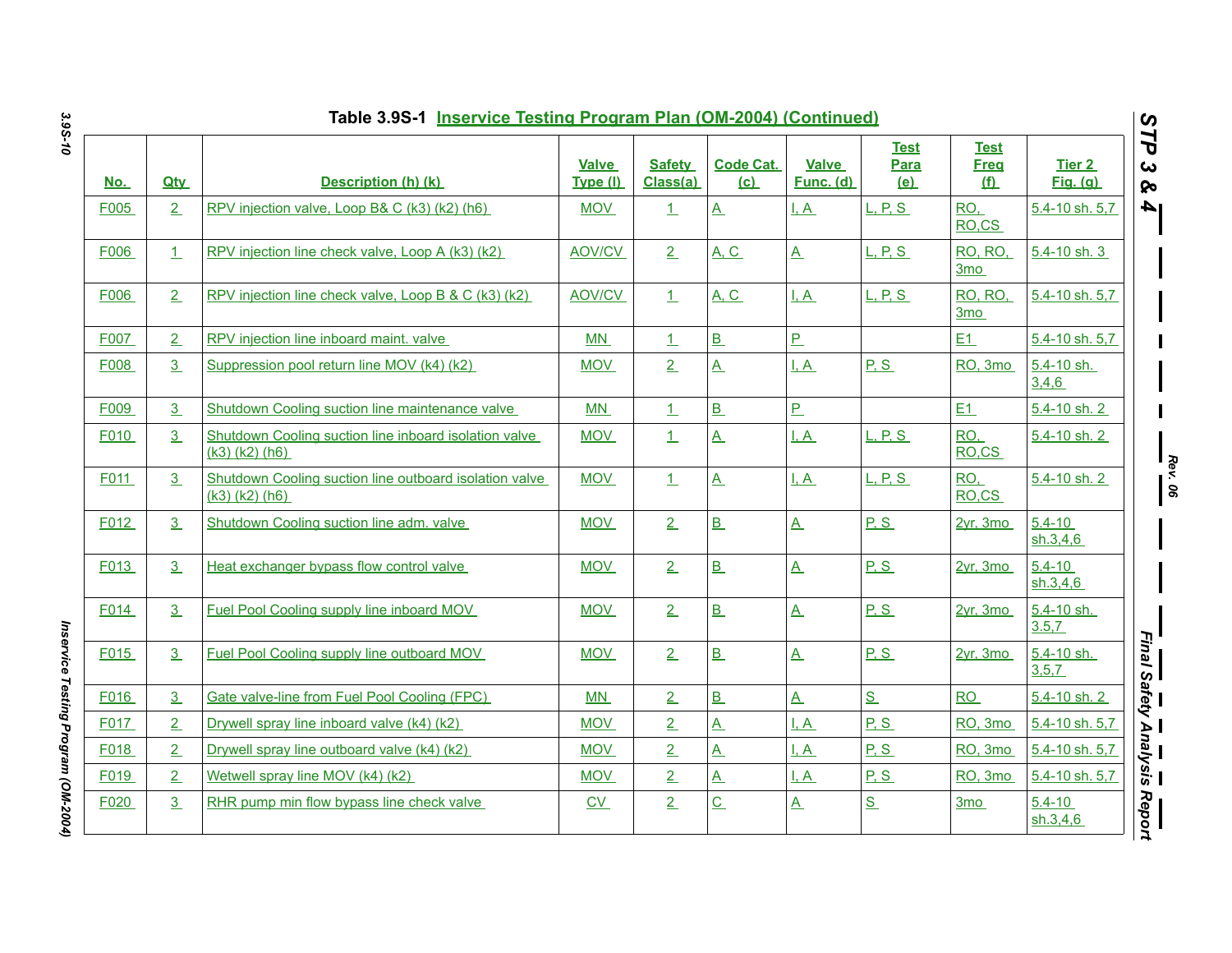Table 3.9S-1 Inservice Testing Program Plan (OM-2004) (Continued)

| No. | Qty | Description (h) (k) | Valve Type (l) | Safety Class(a) | Code Cat. (c) | Valve Func. (d) | Test Para (e) | Test Freq (f) | Tier 2 Fig. (g) |
|---|---|---|---|---|---|---|---|---|---|
| F005 | 2 | RPV injection valve, Loop B& C (k3) (k2) (h6) | MOV | 1 | A | I, A | L, P, S | RO, RO,CS | 5.4-10 sh. 5,7 |
| F006 | 1 | RPV injection line check valve, Loop A (k3) (k2) | AOV/CV | 2 | A, C | A | L, P, S | RO, RO, 3mo | 5.4-10 sh. 3 |
| F006 | 2 | RPV injection line check valve, Loop B & C (k3) (k2) | AOV/CV | 1 | A, C | I, A | L, P, S | RO, RO, 3mo | 5.4-10 sh. 5,7 |
| F007 | 2 | RPV injection line inboard maint. valve | MN | 1 | B | P | | E1 | 5.4-10 sh. 5,7 |
| F008 | 3 | Suppression pool return line MOV (k4) (k2) | MOV | 2 | A | I, A | P, S | RO, 3mo | 5.4-10 sh. 3,4,6 |
| F009 | 3 | Shutdown Cooling suction line maintenance valve | MN | 1 | B | P | | E1 | 5.4-10 sh. 2 |
| F010 | 3 | Shutdown Cooling suction line inboard isolation valve (k3) (k2) (h6) | MOV | 1 | A | I, A | L, P, S | RO, RO,CS | 5.4-10 sh. 2 |
| F011 | 3 | Shutdown Cooling suction line outboard isolation valve (k3) (k2) (h6) | MOV | 1 | A | I, A | L, P, S | RO, RO,CS | 5.4-10 sh. 2 |
| F012 | 3 | Shutdown Cooling suction line adm. valve | MOV | 2 | B | A | P, S | 2yr, 3mo | 5.4-10 sh.3,4,6 |
| F013 | 3 | Heat exchanger bypass flow control valve | MOV | 2 | B | A | P, S | 2yr, 3mo | 5.4-10 sh.3,4,6 |
| F014 | 3 | Fuel Pool Cooling supply line inboard MOV | MOV | 2 | B | A | P, S | 2yr, 3mo | 5.4-10 sh. 3,5,7 |
| F015 | 3 | Fuel Pool Cooling supply line outboard MOV | MOV | 2 | B | A | P, S | 2yr, 3mo | 5.4-10 sh. 3,5,7 |
| F016 | 3 | Gate valve-line from Fuel Pool Cooling (FPC) | MN | 2 | B | A | S | RO | 5.4-10 sh. 2 |
| F017 | 2 | Drywell spray line inboard valve (k4) (k2) | MOV | 2 | A | I, A | P, S | RO, 3mo | 5.4-10 sh. 5,7 |
| F018 | 2 | Drywell spray line outboard valve (k4) (k2) | MOV | 2 | A | I, A | P, S | RO, 3mo | 5.4-10 sh. 5,7 |
| F019 | 2 | Wetwell spray line MOV (k4) (k2) | MOV | 2 | A | I, A | P, S | RO, 3mo | 5.4-10 sh. 5,7 |
| F020 | 3 | RHR pump min flow bypass line check valve | CV | 2 | C | A | S | 3mo | 5.4-10 sh.3,4,6 |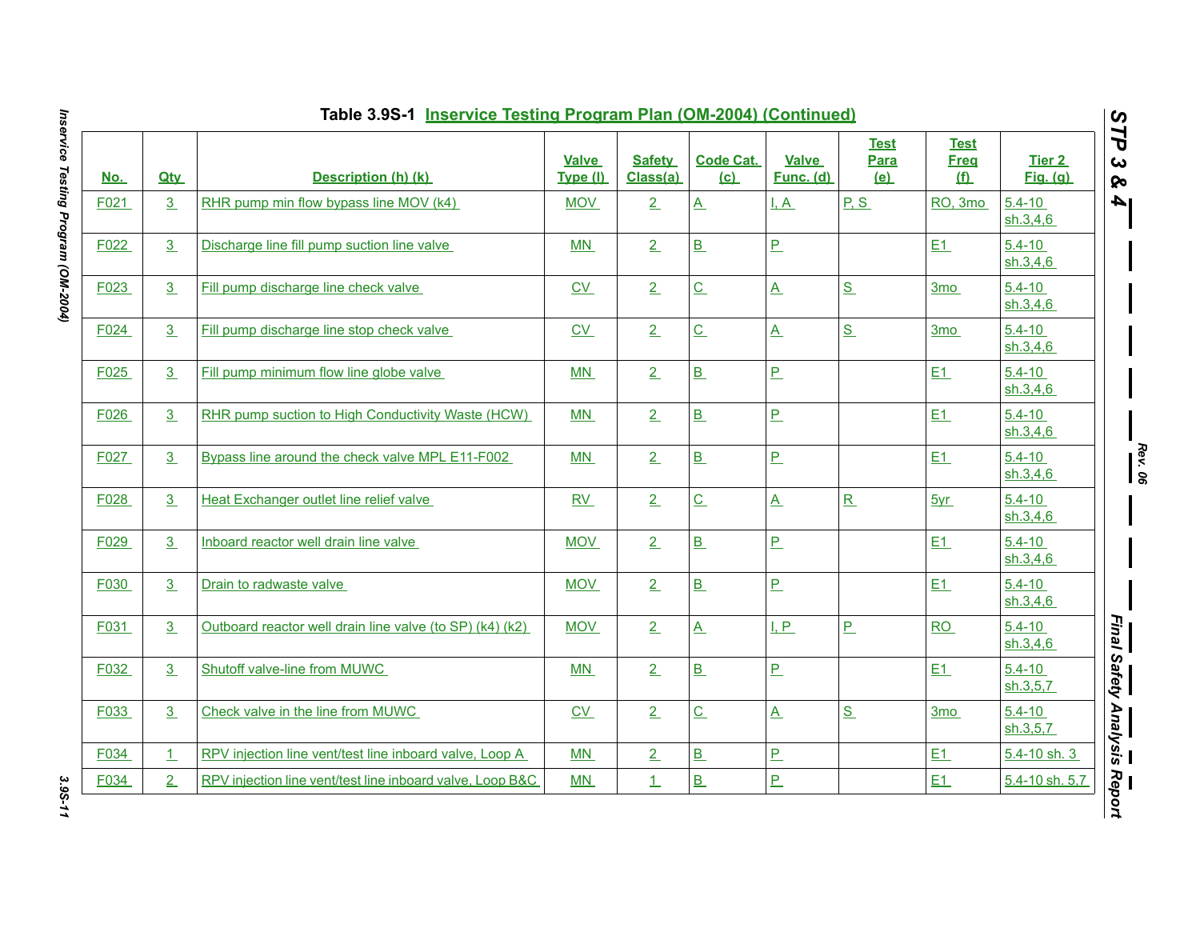# Table 3.9S-1 Inservice Testing Program Plan (OM-2004) (Continued)

| No. | Qty | Description (h) (k) | Valve Type (l) | Safety Class(a) | Code Cat. (c) | Valve Func. (d) | Test Para (e) | Test Freq (f) | Tier 2 Fig. (g) |
|---|---|---|---|---|---|---|---|---|---|
| F021 | 3 | RHR pump min flow bypass line MOV (k4) | MOV | 2 | A | I, A | P, S | RO, 3mo | 5.4-10 sh.3,4,6 |
| F022 | 3 | Discharge line fill pump suction line valve | MN | 2 | B | P | | E1 | 5.4-10 sh.3,4,6 |
| F023 | 3 | Fill pump discharge line check valve | CV | 2 | C | A | S | 3mo | 5.4-10 sh.3,4,6 |
| F024 | 3 | Fill pump discharge line stop check valve | CV | 2 | C | A | S | 3mo | 5.4-10 sh.3,4,6 |
| F025 | 3 | Fill pump minimum flow line globe valve | MN | 2 | B | P | | E1 | 5.4-10 sh.3,4,6 |
| F026 | 3 | RHR pump suction to High Conductivity Waste (HCW) | MN | 2 | B | P | | E1 | 5.4-10 sh.3,4,6 |
| F027 | 3 | Bypass line around the check valve MPL E11-F002 | MN | 2 | B | P | | E1 | 5.4-10 sh.3,4,6 |
| F028 | 3 | Heat Exchanger outlet line relief valve | RV | 2 | C | A | R | 5yr | 5.4-10 sh.3,4,6 |
| F029 | 3 | Inboard reactor well drain line valve | MOV | 2 | B | P | | E1 | 5.4-10 sh.3,4,6 |
| F030 | 3 | Drain to radwaste valve | MOV | 2 | B | P | | E1 | 5.4-10 sh.3,4,6 |
| F031 | 3 | Outboard reactor well drain line valve (to SP) (k4) (k2) | MOV | 2 | A | I, P | P | RO | 5.4-10 sh.3,4,6 |
| F032 | 3 | Shutoff valve-line from MUWC | MN | 2 | B | P | | E1 | 5.4-10 sh.3,5,7 |
| F033 | 3 | Check valve in the line from MUWC | CV | 2 | C | A | S | 3mo | 5.4-10 sh.3,5,7 |
| F034 | 1 | RPV injection line vent/test line inboard valve, Loop A | MN | 2 | B | P | | E1 | 5.4-10 sh. 3 |
| F034 | 2 | RPV injection line vent/test line inboard valve, Loop B&C | MN | 1 | B | P | | E1 | 5.4-10 sh. 5,7 |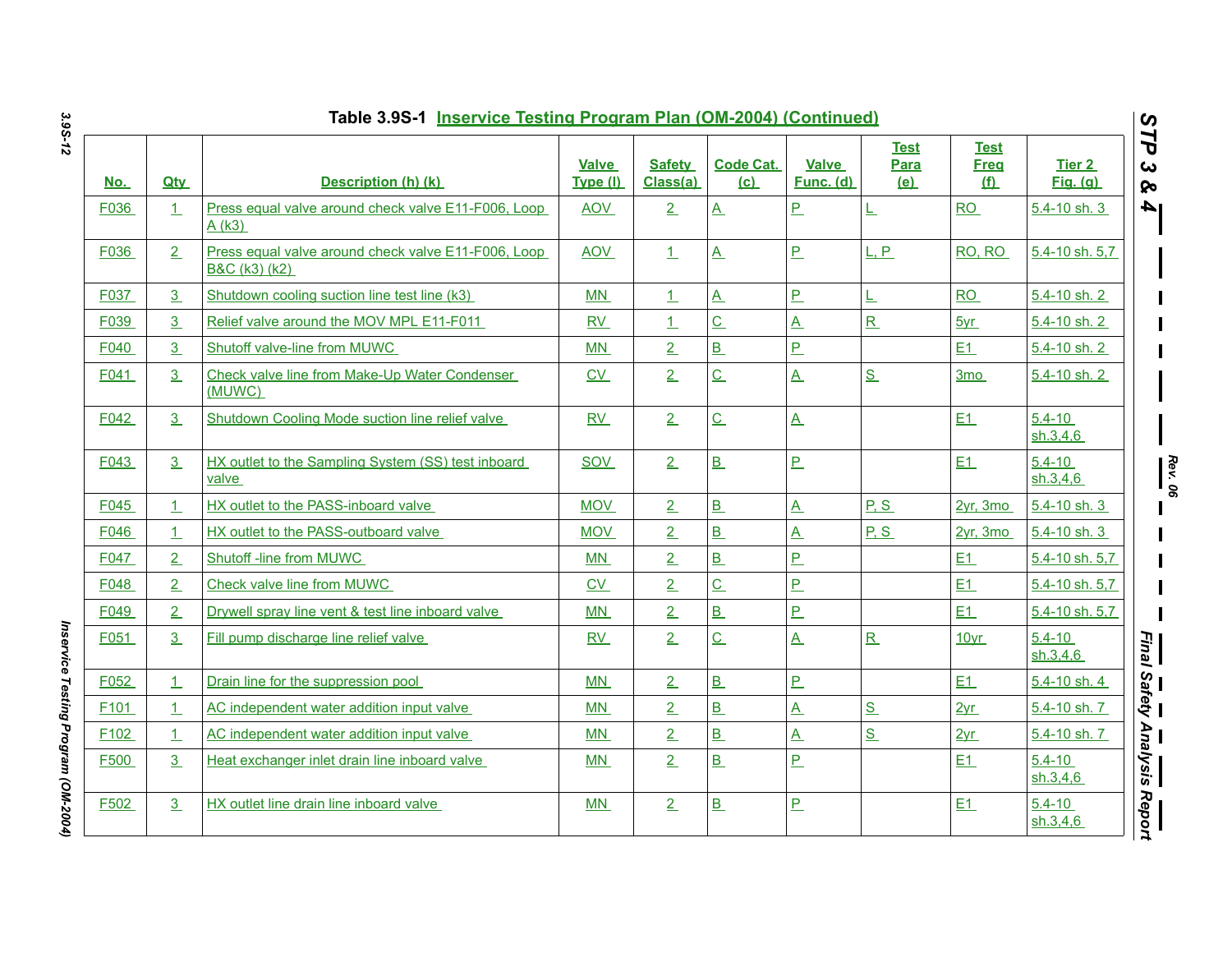Table 3.9S-1 Inservice Testing Program Plan (OM-2004) (Continued)

| No. | Qty | Description (h) (k) | Valve Type (l) | Safety Class(a) | Code Cat. (c) | Valve Func. (d) | Test Para (e) | Test Freq (f) | Tier 2 Fig. (g) |
|---|---|---|---|---|---|---|---|---|---|
| F036 | 1 | Press equal valve around check valve E11-F006, Loop A (k3) | AOV | 2 | A | P | L | RO | 5.4-10 sh. 3 |
| F036 | 2 | Press equal valve around check valve E11-F006, Loop B&C (k3) (k2) | AOV | 1 | A | P | L, P | RO, RO | 5.4-10 sh. 5,7 |
| F037 | 3 | Shutdown cooling suction line test line (k3) | MN | 1 | A | P | L | RO | 5.4-10 sh. 2 |
| F039 | 3 | Relief valve around the MOV MPL E11-F011 | RV | 1 | C | A | R | 5yr | 5.4-10 sh. 2 |
| F040 | 3 | Shutoff valve-line from MUWC | MN | 2 | B | P | | E1 | 5.4-10 sh. 2 |
| F041 | 3 | Check valve line from Make-Up Water Condenser (MUWC) | CV | 2 | C | A | S | 3mo | 5.4-10 sh. 2 |
| F042 | 3 | Shutdown Cooling Mode suction line relief valve | RV | 2 | C | A | | E1 | 5.4-10 sh.3,4,6 |
| F043 | 3 | HX outlet to the Sampling System (SS) test inboard valve | SOV | 2 | B | P | | E1 | 5.4-10 sh.3,4,6 |
| F045 | 1 | HX outlet to the PASS-inboard valve | MOV | 2 | B | A | P, S | 2yr, 3mo | 5.4-10 sh. 3 |
| F046 | 1 | HX outlet to the PASS-outboard valve | MOV | 2 | B | A | P, S | 2yr, 3mo | 5.4-10 sh. 3 |
| F047 | 2 | Shutoff -line from MUWC | MN | 2 | B | P | | E1 | 5.4-10 sh. 5,7 |
| F048 | 2 | Check valve line from MUWC | CV | 2 | C | P | | E1 | 5.4-10 sh. 5,7 |
| F049 | 2 | Drywell spray line vent & test line inboard valve | MN | 2 | B | P | | E1 | 5.4-10 sh. 5,7 |
| F051 | 3 | Fill pump discharge line relief valve | RV | 2 | C | A | R | 10yr | 5.4-10 sh.3,4,6 |
| F052 | 1 | Drain line for the suppression pool | MN | 2 | B | P | | E1 | 5.4-10 sh. 4 |
| F101 | 1 | AC independent water addition input valve | MN | 2 | B | A | S | 2yr | 5.4-10 sh. 7 |
| F102 | 1 | AC independent water addition input valve | MN | 2 | B | A | S | 2yr | 5.4-10 sh. 7 |
| F500 | 3 | Heat exchanger inlet drain line inboard valve | MN | 2 | B | P | | E1 | 5.4-10 sh.3,4,6 |
| F502 | 3 | HX outlet line drain line inboard valve | MN | 2 | B | P | | E1 | 5.4-10 sh.3,4,6 |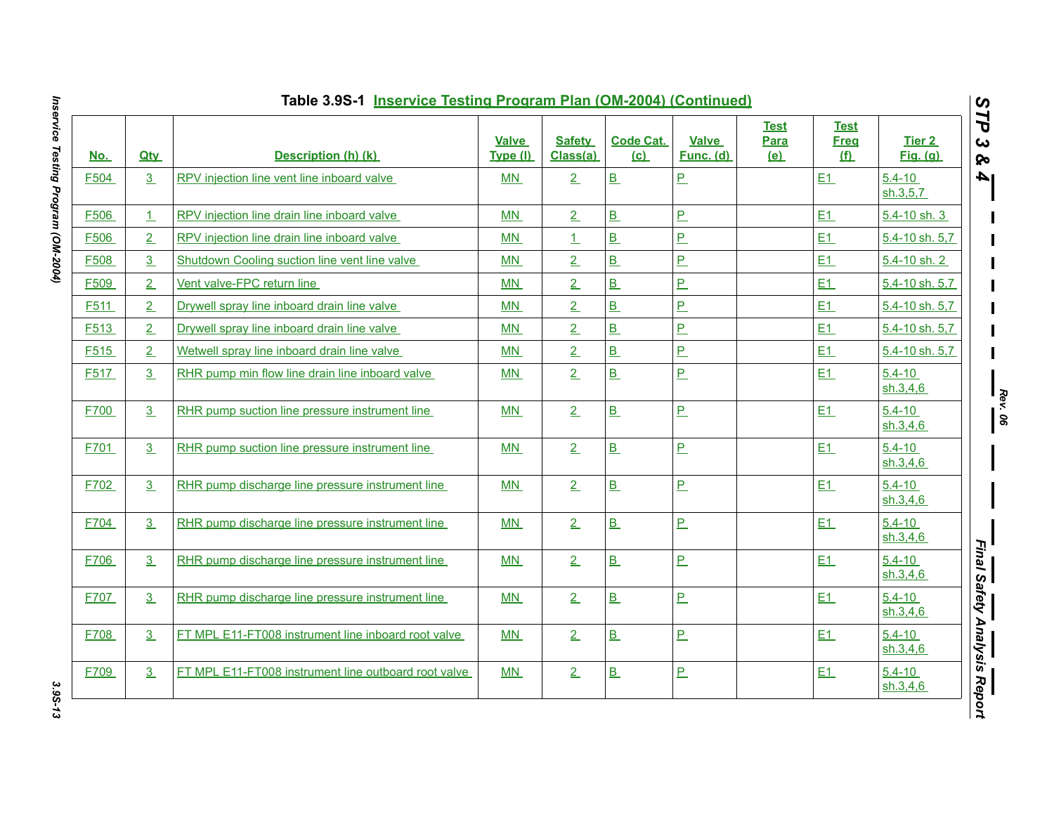Table 3.9S-1 Inservice Testing Program Plan (OM-2004) (Continued)

| No. | Qty | Description (h) (k) | Valve Type (l) | Safety Class(a) | Code Cat. (c) | Valve Func. (d) | Test Para (e) | Test Freq (f) | Tier 2 Fig. (g) |
|---|---|---|---|---|---|---|---|---|---|
| F504 | 3 | RPV injection line vent line inboard valve | MN | 2 | B | P | | E1 | 5.4-10 sh.3,5,7 |
| F506 | 1 | RPV injection line drain line inboard valve | MN | 2 | B | P | | E1 | 5.4-10 sh. 3 |
| F506 | 2 | RPV injection line drain line inboard valve | MN | 1 | B | P | | E1 | 5.4-10 sh. 5,7 |
| F508 | 3 | Shutdown Cooling suction line vent line valve | MN | 2 | B | P | | E1 | 5.4-10 sh. 2 |
| F509 | 2 | Vent valve-FPC return line | MN | 2 | B | P | | E1 | 5.4-10 sh. 5,7 |
| F511 | 2 | Drywell spray line inboard drain line valve | MN | 2 | B | P | | E1 | 5.4-10 sh. 5,7 |
| F513 | 2 | Drywell spray line inboard drain line valve | MN | 2 | B | P | | E1 | 5.4-10 sh. 5,7 |
| F515 | 2 | Wetwell spray line inboard drain line valve | MN | 2 | B | P | | E1 | 5.4-10 sh. 5,7 |
| F517 | 3 | RHR pump min flow line drain line inboard valve | MN | 2 | B | P | | E1 | 5.4-10 sh.3,4,6 |
| F700 | 3 | RHR pump suction line pressure instrument line | MN | 2 | B | P | | E1 | 5.4-10 sh.3,4,6 |
| F701 | 3 | RHR pump suction line pressure instrument line | MN | 2 | B | P | | E1 | 5.4-10 sh.3,4,6 |
| F702 | 3 | RHR pump discharge line pressure instrument line | MN | 2 | B | P | | E1 | 5.4-10 sh.3,4,6 |
| F704 | 3 | RHR pump discharge line pressure instrument line | MN | 2 | B | P | | E1 | 5.4-10 sh.3,4,6 |
| F706 | 3 | RHR pump discharge line pressure instrument line | MN | 2 | B | P | | E1 | 5.4-10 sh.3,4,6 |
| F707 | 3 | RHR pump discharge line pressure instrument line | MN | 2 | B | P | | E1 | 5.4-10 sh.3,4,6 |
| F708 | 3 | FT MPL E11-FT008 instrument line inboard root valve | MN | 2 | B | P | | E1 | 5.4-10 sh.3,4,6 |
| F709 | 3 | FT MPL E11-FT008 instrument line outboard root valve | MN | 2 | B | P | | E1 | 5.4-10 sh.3,4,6 |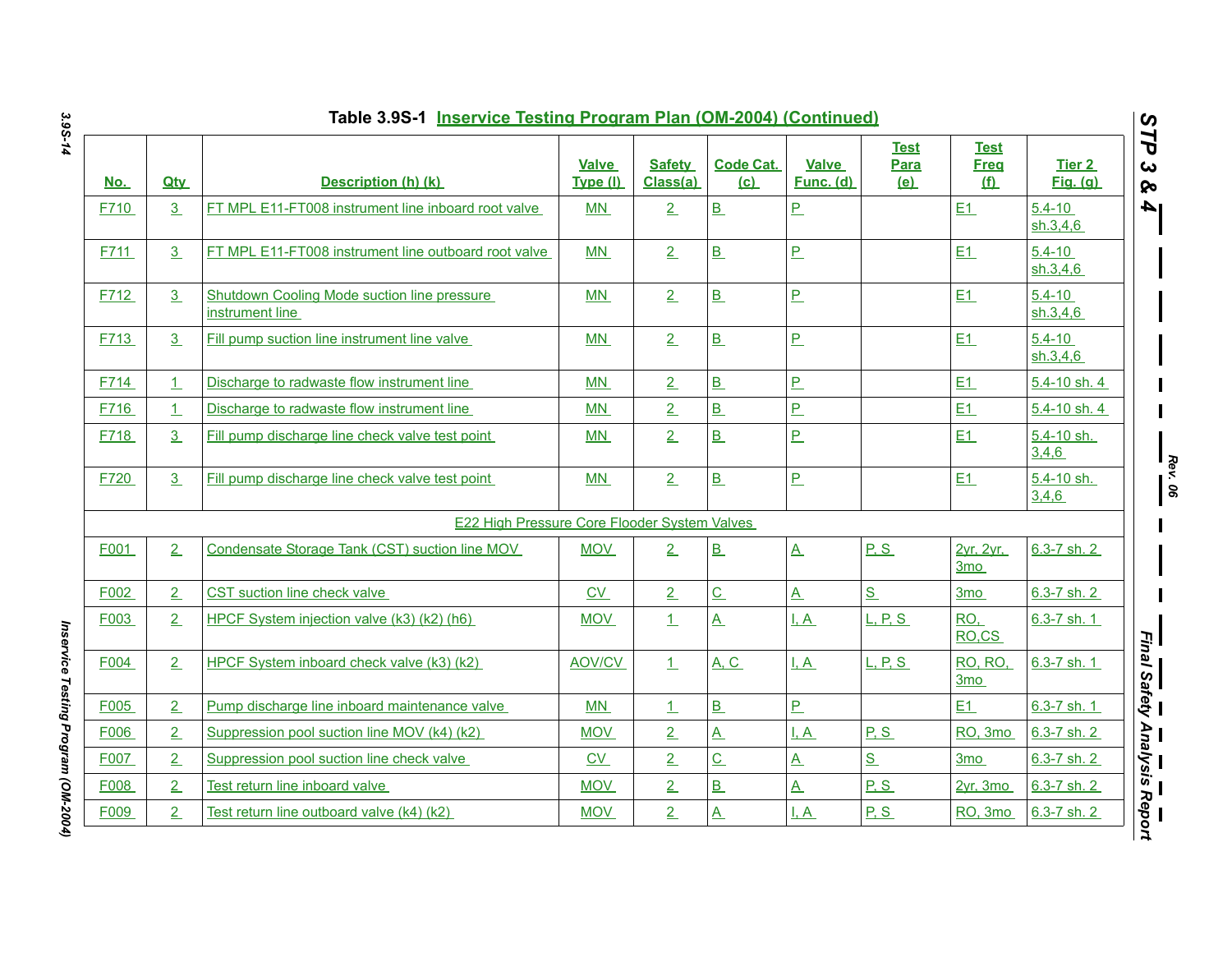## Table 3.9S-1 Inservice Testing Program Plan (OM-2004) (Continued)

| No. | Qty | Description (h) (k) | Valve Type (l) | Safety Class(a) | Code Cat. (c) | Valve Func. (d) | Test Para (e) | Test Freq (f) | Tier 2 Fig. (g) |
|---|---|---|---|---|---|---|---|---|---|
| F710 | 3 | FT MPL E11-FT008 instrument line inboard root valve | MN | 2 | B | P | | E1 | 5.4-10 sh.3,4,6 |
| F711 | 3 | FT MPL E11-FT008 instrument line outboard root valve | MN | 2 | B | P | | E1 | 5.4-10 sh.3,4,6 |
| F712 | 3 | Shutdown Cooling Mode suction line pressure instrument line | MN | 2 | B | P | | E1 | 5.4-10 sh.3,4,6 |
| F713 | 3 | Fill pump suction line instrument line valve | MN | 2 | B | P | | E1 | 5.4-10 sh.3,4,6 |
| F714 | 1 | Discharge to radwaste flow instrument line | MN | 2 | B | P | | E1 | 5.4-10 sh. 4 |
| F716 | 1 | Discharge to radwaste flow instrument line | MN | 2 | B | P | | E1 | 5.4-10 sh. 4 |
| F718 | 3 | Fill pump discharge line check valve test point | MN | 2 | B | P | | E1 | 5.4-10 sh. 3,4,6 |
| F720 | 3 | Fill pump discharge line check valve test point | MN | 2 | B | P | | E1 | 5.4-10 sh. 3,4,6 |
| | | E22 High Pressure Core Flooder System Valves | | | | | | | |
| F001 | 2 | Condensate Storage Tank (CST) suction line MOV | MOV | 2 | B | A | P, S | 2yr, 2yr, 3mo | 6.3-7 sh. 2 |
| F002 | 2 | CST suction line check valve | CV | 2 | C | A | S | 3mo | 6.3-7 sh. 2 |
| F003 | 2 | HPCF System injection valve (k3) (k2) (h6) | MOV | 1 | A | I, A | L, P, S | RO, RO,CS | 6.3-7 sh. 1 |
| F004 | 2 | HPCF System inboard check valve (k3) (k2) | AOV/CV | 1 | A, C | I, A | L, P, S | RO, RO, 3mo | 6.3-7 sh. 1 |
| F005 | 2 | Pump discharge line inboard maintenance valve | MN | 1 | B | P | | E1 | 6.3-7 sh. 1 |
| F006 | 2 | Suppression pool suction line MOV (k4) (k2) | MOV | 2 | A | I, A | P, S | RO, 3mo | 6.3-7 sh. 2 |
| F007 | 2 | Suppression pool suction line check valve | CV | 2 | C | A | S | 3mo | 6.3-7 sh. 2 |
| F008 | 2 | Test return line inboard valve | MOV | 2 | B | A | P, S | 2yr, 3mo | 6.3-7 sh. 2 |
| F009 | 2 | Test return line outboard valve (k4) (k2) | MOV | 2 | A | I, A | P, S | RO, 3mo | 6.3-7 sh. 2 |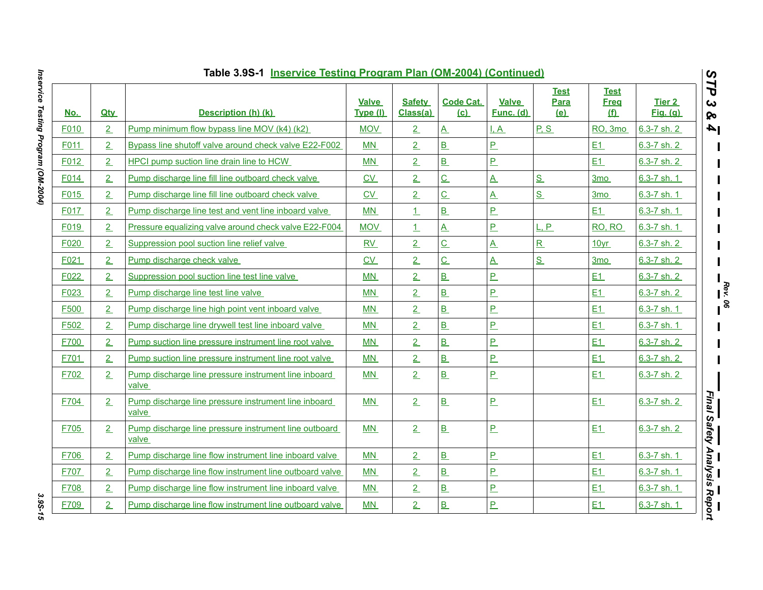**Table 3.9S-1 Inservice Testing Program Plan (OM-2004) (Continued)**

| No. | Qty | Description (h) (k) | Valve Type (l) | Safety Class(a) | Code Cat. (c) | Valve Func. (d) | Test Para (e) | Test Freq (f) | Tier 2 Fig. (g) |
|---|---|---|---|---|---|---|---|---|---|
| F010 | 2 | Pump minimum flow bypass line MOV (k4) (k2) | MOV | 2 | A | I, A | P, S | RO, 3mo | 6.3-7 sh. 2 |
| F011 | 2 | Bypass line shutoff valve around check valve E22-F002 | MN | 2 | B | P | | E1 | 6.3-7 sh. 2 |
| F012 | 2 | HPCI pump suction line drain line to HCW | MN | 2 | B | P | | E1 | 6.3-7 sh. 2 |
| F014 | 2 | Pump discharge line fill line outboard check valve | CV | 2 | C | A | S | 3mo | 6.3-7 sh. 1 |
| F015 | 2 | Pump discharge line fill line outboard check valve | CV | 2 | C | A | S | 3mo | 6.3-7 sh. 1 |
| F017 | 2 | Pump discharge line test and vent line inboard valve | MN | 1 | B | P | | E1 | 6.3-7 sh. 1 |
| F019 | 2 | Pressure equalizing valve around check valve E22-F004 | MOV | 1 | A | P | L, P | RO, RO | 6.3-7 sh. 1 |
| F020 | 2 | Suppression pool suction line relief valve | RV | 2 | C | A | R | 10yr | 6.3-7 sh. 2 |
| F021 | 2 | Pump discharge check valve | CV | 2 | C | A | S | 3mo | 6.3-7 sh. 2 |
| F022 | 2 | Suppression pool suction line test line valve | MN | 2 | B | P | | E1 | 6.3-7 sh. 2 |
| F023 | 2 | Pump discharge line test line valve | MN | 2 | B | P | | E1 | 6.3-7 sh. 2 |
| F500 | 2 | Pump discharge line high point vent inboard valve | MN | 2 | B | P | | E1 | 6.3-7 sh. 1 |
| F502 | 2 | Pump discharge line drywell test line inboard valve | MN | 2 | B | P | | E1 | 6.3-7 sh. 1 |
| F700 | 2 | Pump suction line pressure instrument line root valve | MN | 2 | B | P | | E1 | 6.3-7 sh. 2 |
| F701 | 2 | Pump suction line pressure instrument line root valve | MN | 2 | B | P | | E1 | 6.3-7 sh. 2 |
| F702 | 2 | Pump discharge line pressure instrument line inboard valve | MN | 2 | B | P | | E1 | 6.3-7 sh. 2 |
| F704 | 2 | Pump discharge line pressure instrument line inboard valve | MN | 2 | B | P | | E1 | 6.3-7 sh. 2 |
| F705 | 2 | Pump discharge line pressure instrument line outboard valve | MN | 2 | B | P | | E1 | 6.3-7 sh. 2 |
| F706 | 2 | Pump discharge line flow instrument line inboard valve | MN | 2 | B | P | | E1 | 6.3-7 sh. 1 |
| F707 | 2 | Pump discharge line flow instrument line outboard valve | MN | 2 | B | P | | E1 | 6.3-7 sh. 1 |
| F708 | 2 | Pump discharge line flow instrument line inboard valve | MN | 2 | B | P | | E1 | 6.3-7 sh. 1 |
| F709 | 2 | Pump discharge line flow instrument line outboard valve | MN | 2 | B | P | | E1 | 6.3-7 sh. 1 |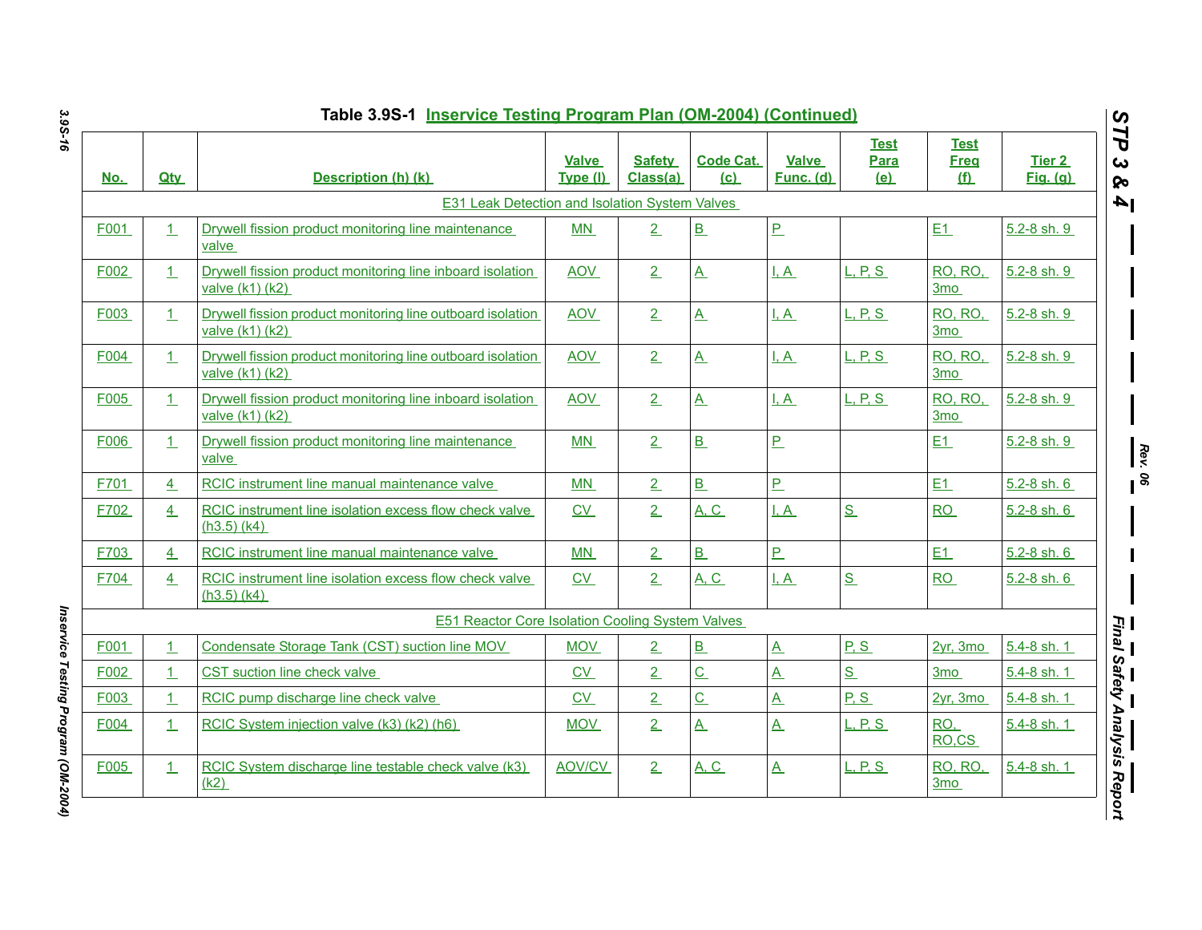Table 3.9S-1 Inservice Testing Program Plan (OM-2004) (Continued)

| No. | Qty | Description (h) (k) | Valve Type (l) | Safety Class(a) | Code Cat. (c) | Valve Func. (d) | Test Para (e) | Test Freq (f) | Tier 2 Fig. (g) |
|---|---|---|---|---|---|---|---|---|---|
| E31 Leak Detection and Isolation System Valves | | | | | | | | | |
| F001 | 1 | Drywell fission product monitoring line maintenance valve | MN | 2 | B | P | | E1 | 5.2-8 sh. 9 |
| F002 | 1 | Drywell fission product monitoring line inboard isolation valve (k1) (k2) | AOV | 2 | A | I, A | L, P, S | RO, RO, 3mo | 5.2-8 sh. 9 |
| F003 | 1 | Drywell fission product monitoring line outboard isolation valve (k1) (k2) | AOV | 2 | A | I, A | L, P, S | RO, RO, 3mo | 5.2-8 sh. 9 |
| F004 | 1 | Drywell fission product monitoring line outboard isolation valve (k1) (k2) | AOV | 2 | A | I, A | L, P, S | RO, RO, 3mo | 5.2-8 sh. 9 |
| F005 | 1 | Drywell fission product monitoring line inboard isolation valve (k1) (k2) | AOV | 2 | A | I, A | L, P, S | RO, RO, 3mo | 5.2-8 sh. 9 |
| F006 | 1 | Drywell fission product monitoring line maintenance valve | MN | 2 | B | P | | E1 | 5.2-8 sh. 9 |
| F701 | 4 | RCIC instrument line manual maintenance valve | MN | 2 | B | P | | E1 | 5.2-8 sh. 6 |
| F702 | 4 | RCIC instrument line isolation excess flow check valve (h3.5) (k4) | CV | 2 | A, C | I, A | S | RO | 5.2-8 sh. 6 |
| F703 | 4 | RCIC instrument line manual maintenance valve | MN | 2 | B | P | | E1 | 5.2-8 sh. 6 |
| F704 | 4 | RCIC instrument line isolation excess flow check valve (h3.5) (k4) | CV | 2 | A, C | I, A | S | RO | 5.2-8 sh. 6 |
| E51 Reactor Core Isolation Cooling System Valves | | | | | | | | | |
| F001 | 1 | Condensate Storage Tank (CST) suction line MOV | MOV | 2 | B | A | P, S | 2yr, 3mo | 5.4-8 sh. 1 |
| F002 | 1 | CST suction line check valve | CV | 2 | C | A | S | 3mo | 5.4-8 sh. 1 |
| F003 | 1 | RCIC pump discharge line check valve | CV | 2 | C | A | P, S | 2yr, 3mo | 5.4-8 sh. 1 |
| F004 | 1 | RCIC System injection valve (k3) (k2) (h6) | MOV | 2 | A | A | L, P, S | RO, RO,CS | 5.4-8 sh. 1 |
| F005 | 1 | RCIC System discharge line testable check valve (k3) (k2) | AOV/CV | 2 | A, C | A | L, P, S | RO, RO, 3mo | 5.4-8 sh. 1 |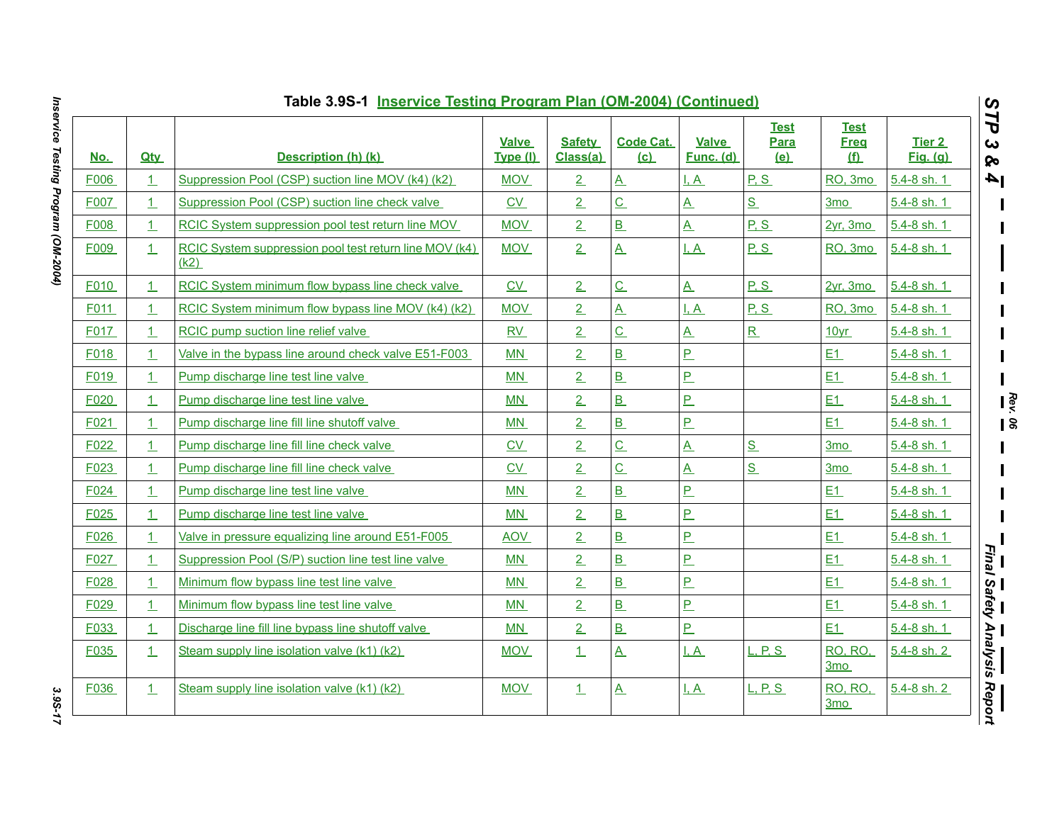Table 3.9S-1 Inservice Testing Program Plan (OM-2004) (Continued)

| No. | Qty | Description (h) (k) | Valve Type (l) | Safety Class(a) | Code Cat. (c) | Valve Func. (d) | Test Para (e) | Test Freq (f) | Tier 2 Fig. (g) |
|---|---|---|---|---|---|---|---|---|---|
| F006 | 1 | Suppression Pool (CSP) suction line MOV (k4) (k2) | MOV | 2 | A | I, A | P, S | RO, 3mo | 5.4-8 sh. 1 |
| F007 | 1 | Suppression Pool (CSP) suction line check valve | CV | 2 | C | A | S | 3mo | 5.4-8 sh. 1 |
| F008 | 1 | RCIC System suppression pool test return line MOV | MOV | 2 | B | A | P, S | 2yr, 3mo | 5.4-8 sh. 1 |
| F009 | 1 | RCIC System suppression pool test return line MOV (k4) (k2) | MOV | 2 | A | I, A | P, S | RO, 3mo | 5.4-8 sh. 1 |
| F010 | 1 | RCIC System minimum flow bypass line check valve | CV | 2 | C | A | P, S | 2yr, 3mo | 5.4-8 sh. 1 |
| F011 | 1 | RCIC System minimum flow bypass line MOV (k4) (k2) | MOV | 2 | A | I, A | P, S | RO, 3mo | 5.4-8 sh. 1 |
| F017 | 1 | RCIC pump suction line relief valve | RV | 2 | C | A | R | 10yr | 5.4-8 sh. 1 |
| F018 | 1 | Valve in the bypass line around check valve E51-F003 | MN | 2 | B | P | | E1 | 5.4-8 sh. 1 |
| F019 | 1 | Pump discharge line test line valve | MN | 2 | B | P | | E1 | 5.4-8 sh. 1 |
| F020 | 1 | Pump discharge line test line valve | MN | 2 | B | P | | E1 | 5.4-8 sh. 1 |
| F021 | 1 | Pump discharge line fill line shutoff valve | MN | 2 | B | P | | E1 | 5.4-8 sh. 1 |
| F022 | 1 | Pump discharge line fill line check valve | CV | 2 | C | A | S | 3mo | 5.4-8 sh. 1 |
| F023 | 1 | Pump discharge line fill line check valve | CV | 2 | C | A | S | 3mo | 5.4-8 sh. 1 |
| F024 | 1 | Pump discharge line test line valve | MN | 2 | B | P | | E1 | 5.4-8 sh. 1 |
| F025 | 1 | Pump discharge line test line valve | MN | 2 | B | P | | E1 | 5.4-8 sh. 1 |
| F026 | 1 | Valve in pressure equalizing line around E51-F005 | AOV | 2 | B | P | | E1 | 5.4-8 sh. 1 |
| F027 | 1 | Suppression Pool (S/P) suction line test line valve | MN | 2 | B | P | | E1 | 5.4-8 sh. 1 |
| F028 | 1 | Minimum flow bypass line test line valve | MN | 2 | B | P | | E1 | 5.4-8 sh. 1 |
| F029 | 1 | Minimum flow bypass line test line valve | MN | 2 | B | P | | E1 | 5.4-8 sh. 1 |
| F033 | 1 | Discharge line fill line bypass line shutoff valve | MN | 2 | B | P | | E1 | 5.4-8 sh. 1 |
| F035 | 1 | Steam supply line isolation valve (k1) (k2) | MOV | 1 | A | I, A | L, P, S | RO, RO, 3mo | 5.4-8 sh. 2 |
| F036 | 1 | Steam supply line isolation valve (k1) (k2) | MOV | 1 | A | I, A | L, P, S | RO, RO, 3mo | 5.4-8 sh. 2 |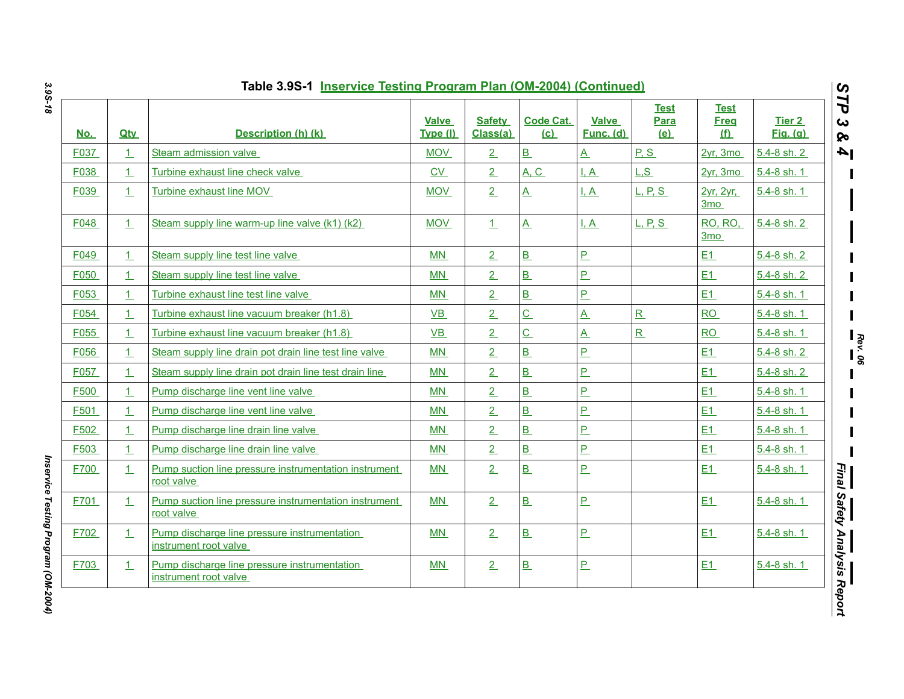Table 3.9S-1 Inservice Testing Program Plan (OM-2004) (Continued)

| No. | Qty | Description (h) (k) | Valve Type (l) | Safety Class(a) | Code Cat. (c) | Valve Func. (d) | Test Para (e) | Test Freq (f) | Tier 2 Fig. (g) |
|---|---|---|---|---|---|---|---|---|---|
| F037 | 1 | Steam admission valve | MOV | 2 | B | A | P, S | 2yr, 3mo | 5.4-8 sh. 2 |
| F038 | 1 | Turbine exhaust line check valve | CV | 2 | A, C | I, A | L,S | 2yr, 3mo | 5.4-8 sh. 1 |
| F039 | 1 | Turbine exhaust line MOV | MOV | 2 | A | I, A | L, P, S | 2yr, 2yr, 3mo | 5.4-8 sh. 1 |
| F048 | 1 | Steam supply line warm-up line valve (k1) (k2) | MOV | 1 | A | I, A | L, P, S | RO, RO, 3mo | 5.4-8 sh. 2 |
| F049 | 1 | Steam supply line test line valve | MN | 2 | B | P | | E1 | 5.4-8 sh. 2 |
| F050 | 1 | Steam supply line test line valve | MN | 2 | B | P | | E1 | 5.4-8 sh. 2 |
| F053 | 1 | Turbine exhaust line test line valve | MN | 2 | B | P | | E1 | 5.4-8 sh. 1 |
| F054 | 1 | Turbine exhaust line vacuum breaker (h1.8) | VB | 2 | C | A | R | RO | 5.4-8 sh. 1 |
| F055 | 1 | Turbine exhaust line vacuum breaker (h1.8) | VB | 2 | C | A | R | RO | 5.4-8 sh. 1 |
| F056 | 1 | Steam supply line drain pot drain line test line valve | MN | 2 | B | P | | E1 | 5.4-8 sh. 2 |
| F057 | 1 | Steam supply line drain pot drain line test drain line | MN | 2 | B | P | | E1 | 5.4-8 sh. 2 |
| F500 | 1 | Pump discharge line vent line valve | MN | 2 | B | P | | E1 | 5.4-8 sh. 1 |
| F501 | 1 | Pump discharge line vent line valve | MN | 2 | B | P | | E1 | 5.4-8 sh. 1 |
| F502 | 1 | Pump discharge line drain line valve | MN | 2 | B | P | | E1 | 5.4-8 sh. 1 |
| F503 | 1 | Pump discharge line drain line valve | MN | 2 | B | P | | E1 | 5.4-8 sh. 1 |
| F700 | 1 | Pump suction line pressure instrumentation instrument root valve | MN | 2 | B | P | | E1 | 5.4-8 sh. 1 |
| F701 | 1 | Pump suction line pressure instrumentation instrument root valve | MN | 2 | B | P | | E1 | 5.4-8 sh. 1 |
| F702 | 1 | Pump discharge line pressure instrumentation instrument root valve | MN | 2 | B | P | | E1 | 5.4-8 sh. 1 |
| F703 | 1 | Pump discharge line pressure instrumentation instrument root valve | MN | 2 | B | P | | E1 | 5.4-8 sh. 1 |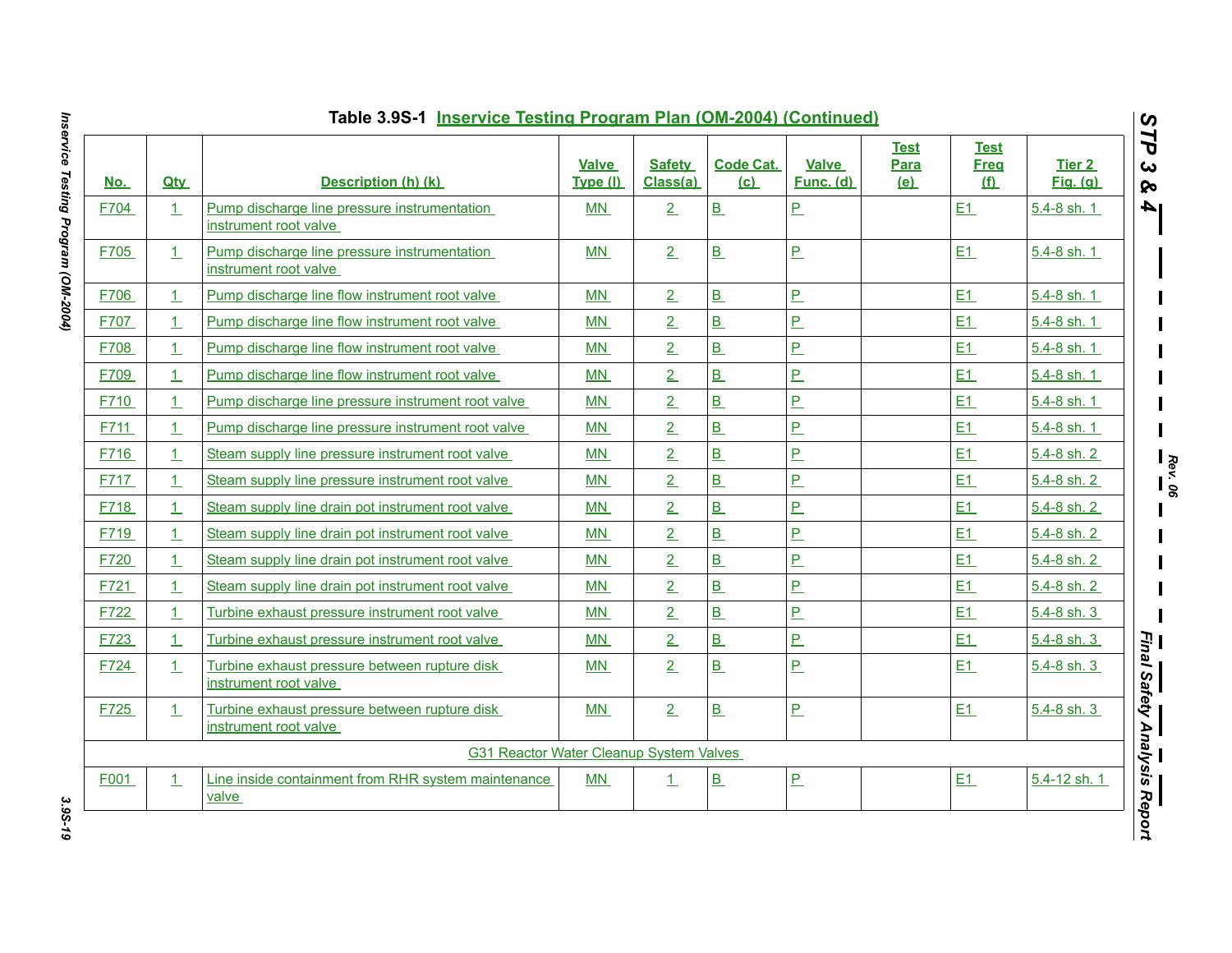## Table 3.9S-1 Inservice Testing Program Plan (OM-2004) (Continued)

| No. | Qty | Description (h) (k) | Valve Type (l) | Safety Class(a) | Code Cat. (c) | Valve Func. (d) | Test Para (e) | Test Freq (f) | Tier 2 Fig. (g) |
|---|---|---|---|---|---|---|---|---|---|
| F704 | 1 | Pump discharge line pressure instrumentation instrument root valve | MN | 2 | B | P | | E1 | 5.4-8 sh. 1 |
| F705 | 1 | Pump discharge line pressure instrumentation instrument root valve | MN | 2 | B | P | | E1 | 5.4-8 sh. 1 |
| F706 | 1 | Pump discharge line flow instrument root valve | MN | 2 | B | P | | E1 | 5.4-8 sh. 1 |
| F707 | 1 | Pump discharge line flow instrument root valve | MN | 2 | B | P | | E1 | 5.4-8 sh. 1 |
| F708 | 1 | Pump discharge line flow instrument root valve | MN | 2 | B | P | | E1 | 5.4-8 sh. 1 |
| F709 | 1 | Pump discharge line flow instrument root valve | MN | 2 | B | P | | E1 | 5.4-8 sh. 1 |
| F710 | 1 | Pump discharge line pressure instrument root valve | MN | 2 | B | P | | E1 | 5.4-8 sh. 1 |
| F711 | 1 | Pump discharge line pressure instrument root valve | MN | 2 | B | P | | E1 | 5.4-8 sh. 1 |
| F716 | 1 | Steam supply line pressure instrument root valve | MN | 2 | B | P | | E1 | 5.4-8 sh. 2 |
| F717 | 1 | Steam supply line pressure instrument root valve | MN | 2 | B | P | | E1 | 5.4-8 sh. 2 |
| F718 | 1 | Steam supply line drain pot instrument root valve | MN | 2 | B | P | | E1 | 5.4-8 sh. 2 |
| F719 | 1 | Steam supply line drain pot instrument root valve | MN | 2 | B | P | | E1 | 5.4-8 sh. 2 |
| F720 | 1 | Steam supply line drain pot instrument root valve | MN | 2 | B | P | | E1 | 5.4-8 sh. 2 |
| F721 | 1 | Steam supply line drain pot instrument root valve | MN | 2 | B | P | | E1 | 5.4-8 sh. 2 |
| F722 | 1 | Turbine exhaust pressure instrument root valve | MN | 2 | B | P | | E1 | 5.4-8 sh. 3 |
| F723 | 1 | Turbine exhaust pressure instrument root valve | MN | 2 | B | P | | E1 | 5.4-8 sh. 3 |
| F724 | 1 | Turbine exhaust pressure between rupture disk instrument root valve | MN | 2 | B | P | | E1 | 5.4-8 sh. 3 |
| F725 | 1 | Turbine exhaust pressure between rupture disk instrument root valve | MN | 2 | B | P | | E1 | 5.4-8 sh. 3 |
| G31 Reactor Water Cleanup System Valves | | | | | | | | | |
| F001 | 1 | Line inside containment from RHR system maintenance valve | MN | 1 | B | P | | E1 | 5.4-12 sh. 1 |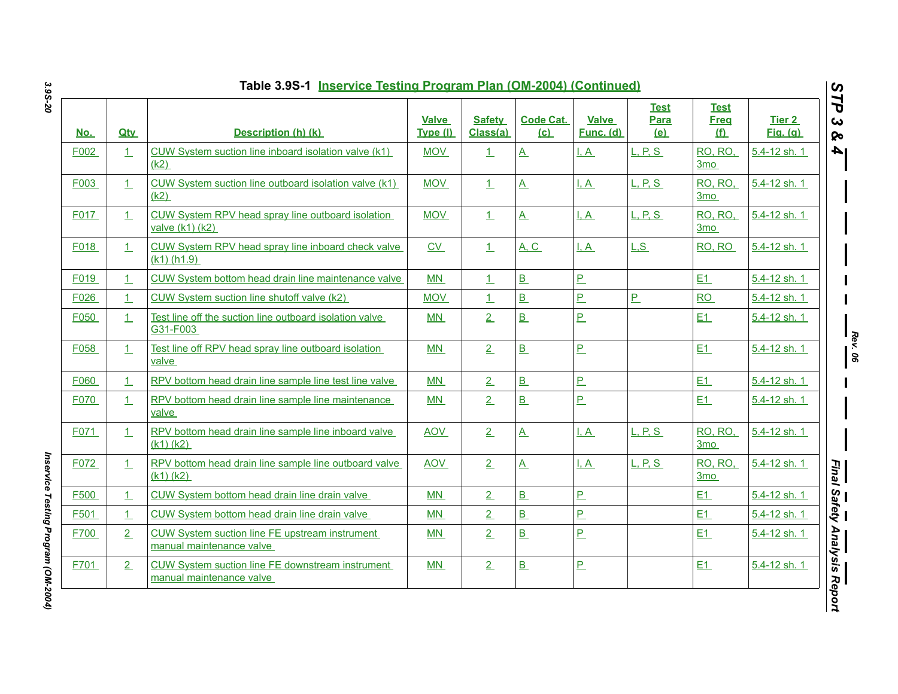### Table 3.9S-1 Inservice Testing Program Plan (OM-2004) (Continued)

| No. | Qty | Description (h) (k) | Valve Type (l) | Safety Class(a) | Code Cat. (c) | Valve Func. (d) | Test Para (e) | Test Freq (f) | Tier 2 Fig. (g) |
|---|---|---|---|---|---|---|---|---|---|
| F002 | 1 | CUW System suction line inboard isolation valve (k1) (k2) | MOV | 1 | A | I, A | L, P, S | RO, RO, 3mo | 5.4-12 sh. 1 |
| F003 | 1 | CUW System suction line outboard isolation valve (k1) (k2) | MOV | 1 | A | I, A | L, P, S | RO, RO, 3mo | 5.4-12 sh. 1 |
| F017 | 1 | CUW System RPV head spray line outboard isolation valve (k1) (k2) | MOV | 1 | A | I, A | L, P, S | RO, RO, 3mo | 5.4-12 sh. 1 |
| F018 | 1 | CUW System RPV head spray line inboard check valve (k1) (h1.9) | CV | 1 | A, C | I, A | L,S | RO, RO | 5.4-12 sh. 1 |
| F019 | 1 | CUW System bottom head drain line maintenance valve | MN | 1 | B | P | | E1 | 5.4-12 sh. 1 |
| F026 | 1 | CUW System suction line shutoff valve (k2) | MOV | 1 | B | P | P | RO | 5.4-12 sh. 1 |
| F050 | 1 | Test line off the suction line outboard isolation valve G31-F003 | MN | 2 | B | P | | E1 | 5.4-12 sh. 1 |
| F058 | 1 | Test line off RPV head spray line outboard isolation valve | MN | 2 | B | P | | E1 | 5.4-12 sh. 1 |
| F060 | 1 | RPV bottom head drain line sample line test line valve | MN | 2 | B | P | | E1 | 5.4-12 sh. 1 |
| F070 | 1 | RPV bottom head drain line sample line maintenance valve | MN | 2 | B | P | | E1 | 5.4-12 sh. 1 |
| F071 | 1 | RPV bottom head drain line sample line inboard valve (k1) (k2) | AOV | 2 | A | I, A | L, P, S | RO, RO, 3mo | 5.4-12 sh. 1 |
| F072 | 1 | RPV bottom head drain line sample line outboard valve (k1) (k2) | AOV | 2 | A | I, A | L, P, S | RO, RO, 3mo | 5.4-12 sh. 1 |
| F500 | 1 | CUW System bottom head drain line drain valve | MN | 2 | B | P | | E1 | 5.4-12 sh. 1 |
| F501 | 1 | CUW System bottom head drain line drain valve | MN | 2 | B | P | | E1 | 5.4-12 sh. 1 |
| F700 | 2 | CUW System suction line FE upstream instrument manual maintenance valve | MN | 2 | B | P | | E1 | 5.4-12 sh. 1 |
| F701 | 2 | CUW System suction line FE downstream instrument manual maintenance valve | MN | 2 | B | P | | E1 | 5.4-12 sh. 1 |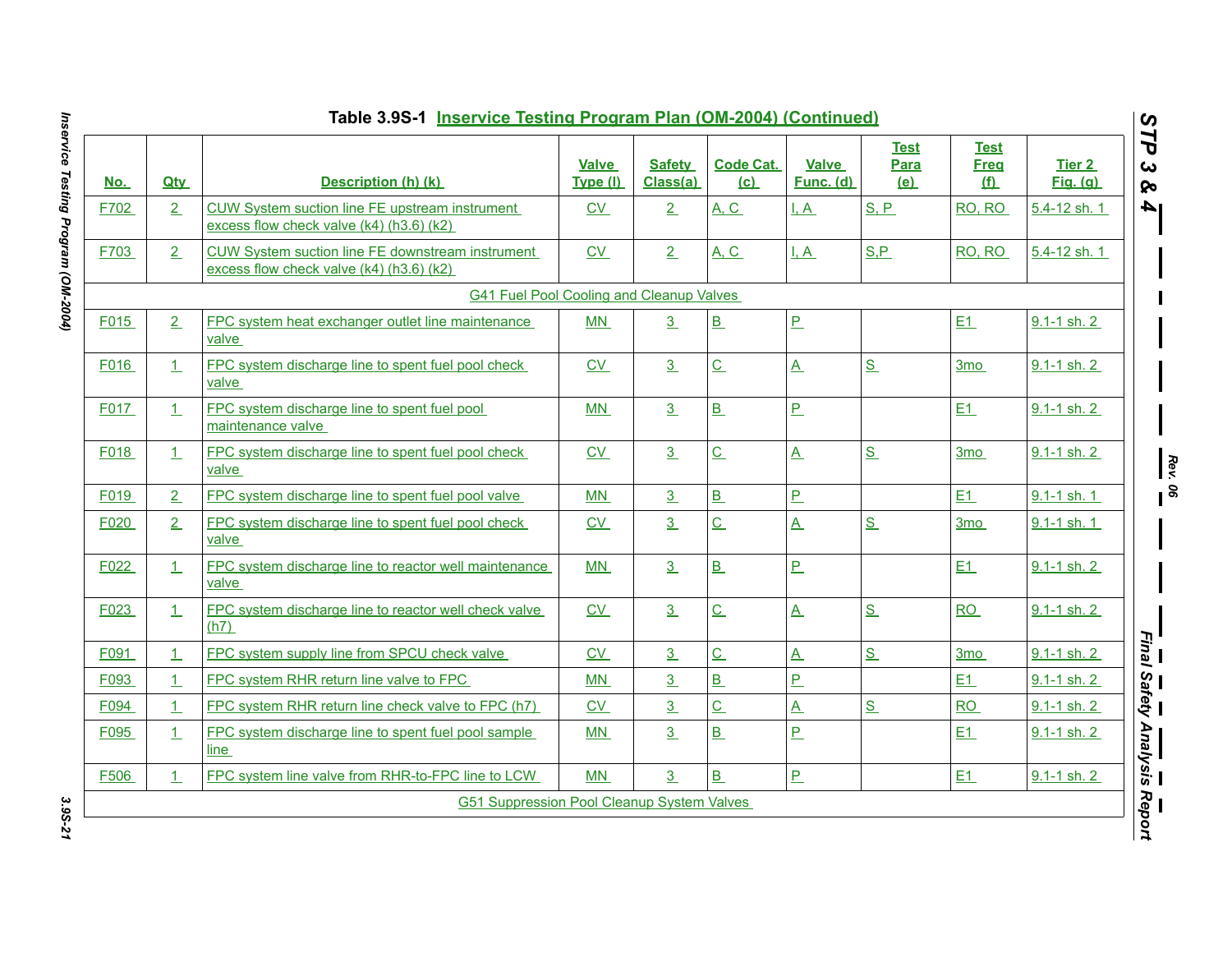**Table 3.9S-1 Inservice Testing Program Plan (OM-2004) (Continued)**

| No. | Qty | Description (h) (k) | Valve Type (l) | Safety Class(a) | Code Cat. (c) | Valve Func. (d) | Test Para (e) | Test Freq (f) | Tier 2 Fig. (g) |
|---|---|---|---|---|---|---|---|---|---|
| F702 | 2 | CUW System suction line FE upstream instrument excess flow check valve (k4) (h3.6) (k2) | CV | 2 | A, C | I, A | S, P | RO, RO | 5.4-12 sh. 1 |
| F703 | 2 | CUW System suction line FE downstream instrument excess flow check valve (k4) (h3.6) (k2) | CV | 2 | A, C | I, A | S,P | RO, RO | 5.4-12 sh. 1 |
| G41 Fuel Pool Cooling and Cleanup Valves | | | | | | | | | |
| F015 | 2 | FPC system heat exchanger outlet line maintenance valve | MN | 3 | B | P | | E1 | 9.1-1 sh. 2 |
| F016 | 1 | FPC system discharge line to spent fuel pool check valve | CV | 3 | C | A | S | 3mo | 9.1-1 sh. 2 |
| F017 | 1 | FPC system discharge line to spent fuel pool maintenance valve | MN | 3 | B | P | | E1 | 9.1-1 sh. 2 |
| F018 | 1 | FPC system discharge line to spent fuel pool check valve | CV | 3 | C | A | S | 3mo | 9.1-1 sh. 2 |
| F019 | 2 | FPC system discharge line to spent fuel pool valve | MN | 3 | B | P | | E1 | 9.1-1 sh. 1 |
| F020 | 2 | FPC system discharge line to spent fuel pool check valve | CV | 3 | C | A | S | 3mo | 9.1-1 sh. 1 |
| F022 | 1 | FPC system discharge line to reactor well maintenance valve | MN | 3 | B | P | | E1 | 9.1-1 sh. 2 |
| F023 | 1 | FPC system discharge line to reactor well check valve (h7) | CV | 3 | C | A | S | RO | 9.1-1 sh. 2 |
| F091 | 1 | FPC system supply line from SPCU check valve | CV | 3 | C | A | S | 3mo | 9.1-1 sh. 2 |
| F093 | 1 | FPC system RHR return line valve to FPC | MN | 3 | B | P | | E1 | 9.1-1 sh. 2 |
| F094 | 1 | FPC system RHR return line check valve to FPC (h7) | CV | 3 | C | A | S | RO | 9.1-1 sh. 2 |
| F095 | 1 | FPC system discharge line to spent fuel pool sample line | MN | 3 | B | P | | E1 | 9.1-1 sh. 2 |
| F506 | 1 | FPC system line valve from RHR-to-FPC line to LCW | MN | 3 | B | P | | E1 | 9.1-1 sh. 2 |
| G51 Suppression Pool Cleanup System Valves | | | | | | | | | |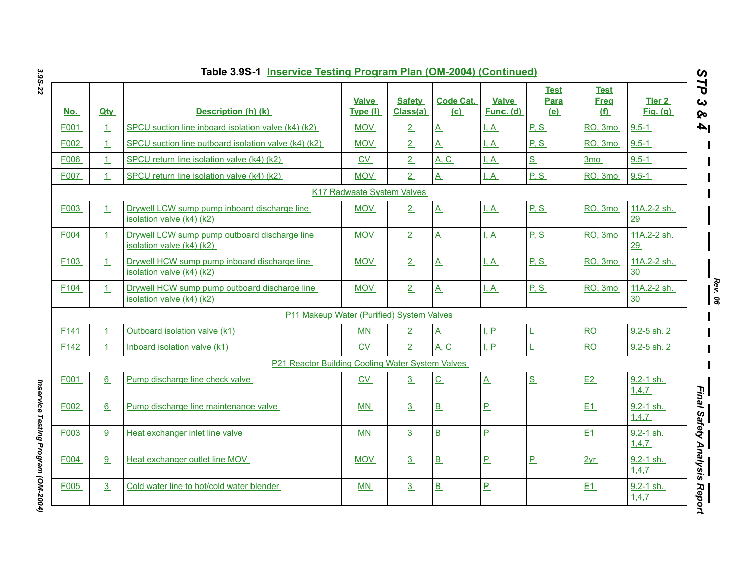Table 3.9S-1 Inservice Testing Program Plan (OM-2004) (Continued)

| No. | Qty | Description (h) (k) | Valve Type (l) | Safety Class(a) | Code Cat. (c) | Valve Func. (d) | Test Para (e) | Test Freq (f) | Tier 2 Fig. (g) |
|---|---|---|---|---|---|---|---|---|---|
| F001 | 1 | SPCU suction line inboard isolation valve (k4) (k2) | MOV | 2 | A | I, A | P, S | RO, 3mo | 9.5-1 |
| F002 | 1 | SPCU suction line outboard isolation valve (k4) (k2) | MOV | 2 | A | I, A | P, S | RO, 3mo | 9.5-1 |
| F006 | 1 | SPCU return line isolation valve (k4) (k2) | CV | 2 | A, C | I, A | S | 3mo | 9.5-1 |
| F007 | 1 | SPCU return line isolation valve (k4) (k2) | MOV | 2 | A | I, A | P, S | RO, 3mo | 9.5-1 |
| | | K17 Radwaste System Valves | | | | | | | |
| F003 | 1 | Drywell LCW sump pump inboard discharge line isolation valve (k4) (k2) | MOV | 2 | A | I, A | P, S | RO, 3mo | 11A.2-2 sh. 29 |
| F004 | 1 | Drywell LCW sump pump outboard discharge line isolation valve (k4) (k2) | MOV | 2 | A | I, A | P, S | RO, 3mo | 11A.2-2 sh. 29 |
| F103 | 1 | Drywell HCW sump pump inboard discharge line isolation valve (k4) (k2) | MOV | 2 | A | I, A | P, S | RO, 3mo | 11A.2-2 sh. 30 |
| F104 | 1 | Drywell HCW sump pump outboard discharge line isolation valve (k4) (k2) | MOV | 2 | A | I, A | P, S | RO, 3mo | 11A.2-2 sh. 30 |
| | | P11 Makeup Water (Purified) System Valves | | | | | | | |
| F141 | 1 | Outboard isolation valve (k1) | MN | 2 | A | I, P | L | RO | 9.2-5 sh. 2 |
| F142 | 1 | Inboard isolation valve (k1) | CV | 2 | A, C | I, P | L | RO | 9.2-5 sh. 2 |
| | | P21 Reactor Building Cooling Water System Valves | | | | | | | |
| F001 | 6 | Pump discharge line check valve | CV | 3 | C | A | S | E2 | 9.2-1 sh. 1,4,7 |
| F002 | 6 | Pump discharge line maintenance valve | MN | 3 | B | P | | E1 | 9.2-1 sh. 1,4,7 |
| F003 | 9 | Heat exchanger inlet line valve | MN | 3 | B | P | | E1 | 9.2-1 sh. 1,4,7 |
| F004 | 9 | Heat exchanger outlet line MOV | MOV | 3 | B | P | P | 2yr | 9.2-1 sh. 1,4,7 |
| F005 | 3 | Cold water line to hot/cold water blender | MN | 3 | B | P | | E1 | 9.2-1 sh. 1,4,7 |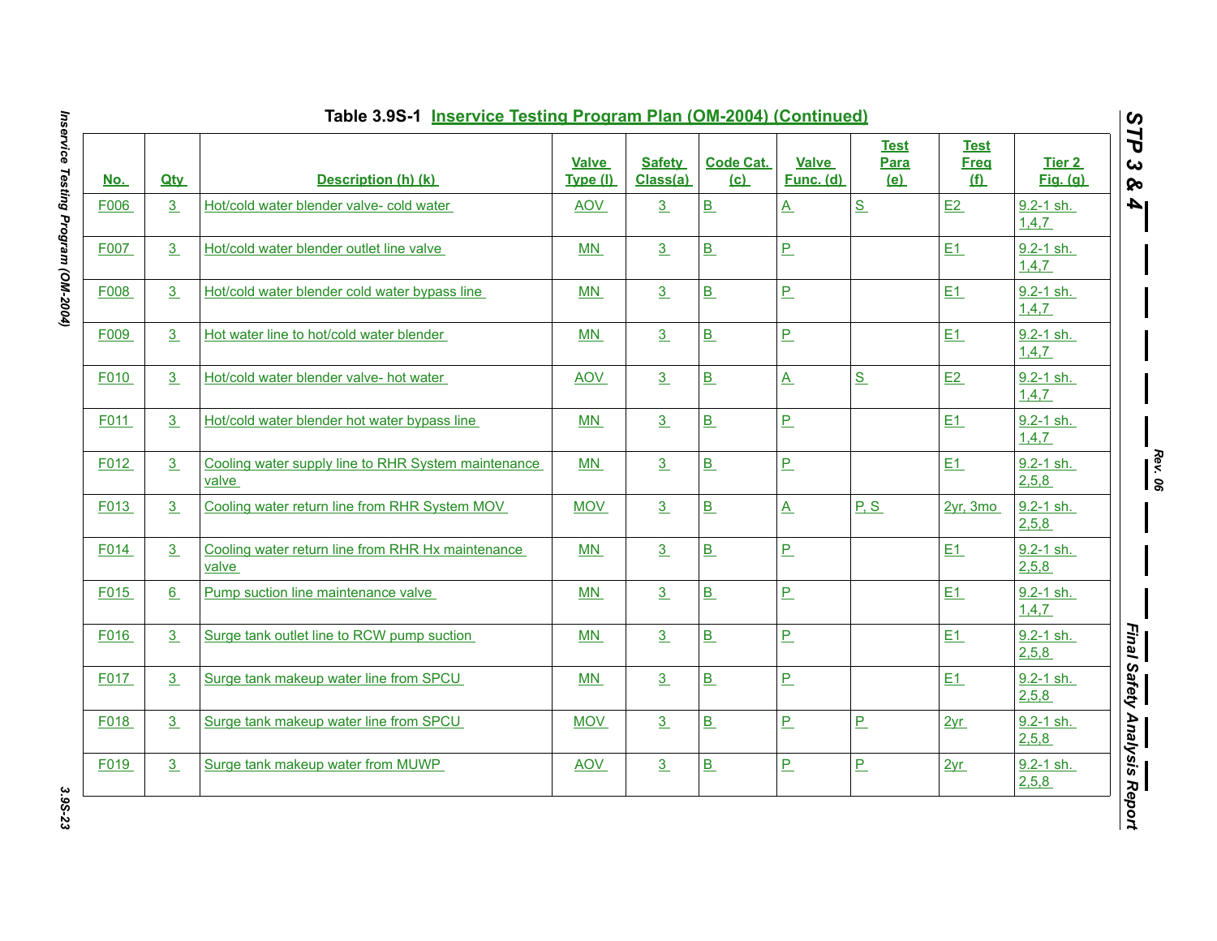Table 3.9S-1 Inservice Testing Program Plan (OM-2004) (Continued)

| No. | Qty | Description (h) (k) | Valve Type (l) | Safety Class(a) | Code Cat. (c) | Valve Func. (d) | Test Para (e) | Test Freq (f) | Tier 2 Fig. (g) |
|---|---|---|---|---|---|---|---|---|---|
| F006 | 3 | Hot/cold water blender valve- cold water | AOV | 3 | B | A | S | E2 | 9.2-1 sh. 1,4,7 |
| F007 | 3 | Hot/cold water blender outlet line valve | MN | 3 | B | P | | E1 | 9.2-1 sh. 1,4,7 |
| F008 | 3 | Hot/cold water blender cold water bypass line | MN | 3 | B | P | | E1 | 9.2-1 sh. 1,4,7 |
| F009 | 3 | Hot water line to hot/cold water blender | MN | 3 | B | P | | E1 | 9.2-1 sh. 1,4,7 |
| F010 | 3 | Hot/cold water blender valve- hot water | AOV | 3 | B | A | S | E2 | 9.2-1 sh. 1,4,7 |
| F011 | 3 | Hot/cold water blender hot water bypass line | MN | 3 | B | P | | E1 | 9.2-1 sh. 1,4,7 |
| F012 | 3 | Cooling water supply line to RHR System maintenance valve | MN | 3 | B | P | | E1 | 9.2-1 sh. 2,5,8 |
| F013 | 3 | Cooling water return line from RHR System MOV | MOV | 3 | B | A | P, S | 2yr, 3mo | 9.2-1 sh. 2,5,8 |
| F014 | 3 | Cooling water return line from RHR Hx maintenance valve | MN | 3 | B | P | | E1 | 9.2-1 sh. 2,5,8 |
| F015 | 6 | Pump suction line maintenance valve | MN | 3 | B | P | | E1 | 9.2-1 sh. 1,4,7 |
| F016 | 3 | Surge tank outlet line to RCW pump suction | MN | 3 | B | P | | E1 | 9.2-1 sh. 2,5,8 |
| F017 | 3 | Surge tank makeup water line from SPCU | MN | 3 | B | P | | E1 | 9.2-1 sh. 2,5,8 |
| F018 | 3 | Surge tank makeup water line from SPCU | MOV | 3 | B | P | P | 2yr | 9.2-1 sh. 2,5,8 |
| F019 | 3 | Surge tank makeup water from MUWP | AOV | 3 | B | P | P | 2yr | 9.2-1 sh. 2,5,8 |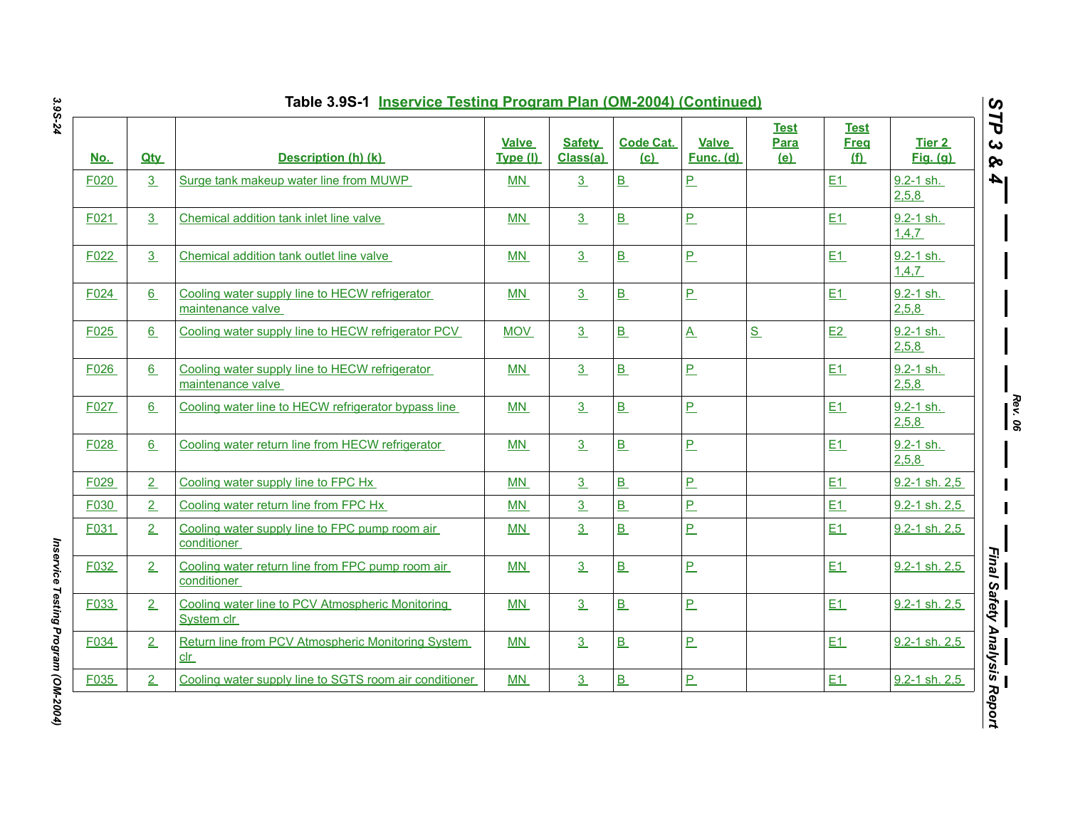Table 3.9S-1 Inservice Testing Program Plan (OM-2004) (Continued)

| No. | Qty | Description (h) (k) | Valve Type (l) | Safety Class(a) | Code Cat. (c) | Valve Func. (d) | Test Para (e) | Test Freq (f) | Tier 2 Fig. (g) |
|---|---|---|---|---|---|---|---|---|---|
| F020 | 3 | Surge tank makeup water line from MUWP | MN | 3 | B | P | | E1 | 9.2-1 sh. 2,5,8 |
| F021 | 3 | Chemical addition tank inlet line valve | MN | 3 | B | P | | E1 | 9.2-1 sh. 1,4,7 |
| F022 | 3 | Chemical addition tank outlet line valve | MN | 3 | B | P | | E1 | 9.2-1 sh. 1,4,7 |
| F024 | 6 | Cooling water supply line to HECW refrigerator maintenance valve | MN | 3 | B | P | | E1 | 9.2-1 sh. 2,5,8 |
| F025 | 6 | Cooling water supply line to HECW refrigerator PCV | MOV | 3 | B | A | S | E2 | 9.2-1 sh. 2,5,8 |
| F026 | 6 | Cooling water supply line to HECW refrigerator maintenance valve | MN | 3 | B | P | | E1 | 9.2-1 sh. 2,5,8 |
| F027 | 6 | Cooling water line to HECW refrigerator bypass line | MN | 3 | B | P | | E1 | 9.2-1 sh. 2,5,8 |
| F028 | 6 | Cooling water return line from HECW refrigerator | MN | 3 | B | P | | E1 | 9.2-1 sh. 2,5,8 |
| F029 | 2 | Cooling water supply line to FPC Hx | MN | 3 | B | P | | E1 | 9.2-1 sh. 2,5 |
| F030 | 2 | Cooling water return line from FPC Hx | MN | 3 | B | P | | E1 | 9.2-1 sh. 2,5 |
| F031 | 2 | Cooling water supply line to FPC pump room air conditioner | MN | 3 | B | P | | E1 | 9.2-1 sh. 2,5 |
| F032 | 2 | Cooling water return line from FPC pump room air conditioner | MN | 3 | B | P | | E1 | 9.2-1 sh. 2,5 |
| F033 | 2 | Cooling water line to PCV Atmospheric Monitoring System clr | MN | 3 | B | P | | E1 | 9.2-1 sh. 2,5 |
| F034 | 2 | Return line from PCV Atmospheric Monitoring System clr | MN | 3 | B | P | | E1 | 9.2-1 sh. 2,5 |
| F035 | 2 | Cooling water supply line to SGTS room air conditioner | MN | 3 | B | P | | E1 | 9.2-1 sh. 2,5 |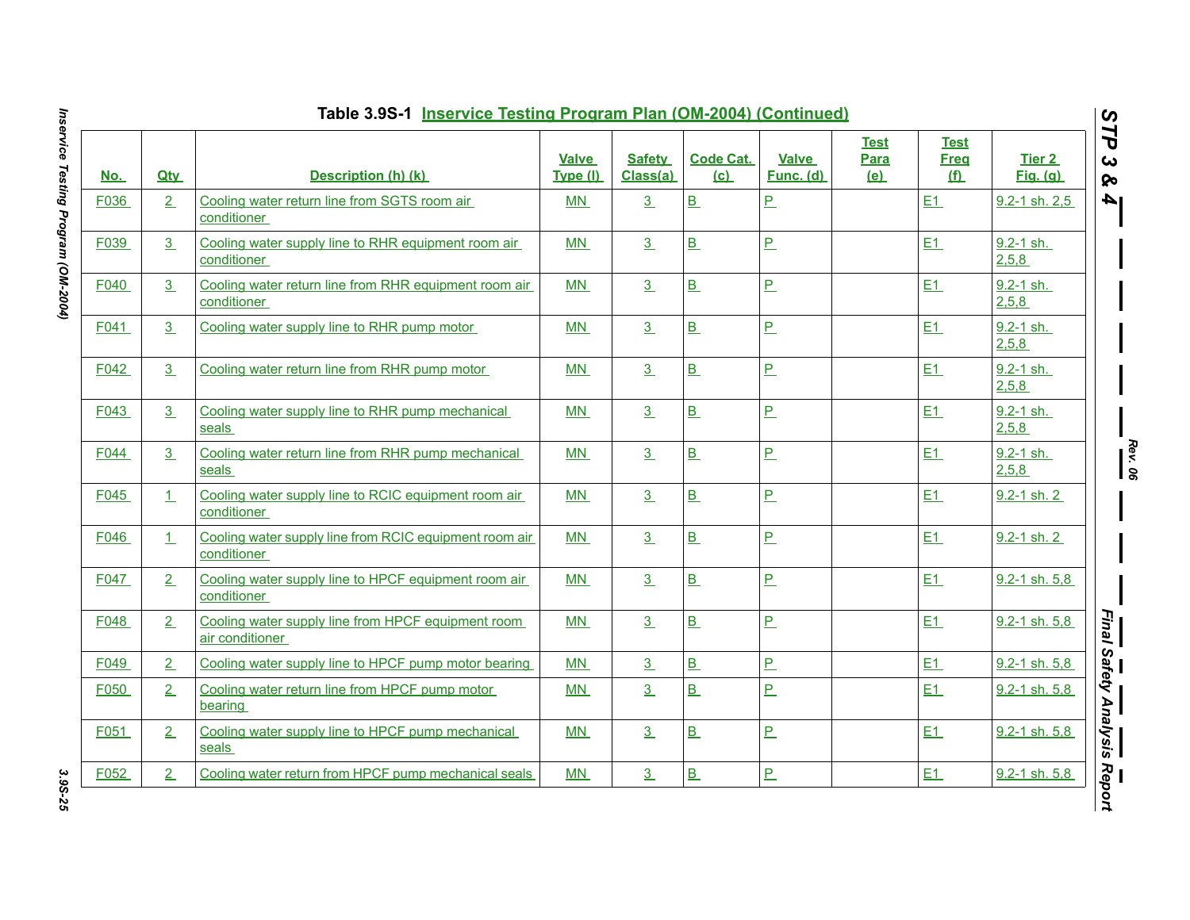**Table 3.9S-1 Inservice Testing Program Plan (OM-2004) (Continued)**

| No. | Qty | Description (h) (k) | Valve Type (l) | Safety Class(a) | Code Cat. (c) | Valve Func. (d) | Test Para (e) | Test Freq (f) | Tier 2 Fig. (g) |
|---|---|---|---|---|---|---|---|---|---|
| F036 | 2 | Cooling water return line from SGTS room air conditioner | MN | 3 | B | P | | E1 | 9.2-1 sh. 2,5 |
| F039 | 3 | Cooling water supply line to RHR equipment room air conditioner | MN | 3 | B | P | | E1 | 9.2-1 sh. 2,5,8 |
| F040 | 3 | Cooling water return line from RHR equipment room air conditioner | MN | 3 | B | P | | E1 | 9.2-1 sh. 2,5,8 |
| F041 | 3 | Cooling water supply line to RHR pump motor | MN | 3 | B | P | | E1 | 9.2-1 sh. 2,5,8 |
| F042 | 3 | Cooling water return line from RHR pump motor | MN | 3 | B | P | | E1 | 9.2-1 sh. 2,5,8 |
| F043 | 3 | Cooling water supply line to RHR pump mechanical seals | MN | 3 | B | P | | E1 | 9.2-1 sh. 2,5,8 |
| F044 | 3 | Cooling water return line from RHR pump mechanical seals | MN | 3 | B | P | | E1 | 9.2-1 sh. 2,5,8 |
| F045 | 1 | Cooling water supply line to RCIC equipment room air conditioner | MN | 3 | B | P | | E1 | 9.2-1 sh. 2 |
| F046 | 1 | Cooling water supply line from RCIC equipment room air conditioner | MN | 3 | B | P | | E1 | 9.2-1 sh. 2 |
| F047 | 2 | Cooling water supply line to HPCF equipment room air conditioner | MN | 3 | B | P | | E1 | 9.2-1 sh. 5,8 |
| F048 | 2 | Cooling water supply line from HPCF equipment room air conditioner | MN | 3 | B | P | | E1 | 9.2-1 sh. 5,8 |
| F049 | 2 | Cooling water supply line to HPCF pump motor bearing | MN | 3 | B | P | | E1 | 9.2-1 sh. 5,8 |
| F050 | 2 | Cooling water return line from HPCF pump motor bearing | MN | 3 | B | P | | E1 | 9.2-1 sh. 5,8 |
| F051 | 2 | Cooling water supply line to HPCF pump mechanical seals | MN | 3 | B | P | | E1 | 9.2-1 sh. 5,8 |
| F052 | 2 | Cooling water return from HPCF pump mechanical seals | MN | 3 | B | P | | E1 | 9.2-1 sh. 5,8 |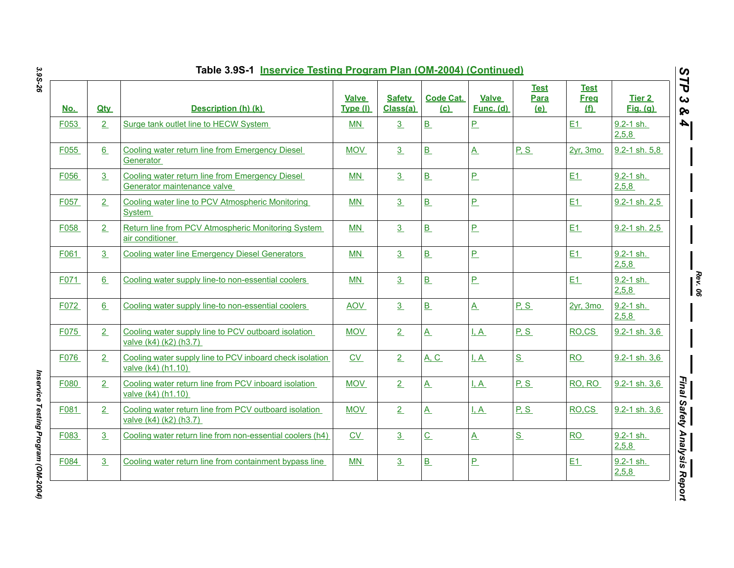Table 3.9S-1 Inservice Testing Program Plan (OM-2004) (Continued)

| No. | Qty | Description (h) (k) | Valve Type (l) | Safety Class(a) | Code Cat. (c) | Valve Func. (d) | Test Para (e) | Test Freq (f) | Tier 2 Fig. (g) |
|---|---|---|---|---|---|---|---|---|---|
| F053 | 2 | Surge tank outlet line to HECW System | MN | 3 | B | P | | E1 | 9.2-1 sh. 2,5,8 |
| F055 | 6 | Cooling water return line from Emergency Diesel Generator | MOV | 3 | B | A | P, S | 2yr, 3mo | 9.2-1 sh. 5,8 |
| F056 | 3 | Cooling water return line from Emergency Diesel Generator maintenance valve | MN | 3 | B | P | | E1 | 9.2-1 sh. 2,5,8 |
| F057 | 2 | Cooling water line to PCV Atmospheric Monitoring System | MN | 3 | B | P | | E1 | 9.2-1 sh. 2,5 |
| F058 | 2 | Return line from PCV Atmospheric Monitoring System air conditioner | MN | 3 | B | P | | E1 | 9.2-1 sh. 2,5 |
| F061 | 3 | Cooling water line Emergency Diesel Generators | MN | 3 | B | P | | E1 | 9.2-1 sh. 2,5,8 |
| F071 | 6 | Cooling water supply line-to non-essential coolers | MN | 3 | B | P | | E1 | 9.2-1 sh. 2,5,8 |
| F072 | 6 | Cooling water supply line-to non-essential coolers | AOV | 3 | B | A | P, S | 2yr, 3mo | 9.2-1 sh. 2,5,8 |
| F075 | 2 | Cooling water supply line to PCV outboard isolation valve (k4) (k2) (h3.7) | MOV | 2 | A | I, A | P, S | RO,CS | 9.2-1 sh. 3,6 |
| F076 | 2 | Cooling water supply line to PCV inboard check isolation valve (k4) (h1.10) | CV | 2 | A, C | I, A | S | RO | 9.2-1 sh. 3,6 |
| F080 | 2 | Cooling water return line from PCV inboard isolation valve (k4) (h1.10) | MOV | 2 | A | I, A | P, S | RO, RO | 9.2-1 sh. 3,6 |
| F081 | 2 | Cooling water return line from PCV outboard isolation valve (k4) (k2) (h3.7) | MOV | 2 | A | I, A | P, S | RO,CS | 9.2-1 sh. 3,6 |
| F083 | 3 | Cooling water return line from non-essential coolers (h4) | CV | 3 | C | A | S | RO | 9.2-1 sh. 2,5,8 |
| F084 | 3 | Cooling water return line from containment bypass line | MN | 3 | B | P | | E1 | 9.2-1 sh. 2,5,8 |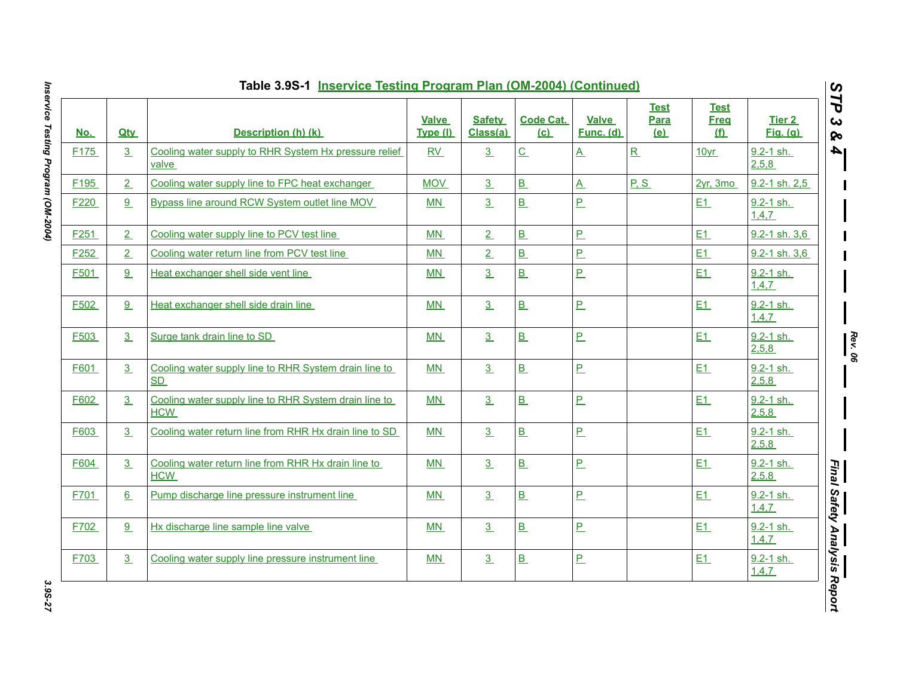Table 3.9S-1 Inservice Testing Program Plan (OM-2004) (Continued)

| No. | Qty | Description (h) (k) | Valve Type (l) | Safety Class(a) | Code Cat. (c) | Valve Func. (d) | Test Para (e) | Test Freq (f) | Tier 2 Fig. (g) |
|---|---|---|---|---|---|---|---|---|---|
| F175 | 3 | Cooling water supply to RHR System Hx pressure relief valve | RV | 3 | C | A | R | 10yr | 9.2-1 sh. 2,5,8 |
| F195 | 2 | Cooling water supply line to FPC heat exchanger | MOV | 3 | B | A | P, S | 2yr, 3mo | 9.2-1 sh. 2,5 |
| F220 | 9 | Bypass line around RCW System outlet line MOV | MN | 3 | B | P | | E1 | 9.2-1 sh. 1,4,7 |
| F251 | 2 | Cooling water supply line to PCV test line | MN | 2 | B | P | | E1 | 9.2-1 sh. 3,6 |
| F252 | 2 | Cooling water return line from PCV test line | MN | 2 | B | P | | E1 | 9.2-1 sh. 3,6 |
| F501 | 9 | Heat exchanger shell side vent line | MN | 3 | B | P | | E1 | 9.2-1 sh. 1,4,7 |
| F502 | 9 | Heat exchanger shell side drain line | MN | 3 | B | P | | E1 | 9.2-1 sh. 1,4,7 |
| F503 | 3 | Surge tank drain line to SD | MN | 3 | B | P | | E1 | 9.2-1 sh. 2,5,8 |
| F601 | 3 | Cooling water supply line to RHR System drain line to SD | MN | 3 | B | P | | E1 | 9.2-1 sh. 2,5,8 |
| F602 | 3 | Cooling water supply line to RHR System drain line to HCW | MN | 3 | B | P | | E1 | 9.2-1 sh. 2,5,8 |
| F603 | 3 | Cooling water return line from RHR Hx drain line to SD | MN | 3 | B | P | | E1 | 9.2-1 sh. 2,5,8 |
| F604 | 3 | Cooling water return line from RHR Hx drain line to HCW | MN | 3 | B | P | | E1 | 9.2-1 sh. 2,5,8 |
| F701 | 6 | Pump discharge line pressure instrument line | MN | 3 | B | P | | E1 | 9.2-1 sh. 1,4,7 |
| F702 | 9 | Hx discharge line sample line valve | MN | 3 | B | P | | E1 | 9.2-1 sh. 1,4,7 |
| F703 | 3 | Cooling water supply line pressure instrument line | MN | 3 | B | P | | E1 | 9.2-1 sh. 1,4,7 |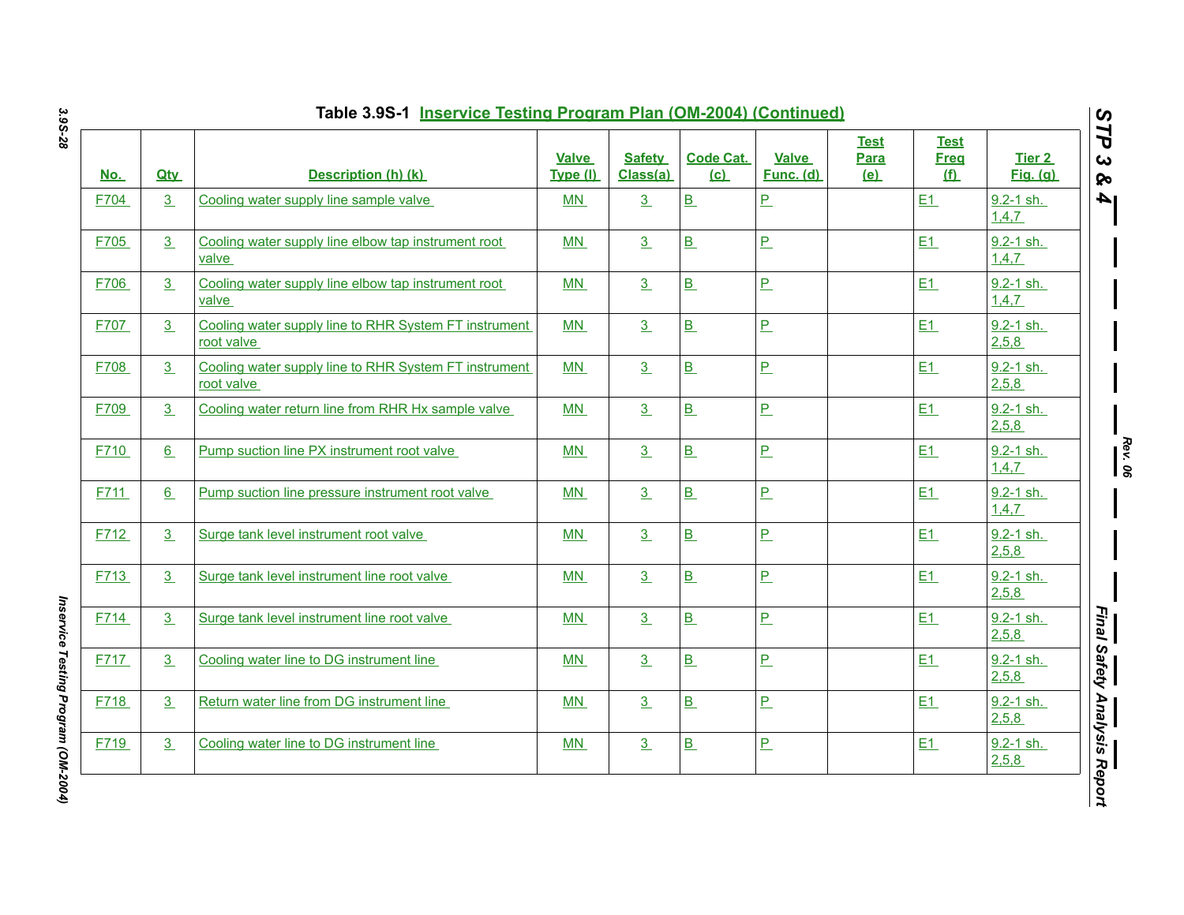Table 3.9S-1 Inservice Testing Program Plan (OM-2004) (Continued)

| No. | Qty | Description (h) (k) | Valve Type (l) | Safety Class(a) | Code Cat. (c) | Valve Func. (d) | Test Para (e) | Test Freq (f) | Tier 2 Fig. (g) |
|---|---|---|---|---|---|---|---|---|---|
| F704 | 3 | Cooling water supply line sample valve | MN | 3 | B | P | | E1 | 9.2-1 sh. 1,4,7 |
| F705 | 3 | Cooling water supply line elbow tap instrument root valve | MN | 3 | B | P | | E1 | 9.2-1 sh. 1,4,7 |
| F706 | 3 | Cooling water supply line elbow tap instrument root valve | MN | 3 | B | P | | E1 | 9.2-1 sh. 1,4,7 |
| F707 | 3 | Cooling water supply line to RHR System FT instrument root valve | MN | 3 | B | P | | E1 | 9.2-1 sh. 2,5,8 |
| F708 | 3 | Cooling water supply line to RHR System FT instrument root valve | MN | 3 | B | P | | E1 | 9.2-1 sh. 2,5,8 |
| F709 | 3 | Cooling water return line from RHR Hx sample valve | MN | 3 | B | P | | E1 | 9.2-1 sh. 2,5,8 |
| F710 | 6 | Pump suction line PX instrument root valve | MN | 3 | B | P | | E1 | 9.2-1 sh. 1,4,7 |
| F711 | 6 | Pump suction line pressure instrument root valve | MN | 3 | B | P | | E1 | 9.2-1 sh. 1,4,7 |
| F712 | 3 | Surge tank level instrument root valve | MN | 3 | B | P | | E1 | 9.2-1 sh. 2,5,8 |
| F713 | 3 | Surge tank level instrument line root valve | MN | 3 | B | P | | E1 | 9.2-1 sh. 2,5,8 |
| F714 | 3 | Surge tank level instrument line root valve | MN | 3 | B | P | | E1 | 9.2-1 sh. 2,5,8 |
| F717 | 3 | Cooling water line to DG instrument line | MN | 3 | B | P | | E1 | 9.2-1 sh. 2,5,8 |
| F718 | 3 | Return water line from DG instrument line | MN | 3 | B | P | | E1 | 9.2-1 sh. 2,5,8 |
| F719 | 3 | Cooling water line to DG instrument line | MN | 3 | B | P | | E1 | 9.2-1 sh. 2,5,8 |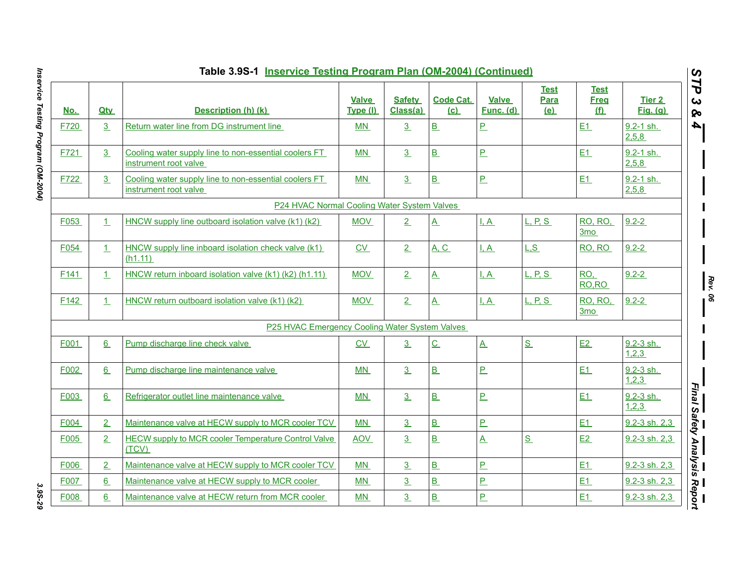**Table 3.9S-1 Inservice Testing Program Plan (OM-2004) (Continued)**

| No. | Qty | Description (h) (k) | Valve Type (l) | Safety Class(a) | Code Cat. (c) | Valve Func. (d) | Test Para (e) | Test Freq (f) | Tier 2 Fig. (g) |
|---|---|---|---|---|---|---|---|---|---|
| F720 | 3 | Return water line from DG instrument line | MN | 3 | B | P | | E1 | 9.2-1 sh. 2,5,8 |
| F721 | 3 | Cooling water supply line to non-essential coolers FT instrument root valve | MN | 3 | B | P | | E1 | 9.2-1 sh. 2,5,8 |
| F722 | 3 | Cooling water supply line to non-essential coolers FT instrument root valve | MN | 3 | B | P | | E1 | 9.2-1 sh. 2,5,8 |
| | | P24 HVAC Normal Cooling Water System Valves | | | | | | | |
| F053 | 1 | HNCW supply line outboard isolation valve (k1) (k2) | MOV | 2 | A | I, A | L, P, S | RO, RO, 3mo | 9.2-2 |
| F054 | 1 | HNCW supply line inboard isolation check valve (k1) (h1.11) | CV | 2 | A, C | I, A | L,S | RO, RO | 9.2-2 |
| F141 | 1 | HNCW return inboard isolation valve (k1) (k2) (h1.11) | MOV | 2 | A | I, A | L, P, S | RO, RO,RO | 9.2-2 |
| F142 | 1 | HNCW return outboard isolation valve (k1) (k2) | MOV | 2 | A | I, A | L, P, S | RO, RO, 3mo | 9.2-2 |
| | | P25 HVAC Emergency Cooling Water System Valves | | | | | | | |
| F001 | 6 | Pump discharge line check valve | CV | 3 | C | A | S | E2 | 9.2-3 sh. 1,2,3 |
| F002 | 6 | Pump discharge line maintenance valve | MN | 3 | B | P | | E1 | 9.2-3 sh. 1,2,3 |
| F003 | 6 | Refrigerator outlet line maintenance valve | MN | 3 | B | P | | E1 | 9.2-3 sh. 1,2,3 |
| F004 | 2 | Maintenance valve at HECW supply to MCR cooler TCV | MN | 3 | B | P | | E1 | 9.2-3 sh. 2,3 |
| F005 | 2 | HECW supply to MCR cooler Temperature Control Valve (TCV) | AOV | 3 | B | A | S | E2 | 9.2-3 sh. 2,3 |
| F006 | 2 | Maintenance valve at HECW supply to MCR cooler TCV | MN | 3 | B | P | | E1 | 9.2-3 sh. 2,3 |
| F007 | 6 | Maintenance valve at HECW supply to MCR cooler | MN | 3 | B | P | | E1 | 9.2-3 sh. 2,3 |
| F008 | 6 | Maintenance valve at HECW return from MCR cooler | MN | 3 | B | P | | E1 | 9.2-3 sh. 2,3 |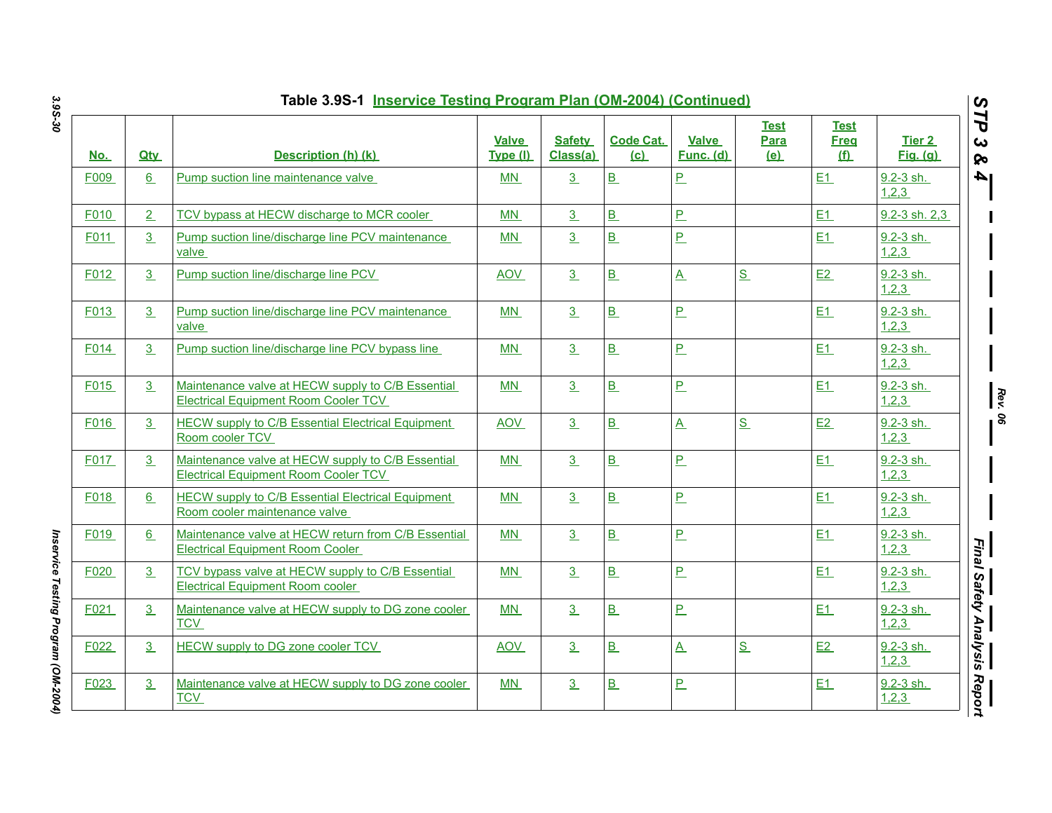### Table 3.9S-1 Inservice Testing Program Plan (OM-2004) (Continued)

| No. | Qty | Description (h) (k) | Valve Type (l) | Safety Class(a) | Code Cat. (c) | Valve Func. (d) | Test Para (e) | Test Freq (f) | Tier 2 Fig. (g) |
|---|---|---|---|---|---|---|---|---|---|
| F009 | 6 | Pump suction line maintenance valve | MN | 3 | B | P | | E1 | 9.2-3 sh. 1,2,3 |
| F010 | 2 | TCV bypass at HECW discharge to MCR cooler | MN | 3 | B | P | | E1 | 9.2-3 sh. 2,3 |
| F011 | 3 | Pump suction line/discharge line PCV maintenance valve | MN | 3 | B | P | | E1 | 9.2-3 sh. 1,2,3 |
| F012 | 3 | Pump suction line/discharge line PCV | AOV | 3 | B | A | S | E2 | 9.2-3 sh. 1,2,3 |
| F013 | 3 | Pump suction line/discharge line PCV maintenance valve | MN | 3 | B | P | | E1 | 9.2-3 sh. 1,2,3 |
| F014 | 3 | Pump suction line/discharge line PCV bypass line | MN | 3 | B | P | | E1 | 9.2-3 sh. 1,2,3 |
| F015 | 3 | Maintenance valve at HECW supply to C/B Essential Electrical Equipment Room Cooler TCV | MN | 3 | B | P | | E1 | 9.2-3 sh. 1,2,3 |
| F016 | 3 | HECW supply to C/B Essential Electrical Equipment Room cooler TCV | AOV | 3 | B | A | S | E2 | 9.2-3 sh. 1,2,3 |
| F017 | 3 | Maintenance valve at HECW supply to C/B Essential Electrical Equipment Room Cooler TCV | MN | 3 | B | P | | E1 | 9.2-3 sh. 1,2,3 |
| F018 | 6 | HECW supply to C/B Essential Electrical Equipment Room cooler maintenance valve | MN | 3 | B | P | | E1 | 9.2-3 sh. 1,2,3 |
| F019 | 6 | Maintenance valve at HECW return from C/B Essential Electrical Equipment Room Cooler | MN | 3 | B | P | | E1 | 9.2-3 sh. 1,2,3 |
| F020 | 3 | TCV bypass valve at HECW supply to C/B Essential Electrical Equipment Room cooler | MN | 3 | B | P | | E1 | 9.2-3 sh. 1,2,3 |
| F021 | 3 | Maintenance valve at HECW supply to DG zone cooler TCV | MN | 3 | B | P | | E1 | 9.2-3 sh. 1,2,3 |
| F022 | 3 | HECW supply to DG zone cooler TCV | AOV | 3 | B | A | S | E2 | 9.2-3 sh. 1,2,3 |
| F023 | 3 | Maintenance valve at HECW supply to DG zone cooler TCV | MN | 3 | B | P | | E1 | 9.2-3 sh. 1,2,3 |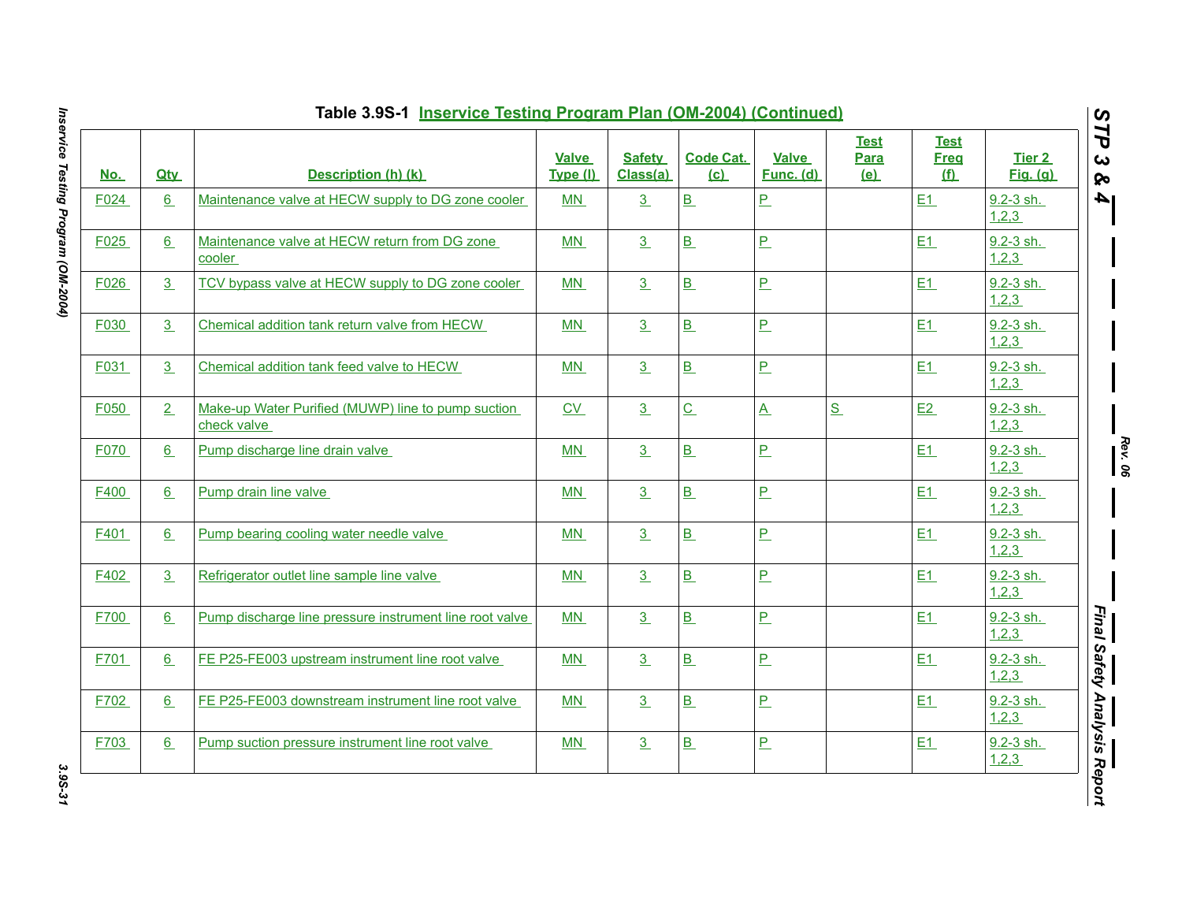Table 3.9S-1 Inservice Testing Program Plan (OM-2004) (Continued)

| No. | Qty | Description (h) (k) | Valve Type (l) | Safety Class(a) | Code Cat. (c) | Valve Func. (d) | Test Para (e) | Test Freq (f) | Tier 2 Fig. (g) |
|---|---|---|---|---|---|---|---|---|---|
| F024 | 6 | Maintenance valve at HECW supply to DG zone cooler | MN | 3 | B | P | | E1 | 9.2-3 sh. 1,2,3 |
| F025 | 6 | Maintenance valve at HECW return from DG zone cooler | MN | 3 | B | P | | E1 | 9.2-3 sh. 1,2,3 |
| F026 | 3 | TCV bypass valve at HECW supply to DG zone cooler | MN | 3 | B | P | | E1 | 9.2-3 sh. 1,2,3 |
| F030 | 3 | Chemical addition tank return valve from HECW | MN | 3 | B | P | | E1 | 9.2-3 sh. 1,2,3 |
| F031 | 3 | Chemical addition tank feed valve to HECW | MN | 3 | B | P | | E1 | 9.2-3 sh. 1,2,3 |
| F050 | 2 | Make-up Water Purified (MUWP) line to pump suction check valve | CV | 3 | C | A | S | E2 | 9.2-3 sh. 1,2,3 |
| F070 | 6 | Pump discharge line drain valve | MN | 3 | B | P | | E1 | 9.2-3 sh. 1,2,3 |
| F400 | 6 | Pump drain line valve | MN | 3 | B | P | | E1 | 9.2-3 sh. 1,2,3 |
| F401 | 6 | Pump bearing cooling water needle valve | MN | 3 | B | P | | E1 | 9.2-3 sh. 1,2,3 |
| F402 | 3 | Refrigerator outlet line sample line valve | MN | 3 | B | P | | E1 | 9.2-3 sh. 1,2,3 |
| F700 | 6 | Pump discharge line pressure instrument line root valve | MN | 3 | B | P | | E1 | 9.2-3 sh. 1,2,3 |
| F701 | 6 | FE P25-FE003 upstream instrument line root valve | MN | 3 | B | P | | E1 | 9.2-3 sh. 1,2,3 |
| F702 | 6 | FE P25-FE003 downstream instrument line root valve | MN | 3 | B | P | | E1 | 9.2-3 sh. 1,2,3 |
| F703 | 6 | Pump suction pressure instrument line root valve | MN | 3 | B | P | | E1 | 9.2-3 sh. 1,2,3 |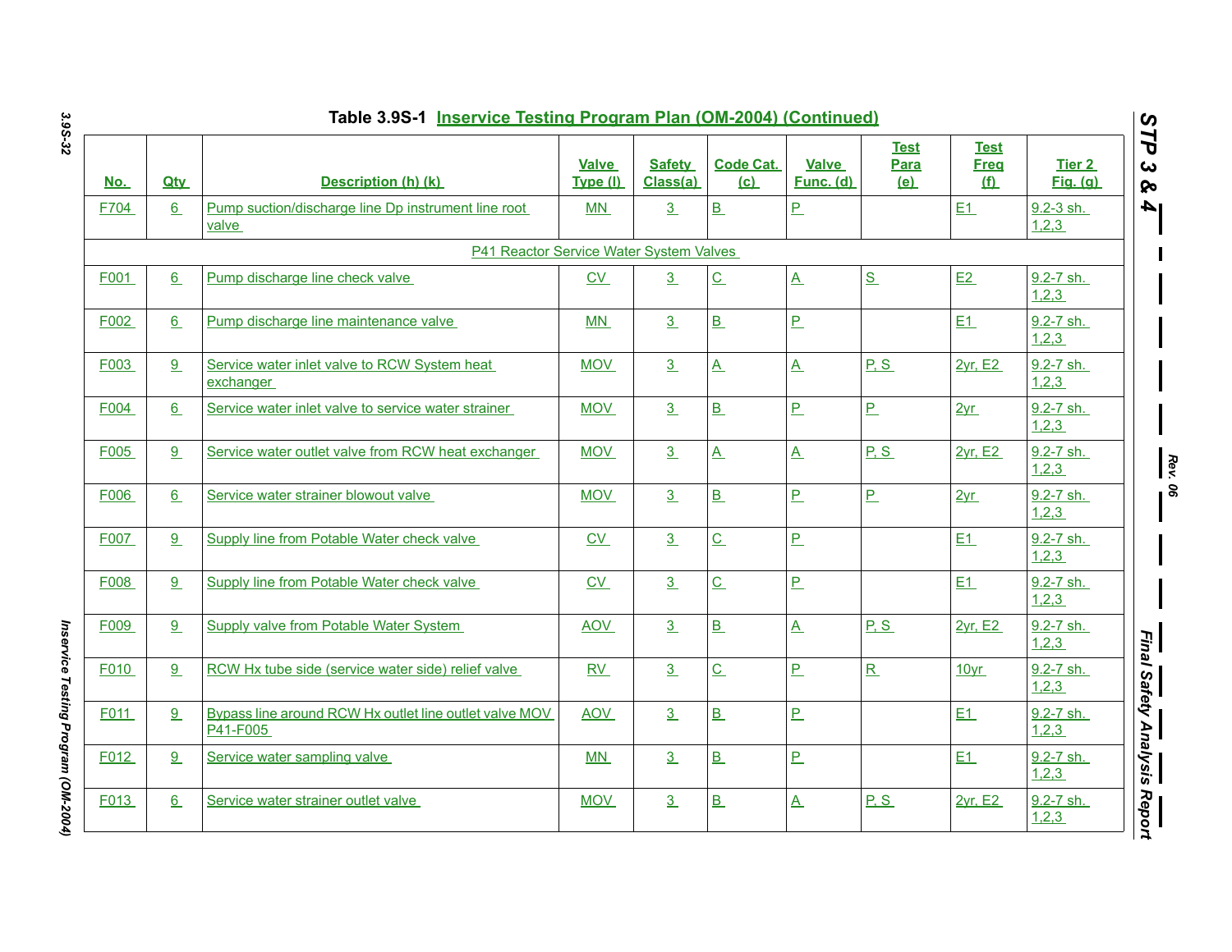**Table 3.9S-1 Inservice Testing Program Plan (OM-2004) (Continued)**

| No. | Qty | Description (h) (k) | Valve Type (l) | Safety Class(a) | Code Cat. (c) | Valve Func. (d) | Test Para (e) | Test Freq (f) | Tier 2 Fig. (g) |
|---|---|---|---|---|---|---|---|---|---|
| F704 | 6 | Pump suction/discharge line Dp instrument line root valve | MN | 3 | B | P | | E1 | 9.2-3 sh. 1,2,3 |
| | | P41 Reactor Service Water System Valves | | | | | | | |
| F001 | 6 | Pump discharge line check valve | CV | 3 | C | A | S | E2 | 9.2-7 sh. 1,2,3 |
| F002 | 6 | Pump discharge line maintenance valve | MN | 3 | B | P | | E1 | 9.2-7 sh. 1,2,3 |
| F003 | 9 | Service water inlet valve to RCW System heat exchanger | MOV | 3 | A | A | P, S | 2yr, E2 | 9.2-7 sh. 1,2,3 |
| F004 | 6 | Service water inlet valve to service water strainer | MOV | 3 | B | P | P | 2yr | 9.2-7 sh. 1,2,3 |
| F005 | 9 | Service water outlet valve from RCW heat exchanger | MOV | 3 | A | A | P, S | 2yr, E2 | 9.2-7 sh. 1,2,3 |
| F006 | 6 | Service water strainer blowout valve | MOV | 3 | B | P | P | 2yr | 9.2-7 sh. 1,2,3 |
| F007 | 9 | Supply line from Potable Water check valve | CV | 3 | C | P | | E1 | 9.2-7 sh. 1,2,3 |
| F008 | 9 | Supply line from Potable Water check valve | CV | 3 | C | P | | E1 | 9.2-7 sh. 1,2,3 |
| F009 | 9 | Supply valve from Potable Water System | AOV | 3 | B | A | P, S | 2yr, E2 | 9.2-7 sh. 1,2,3 |
| F010 | 9 | RCW Hx tube side (service water side) relief valve | RV | 3 | C | P | R | 10yr | 9.2-7 sh. 1,2,3 |
| F011 | 9 | Bypass line around RCW Hx outlet line outlet valve MOV P41-F005 | AOV | 3 | B | P | | E1 | 9.2-7 sh. 1,2,3 |
| F012 | 9 | Service water sampling valve | MN | 3 | B | P | | E1 | 9.2-7 sh. 1,2,3 |
| F013 | 6 | Service water strainer outlet valve | MOV | 3 | B | A | P, S | 2yr, E2 | 9.2-7 sh. 1,2,3 |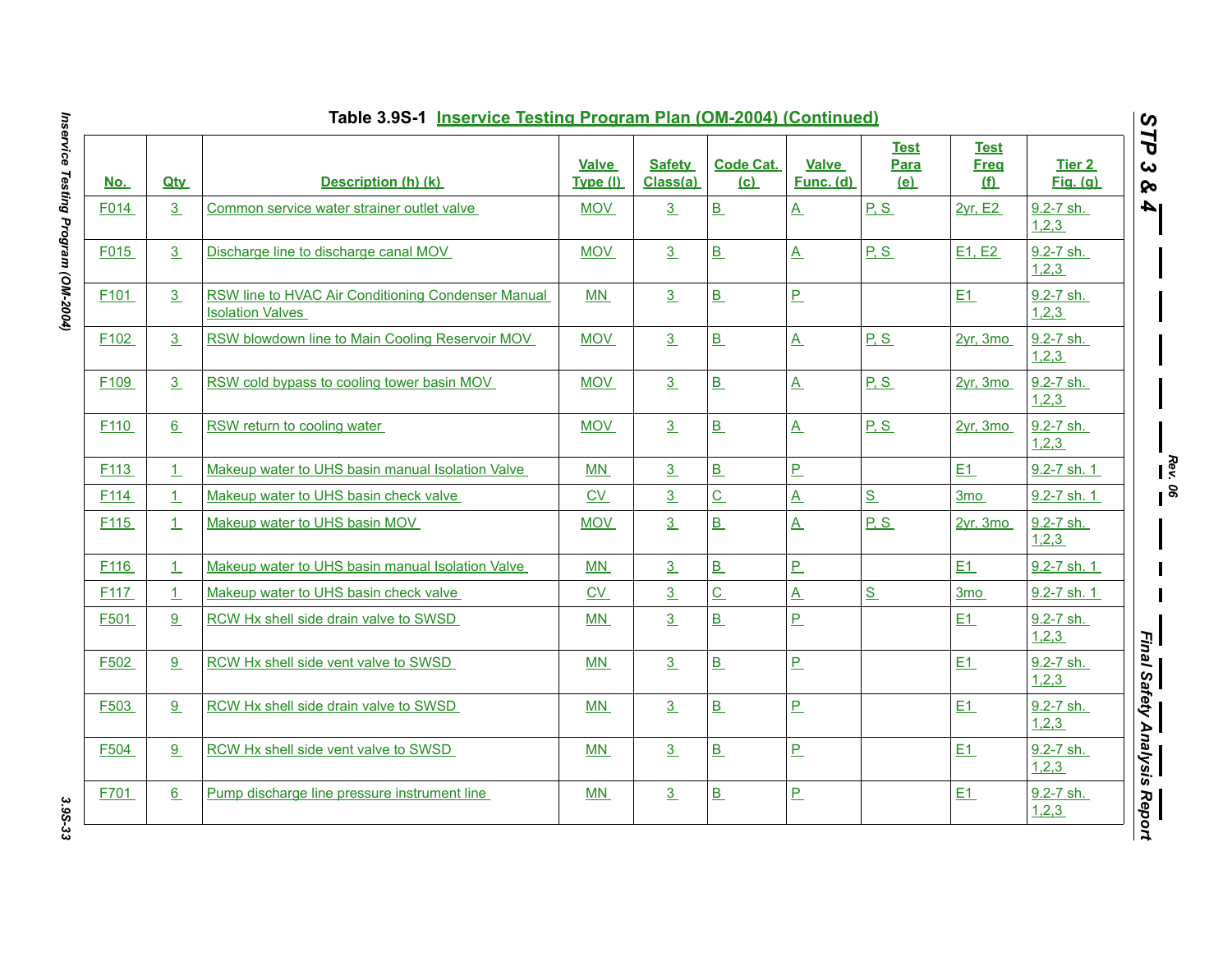**Table 3.9S-1 Inservice Testing Program Plan (OM-2004) (Continued)**

| No. | Qty | Description (h) (k) | Valve Type (l) | Safety Class(a) | Code Cat. (c) | Valve Func. (d) | Test Para (e) | Test Freq (f) | Tier 2 Fig. (g) |
|---|---|---|---|---|---|---|---|---|---|
| F014 | 3 | Common service water strainer outlet valve | MOV | 3 | B | A | P, S | 2yr, E2 | 9.2-7 sh. 1,2,3 |
| F015 | 3 | Discharge line to discharge canal MOV | MOV | 3 | B | A | P, S | E1, E2 | 9.2-7 sh. 1,2,3 |
| F101 | 3 | RSW line to HVAC Air Conditioning Condenser Manual Isolation Valves | MN | 3 | B | P | | E1 | 9.2-7 sh. 1,2,3 |
| F102 | 3 | RSW blowdown line to Main Cooling Reservoir MOV | MOV | 3 | B | A | P, S | 2yr, 3mo | 9.2-7 sh. 1,2,3 |
| F109 | 3 | RSW cold bypass to cooling tower basin MOV | MOV | 3 | B | A | P, S | 2yr, 3mo | 9.2-7 sh. 1,2,3 |
| F110 | 6 | RSW return to cooling water | MOV | 3 | B | A | P, S | 2yr, 3mo | 9.2-7 sh. 1,2,3 |
| F113 | 1 | Makeup water to UHS basin manual Isolation Valve | MN | 3 | B | P | | E1 | 9.2-7 sh. 1 |
| F114 | 1 | Makeup water to UHS basin check valve | CV | 3 | C | A | S | 3mo | 9.2-7 sh. 1 |
| F115 | 1 | Makeup water to UHS basin MOV | MOV | 3 | B | A | P, S | 2yr, 3mo | 9.2-7 sh. 1,2,3 |
| F116 | 1 | Makeup water to UHS basin manual Isolation Valve | MN | 3 | B | P | | E1 | 9.2-7 sh. 1 |
| F117 | 1 | Makeup water to UHS basin check valve | CV | 3 | C | A | S | 3mo | 9.2-7 sh. 1 |
| F501 | 9 | RCW Hx shell side drain valve to SWSD | MN | 3 | B | P | | E1 | 9.2-7 sh. 1,2,3 |
| F502 | 9 | RCW Hx shell side vent valve to SWSD | MN | 3 | B | P | | E1 | 9.2-7 sh. 1,2,3 |
| F503 | 9 | RCW Hx shell side drain valve to SWSD | MN | 3 | B | P | | E1 | 9.2-7 sh. 1,2,3 |
| F504 | 9 | RCW Hx shell side vent valve to SWSD | MN | 3 | B | P | | E1 | 9.2-7 sh. 1,2,3 |
| F701 | 6 | Pump discharge line pressure instrument line | MN | 3 | B | P | | E1 | 9.2-7 sh. 1,2,3 |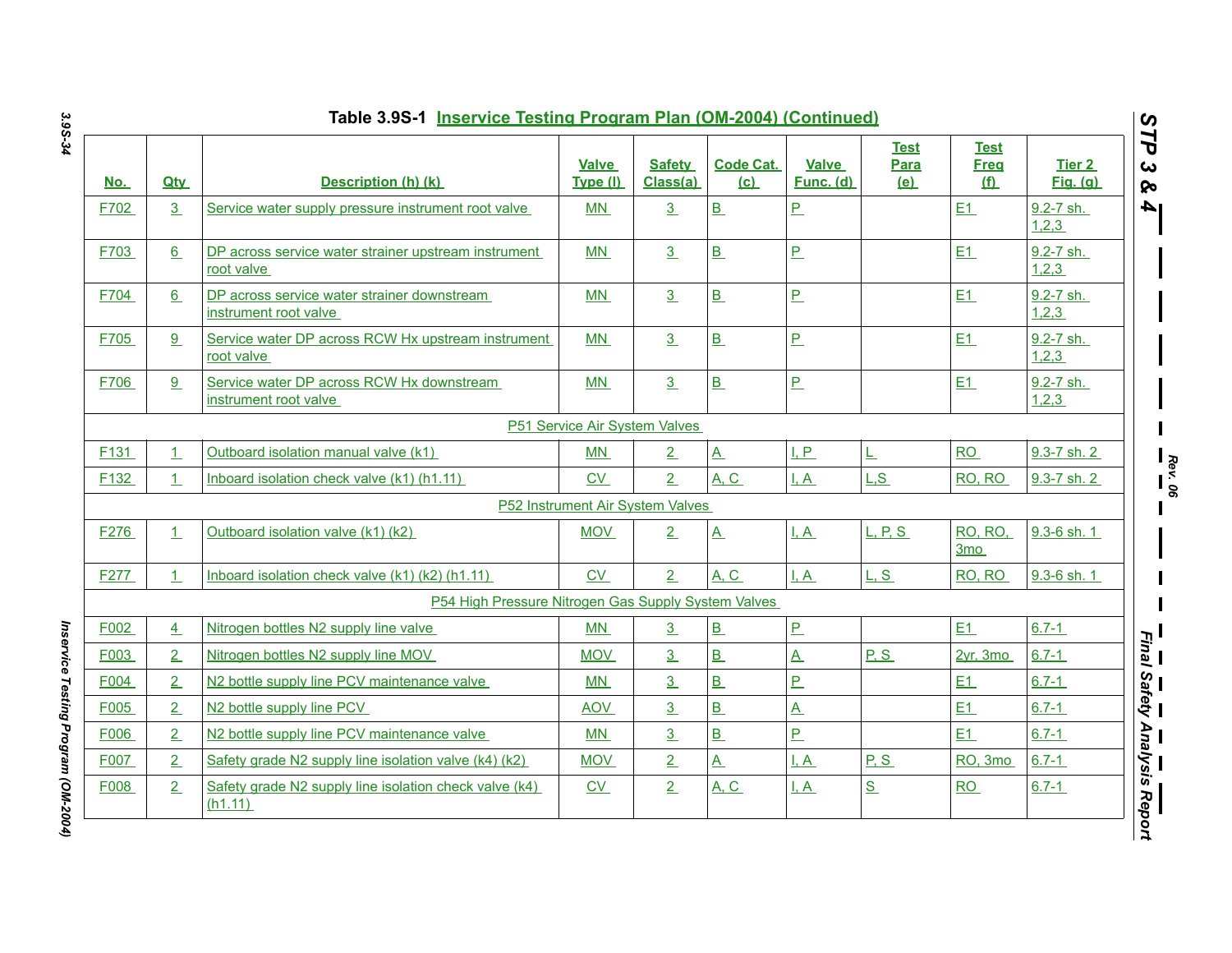**Table 3.9S-1 Inservice Testing Program Plan (OM-2004) (Continued)**

| No. | Qty | Description (h) (k) | Valve Type (l) | Safety Class(a) | Code Cat. (c) | Valve Func. (d) | Test Para (e) | Test Freq (f) | Tier 2 Fig. (g) |
|---|---|---|---|---|---|---|---|---|---|
| F702 | 3 | Service water supply pressure instrument root valve | MN | 3 | B | P | | E1 | 9.2-7 sh. 1,2,3 |
| F703 | 6 | DP across service water strainer upstream instrument root valve | MN | 3 | B | P | | E1 | 9.2-7 sh. 1,2,3 |
| F704 | 6 | DP across service water strainer downstream instrument root valve | MN | 3 | B | P | | E1 | 9.2-7 sh. 1,2,3 |
| F705 | 9 | Service water DP across RCW Hx upstream instrument root valve | MN | 3 | B | P | | E1 | 9.2-7 sh. 1,2,3 |
| F706 | 9 | Service water DP across RCW Hx downstream instrument root valve | MN | 3 | B | P | | E1 | 9.2-7 sh. 1,2,3 |
| | | **P51 Service Air System Valves** | | | | | | | |
| F131 | 1 | Outboard isolation manual valve (k1) | MN | 2 | A | I, P | L | RO | 9.3-7 sh. 2 |
| F132 | 1 | Inboard isolation check valve (k1) (h1.11) | CV | 2 | A, C | I, A | L,S | RO, RO | 9.3-7 sh. 2 |
| | | **P52 Instrument Air System Valves** | | | | | | | |
| F276 | 1 | Outboard isolation valve (k1) (k2) | MOV | 2 | A | I, A | L, P, S | RO, RO, 3mo | 9.3-6 sh. 1 |
| F277 | 1 | Inboard isolation check valve (k1) (k2) (h1.11) | CV | 2 | A, C | I, A | L, S | RO, RO | 9.3-6 sh. 1 |
| | | **P54 High Pressure Nitrogen Gas Supply System Valves** | | | | | | | |
| F002 | 4 | Nitrogen bottles N2 supply line valve | MN | 3 | B | P | | E1 | 6.7-1 |
| F003 | 2 | Nitrogen bottles N2 supply line MOV | MOV | 3 | B | A | P, S | 2yr, 3mo | 6.7-1 |
| F004 | 2 | N2 bottle supply line PCV maintenance valve | MN | 3 | B | P | | E1 | 6.7-1 |
| F005 | 2 | N2 bottle supply line PCV | AOV | 3 | B | A | | E1 | 6.7-1 |
| F006 | 2 | N2 bottle supply line PCV maintenance valve | MN | 3 | B | P | | E1 | 6.7-1 |
| F007 | 2 | Safety grade N2 supply line isolation valve (k4) (k2) | MOV | 2 | A | I, A | P, S | RO, 3mo | 6.7-1 |
| F008 | 2 | Safety grade N2 supply line isolation check valve (k4) (h1.11) | CV | 2 | A, C | I, A | S | RO | 6.7-1 |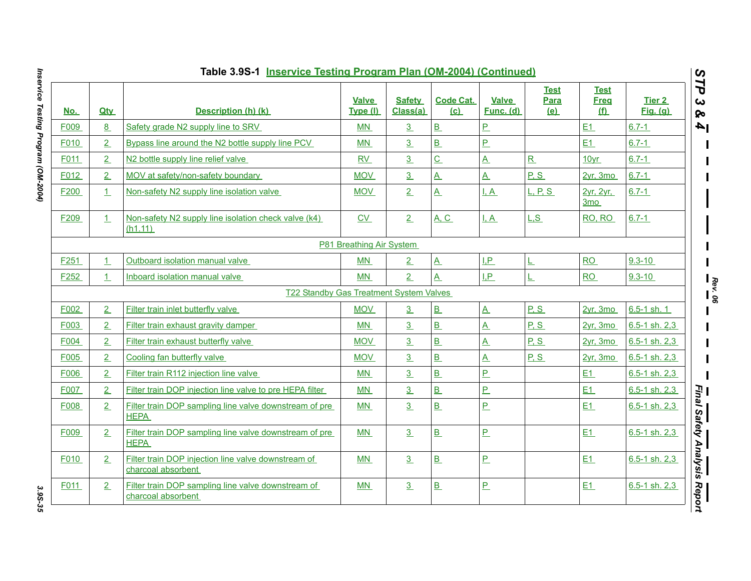Table 3.9S-1 Inservice Testing Program Plan (OM-2004) (Continued)

| No. | Qty | Description (h) (k) | Valve Type (l) | Safety Class(a) | Code Cat. (c) | Valve Func. (d) | Test Para (e) | Test Freq (f) | Tier 2 Fig. (g) |
|---|---|---|---|---|---|---|---|---|---|
| F009 | 8 | Safety grade N2 supply line to SRV | MN | 3 | B | P | | E1 | 6.7-1 |
| F010 | 2 | Bypass line around the N2 bottle supply line PCV | MN | 3 | B | P | | E1 | 6.7-1 |
| F011 | 2 | N2 bottle supply line relief valve | RV | 3 | C | A | R | 10yr | 6.7-1 |
| F012 | 2 | MOV at safety/non-safety boundary | MOV | 3 | A | A | P, S | 2yr, 3mo | 6.7-1 |
| F200 | 1 | Non-safety N2 supply line isolation valve | MOV | 2 | A | I, A | L, P, S | 2yr, 2yr, 3mo | 6.7-1 |
| F209 | 1 | Non-safety N2 supply line isolation check valve (k4) (h1.11) | CV | 2 | A, C | I, A | L,S | RO, RO | 6.7-1 |
| | | P81 Breathing Air System | | | | | | | |
| F251 | 1 | Outboard isolation manual valve | MN | 2 | A | I,P | L | RO | 9.3-10 |
| F252 | 1 | Inboard isolation manual valve | MN | 2 | A | I,P | L | RO | 9.3-10 |
| | | T22 Standby Gas Treatment System Valves | | | | | | | |
| F002 | 2 | Filter train inlet butterfly valve | MOV | 3 | B | A | P, S | 2yr, 3mo | 6.5-1 sh. 1 |
| F003 | 2 | Filter train exhaust gravity damper | MN | 3 | B | A | P, S | 2yr, 3mo | 6.5-1 sh. 2,3 |
| F004 | 2 | Filter train exhaust butterfly valve | MOV | 3 | B | A | P, S | 2yr, 3mo | 6.5-1 sh. 2,3 |
| F005 | 2 | Cooling fan butterfly valve | MOV | 3 | B | A | P, S | 2yr, 3mo | 6.5-1 sh. 2,3 |
| F006 | 2 | Filter train R112 injection line valve | MN | 3 | B | P | | E1 | 6.5-1 sh. 2,3 |
| F007 | 2 | Filter train DOP injection line valve to pre HEPA filter | MN | 3 | B | P | | E1 | 6.5-1 sh. 2,3 |
| F008 | 2 | Filter train DOP sampling line valve downstream of pre HEPA | MN | 3 | B | P | | E1 | 6.5-1 sh. 2,3 |
| F009 | 2 | Filter train DOP sampling line valve downstream of pre HEPA | MN | 3 | B | P | | E1 | 6.5-1 sh. 2,3 |
| F010 | 2 | Filter train DOP injection line valve downstream of charcoal absorbent | MN | 3 | B | P | | E1 | 6.5-1 sh. 2,3 |
| F011 | 2 | Filter train DOP sampling line valve downstream of charcoal absorbent | MN | 3 | B | P | | E1 | 6.5-1 sh. 2,3 |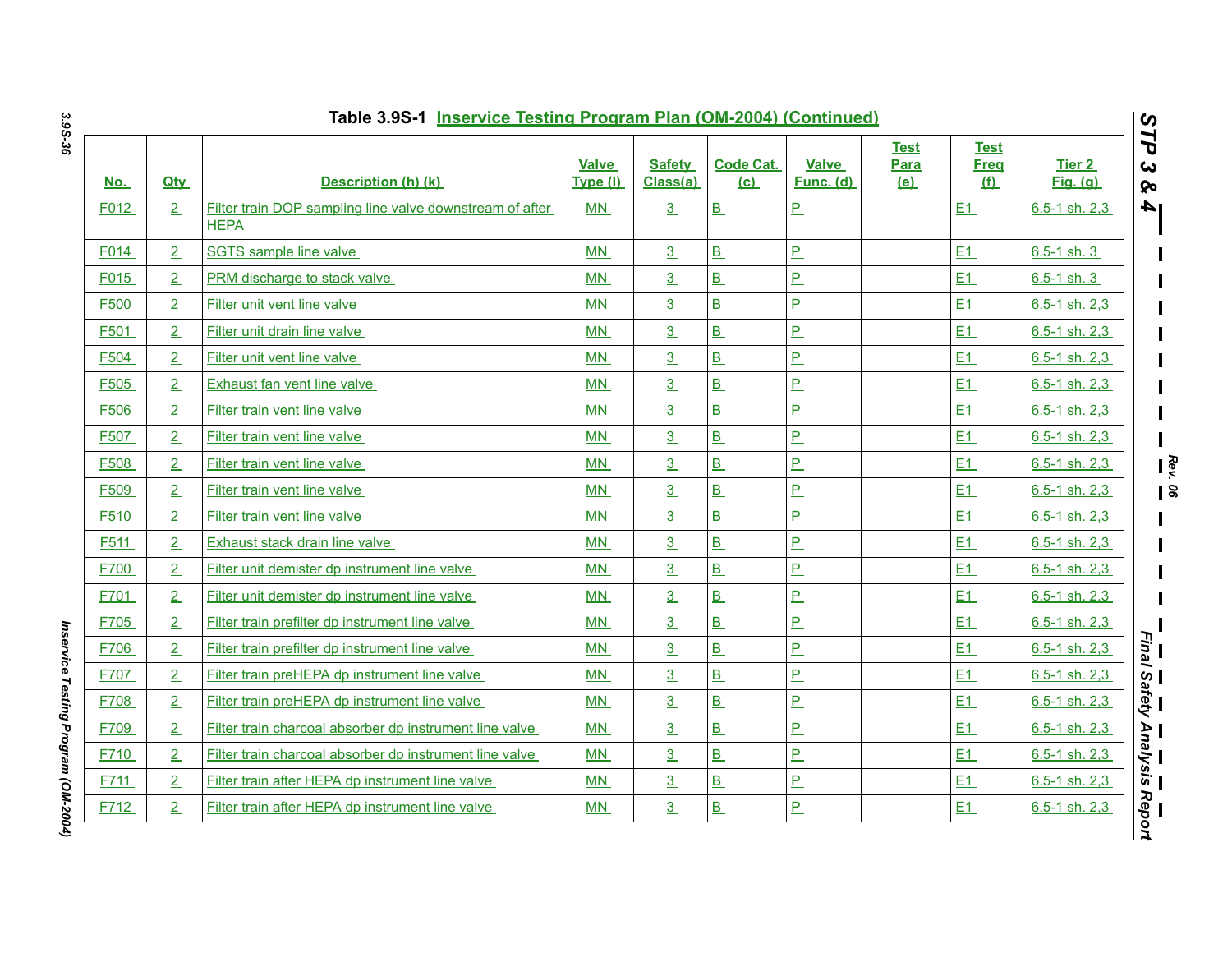Table 3.9S-1 Inservice Testing Program Plan (OM-2004) (Continued)

| No. | Qty | Description (h) (k) | Valve Type (l) | Safety Class(a) | Code Cat. (c) | Valve Func. (d) | Test Para (e) | Test Freq (f) | Tier 2 Fig. (g) |
|---|---|---|---|---|---|---|---|---|---|
| F012 | 2 | Filter train DOP sampling line valve downstream of after HEPA | MN | 3 | B | P | | E1 | 6.5-1 sh. 2,3 |
| F014 | 2 | SGTS sample line valve | MN | 3 | B | P | | E1 | 6.5-1 sh. 3 |
| F015 | 2 | PRM discharge to stack valve | MN | 3 | B | P | | E1 | 6.5-1 sh. 3 |
| F500 | 2 | Filter unit vent line valve | MN | 3 | B | P | | E1 | 6.5-1 sh. 2,3 |
| F501 | 2 | Filter unit drain line valve | MN | 3 | B | P | | E1 | 6.5-1 sh. 2,3 |
| F504 | 2 | Filter unit vent line valve | MN | 3 | B | P | | E1 | 6.5-1 sh. 2,3 |
| F505 | 2 | Exhaust fan vent line valve | MN | 3 | B | P | | E1 | 6.5-1 sh. 2,3 |
| F506 | 2 | Filter train vent line valve | MN | 3 | B | P | | E1 | 6.5-1 sh. 2,3 |
| F507 | 2 | Filter train vent line valve | MN | 3 | B | P | | E1 | 6.5-1 sh. 2,3 |
| F508 | 2 | Filter train vent line valve | MN | 3 | B | P | | E1 | 6.5-1 sh. 2,3 |
| F509 | 2 | Filter train vent line valve | MN | 3 | B | P | | E1 | 6.5-1 sh. 2,3 |
| F510 | 2 | Filter train vent line valve | MN | 3 | B | P | | E1 | 6.5-1 sh. 2,3 |
| F511 | 2 | Exhaust stack drain line valve | MN | 3 | B | P | | E1 | 6.5-1 sh. 2,3 |
| F700 | 2 | Filter unit demister dp instrument line valve | MN | 3 | B | P | | E1 | 6.5-1 sh. 2,3 |
| F701 | 2 | Filter unit demister dp instrument line valve | MN | 3 | B | P | | E1 | 6.5-1 sh. 2,3 |
| F705 | 2 | Filter train prefilter dp instrument line valve | MN | 3 | B | P | | E1 | 6.5-1 sh. 2,3 |
| F706 | 2 | Filter train prefilter dp instrument line valve | MN | 3 | B | P | | E1 | 6.5-1 sh. 2,3 |
| F707 | 2 | Filter train preHEPA dp instrument line valve | MN | 3 | B | P | | E1 | 6.5-1 sh. 2,3 |
| F708 | 2 | Filter train preHEPA dp instrument line valve | MN | 3 | B | P | | E1 | 6.5-1 sh. 2,3 |
| F709 | 2 | Filter train charcoal absorber dp instrument line valve | MN | 3 | B | P | | E1 | 6.5-1 sh. 2,3 |
| F710 | 2 | Filter train charcoal absorber dp instrument line valve | MN | 3 | B | P | | E1 | 6.5-1 sh. 2,3 |
| F711 | 2 | Filter train after HEPA dp instrument line valve | MN | 3 | B | P | | E1 | 6.5-1 sh. 2,3 |
| F712 | 2 | Filter train after HEPA dp instrument line valve | MN | 3 | B | P | | E1 | 6.5-1 sh. 2,3 |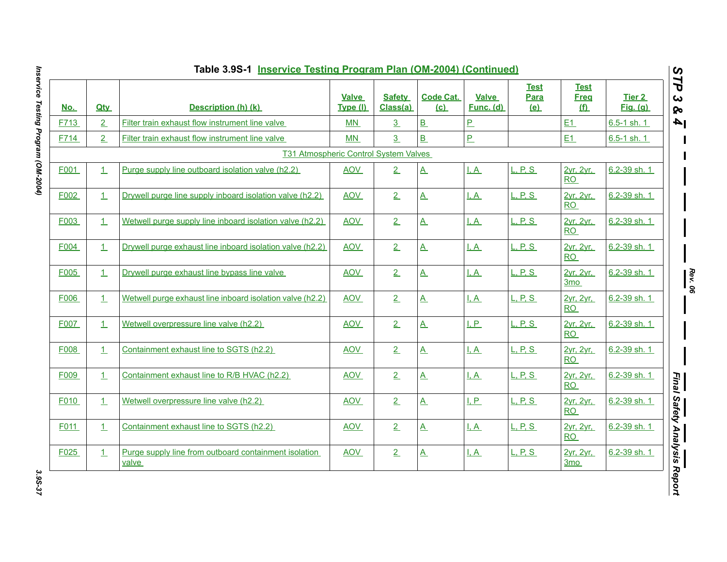## Table 3.9S-1 Inservice Testing Program Plan (OM-2004) (Continued)

| No. | Qty | Description (h) (k) | Valve Type (l) | Safety Class(a) | Code Cat. (c) | Valve Func. (d) | Test Para (e) | Test Freq (f) | Tier 2 Fig. (g) |
|---|---|---|---|---|---|---|---|---|---|
| F713 | 2 | Filter train exhaust flow instrument line valve | MN | 3 | B | P | | E1 | 6.5-1 sh. 1 |
| F714 | 2 | Filter train exhaust flow instrument line valve | MN | 3 | B | P | | E1 | 6.5-1 sh. 1 |
| | | T31 Atmospheric Control System Valves | | | | | | | |
| F001 | 1 | Purge supply line outboard isolation valve (h2.2) | AOV | 2 | A | I, A | L, P, S | 2yr, 2yr, RO | 6.2-39 sh. 1 |
| F002 | 1 | Drywell purge line supply inboard isolation valve (h2.2) | AOV | 2 | A | I, A | L, P, S | 2yr, 2yr, RO | 6.2-39 sh. 1 |
| F003 | 1 | Wetwell purge supply line inboard isolation valve (h2.2) | AOV | 2 | A | I, A | L, P, S | 2yr, 2yr, RO | 6.2-39 sh. 1 |
| F004 | 1 | Drywell purge exhaust line inboard isolation valve (h2.2) | AOV | 2 | A | I, A | L, P, S | 2yr, 2yr, RO | 6.2-39 sh. 1 |
| F005 | 1 | Drywell purge exhaust line bypass line valve | AOV | 2 | A | I, A | L, P, S | 2yr, 2yr, 3mo | 6.2-39 sh. 1 |
| F006 | 1 | Wetwell purge exhaust line inboard isolation valve (h2.2) | AOV | 2 | A | I, A | L, P, S | 2yr, 2yr, RO | 6.2-39 sh. 1 |
| F007 | 1 | Wetwell overpressure line valve (h2.2) | AOV | 2 | A | I, P | L, P, S | 2yr, 2yr, RO | 6.2-39 sh. 1 |
| F008 | 1 | Containment exhaust line to SGTS (h2.2) | AOV | 2 | A | I, A | L, P, S | 2yr, 2yr, RO | 6.2-39 sh. 1 |
| F009 | 1 | Containment exhaust line to R/B HVAC (h2.2) | AOV | 2 | A | I, A | L, P, S | 2yr, 2yr, RO | 6.2-39 sh. 1 |
| F010 | 1 | Wetwell overpressure line valve (h2.2) | AOV | 2 | A | I, P | L, P, S | 2yr, 2yr, RO | 6.2-39 sh. 1 |
| F011 | 1 | Containment exhaust line to SGTS (h2.2) | AOV | 2 | A | I, A | L, P, S | 2yr, 2yr, RO | 6.2-39 sh. 1 |
| F025 | 1 | Purge supply line from outboard containment isolation valve | AOV | 2 | A | I, A | L, P, S | 2yr, 2yr, 3mo | 6.2-39 sh. 1 |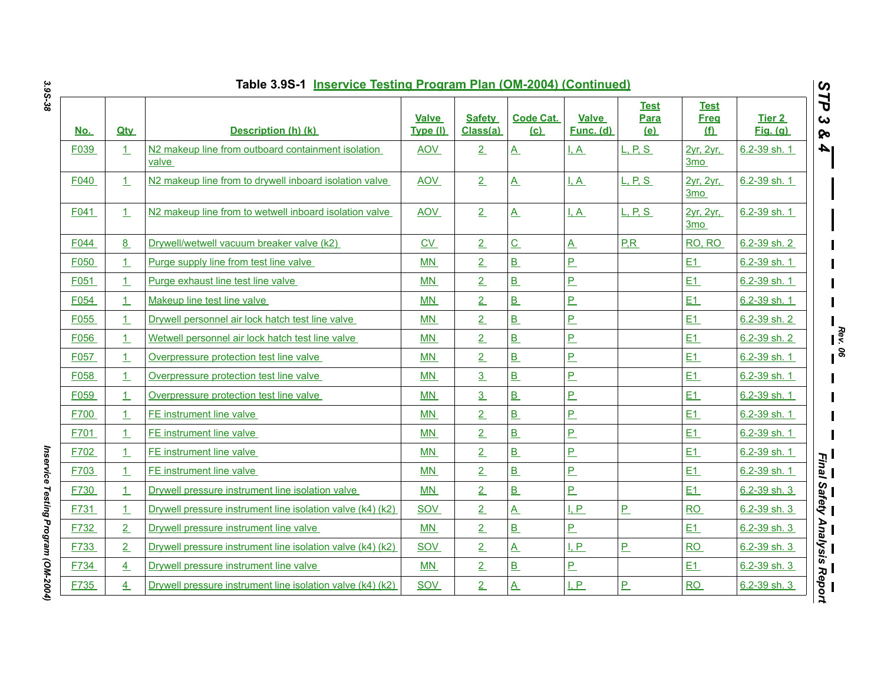## Table 3.9S-1 Inservice Testing Program Plan (OM-2004) (Continued)

| No. | Qty | Description (h) (k) | Valve Type (l) | Safety Class(a) | Code Cat. (c) | Valve Func. (d) | Test Para (e) | Test Freq (f) | Tier 2 Fig. (g) |
|---|---|---|---|---|---|---|---|---|---|
| F039 | 1 | N2 makeup line from outboard containment isolation valve | AOV | 2 | A | I, A | L, P, S | 2yr, 2yr, 3mo | 6.2-39 sh. 1 |
| F040 | 1 | N2 makeup line from to drywell inboard isolation valve | AOV | 2 | A | I, A | L, P, S | 2yr, 2yr, 3mo | 6.2-39 sh. 1 |
| F041 | 1 | N2 makeup line from to wetwell inboard isolation valve | AOV | 2 | A | I, A | L, P, S | 2yr, 2yr, 3mo | 6.2-39 sh. 1 |
| F044 | 8 | Drywell/wetwell vacuum breaker valve (k2) | CV | 2 | C | A | P,R | RO, RO | 6.2-39 sh. 2 |
| F050 | 1 | Purge supply line from test line valve | MN | 2 | B | P | | E1 | 6.2-39 sh. 1 |
| F051 | 1 | Purge exhaust line test line valve | MN | 2 | B | P | | E1 | 6.2-39 sh. 1 |
| F054 | 1 | Makeup line test line valve | MN | 2 | B | P | | E1 | 6.2-39 sh. 1 |
| F055 | 1 | Drywell personnel air lock hatch test line valve | MN | 2 | B | P | | E1 | 6.2-39 sh. 2 |
| F056 | 1 | Wetwell personnel air lock hatch test line valve | MN | 2 | B | P | | E1 | 6.2-39 sh. 2 |
| F057 | 1 | Overpressure protection test line valve | MN | 2 | B | P | | E1 | 6.2-39 sh. 1 |
| F058 | 1 | Overpressure protection test line valve | MN | 3 | B | P | | E1 | 6.2-39 sh. 1 |
| F059 | 1 | Overpressure protection test line valve | MN | 3 | B | P | | E1 | 6.2-39 sh. 1 |
| F700 | 1 | FE instrument line valve | MN | 2 | B | P | | E1 | 6.2-39 sh. 1 |
| F701 | 1 | FE instrument line valve | MN | 2 | B | P | | E1 | 6.2-39 sh. 1 |
| F702 | 1 | FE instrument line valve | MN | 2 | B | P | | E1 | 6.2-39 sh. 1 |
| F703 | 1 | FE instrument line valve | MN | 2 | B | P | | E1 | 6.2-39 sh. 1 |
| F730 | 1 | Drywell pressure instrument line isolation valve | MN | 2 | B | P | | E1 | 6.2-39 sh. 3 |
| F731 | 1 | Drywell pressure instrument line isolation valve (k4) (k2) | SOV | 2 | A | I, P | P | RO | 6.2-39 sh. 3 |
| F732 | 2 | Drywell pressure instrument line valve | MN | 2 | B | P | | E1 | 6.2-39 sh. 3 |
| F733 | 2 | Drywell pressure instrument line isolation valve (k4) (k2) | SOV | 2 | A | I, P | P | RO | 6.2-39 sh. 3 |
| F734 | 4 | Drywell pressure instrument line valve | MN | 2 | B | P | | E1 | 6.2-39 sh. 3 |
| F735 | 4 | Drywell pressure instrument line isolation valve (k4) (k2) | SOV | 2 | A | I, P | P | RO | 6.2-39 sh. 3 |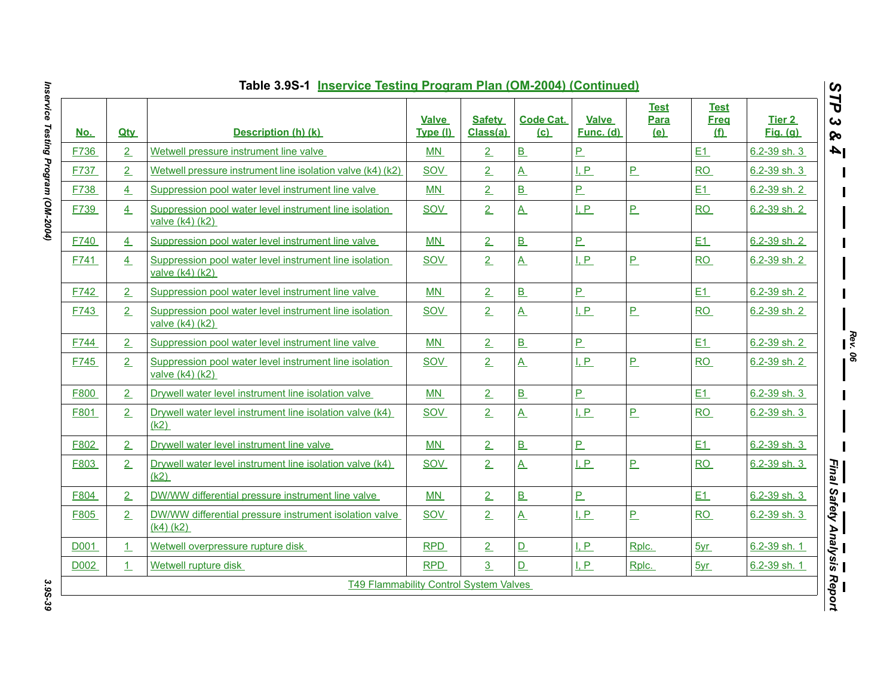Table 3.9S-1 Inservice Testing Program Plan (OM-2004) (Continued)

| No. | Qty | Description (h) (k) | Valve Type (l) | Safety Class(a) | Code Cat. (c) | Valve Func. (d) | Test Para (e) | Test Freq (f) | Tier 2 Fig. (g) |
|---|---|---|---|---|---|---|---|---|---|
| F736 | 2 | Wetwell pressure instrument line valve | MN | 2 | B | P | | E1 | 6.2-39 sh. 3 |
| F737 | 2 | Wetwell pressure instrument line isolation valve (k4) (k2) | SOV | 2 | A | I, P | P | RO | 6.2-39 sh. 3 |
| F738 | 4 | Suppression pool water level instrument line valve | MN | 2 | B | P | | E1 | 6.2-39 sh. 2 |
| F739 | 4 | Suppression pool water level instrument line isolation valve (k4) (k2) | SOV | 2 | A | I, P | P | RO | 6.2-39 sh. 2 |
| F740 | 4 | Suppression pool water level instrument line valve | MN | 2 | B | P | | E1 | 6.2-39 sh. 2 |
| F741 | 4 | Suppression pool water level instrument line isolation valve (k4) (k2) | SOV | 2 | A | I, P | P | RO | 6.2-39 sh. 2 |
| F742 | 2 | Suppression pool water level instrument line valve | MN | 2 | B | P | | E1 | 6.2-39 sh. 2 |
| F743 | 2 | Suppression pool water level instrument line isolation valve (k4) (k2) | SOV | 2 | A | I, P | P | RO | 6.2-39 sh. 2 |
| F744 | 2 | Suppression pool water level instrument line valve | MN | 2 | B | P | | E1 | 6.2-39 sh. 2 |
| F745 | 2 | Suppression pool water level instrument line isolation valve (k4) (k2) | SOV | 2 | A | I, P | P | RO | 6.2-39 sh. 2 |
| F800 | 2 | Drywell water level instrument line isolation valve | MN | 2 | B | P | | E1 | 6.2-39 sh. 3 |
| F801 | 2 | Drywell water level instrument line isolation valve (k4) (k2) | SOV | 2 | A | I, P | P | RO | 6.2-39 sh. 3 |
| F802 | 2 | Drywell water level instrument line valve | MN | 2 | B | P | | E1 | 6.2-39 sh. 3 |
| F803 | 2 | Drywell water level instrument line isolation valve (k4) (k2) | SOV | 2 | A | I, P | P | RO | 6.2-39 sh. 3 |
| F804 | 2 | DW/WW differential pressure instrument line valve | MN | 2 | B | P | | E1 | 6.2-39 sh. 3 |
| F805 | 2 | DW/WW differential pressure instrument isolation valve (k4) (k2) | SOV | 2 | A | I, P | P | RO | 6.2-39 sh. 3 |
| D001 | 1 | Wetwell overpressure rupture disk | RPD | 2 | D | I, P | Rplc. | 5yr | 6.2-39 sh. 1 |
| D002 | 1 | Wetwell rupture disk | RPD | 3 | D | I, P | Rplc. | 5yr | 6.2-39 sh. 1 |
| | | T49 Flammability Control System Valves | | | | | | | |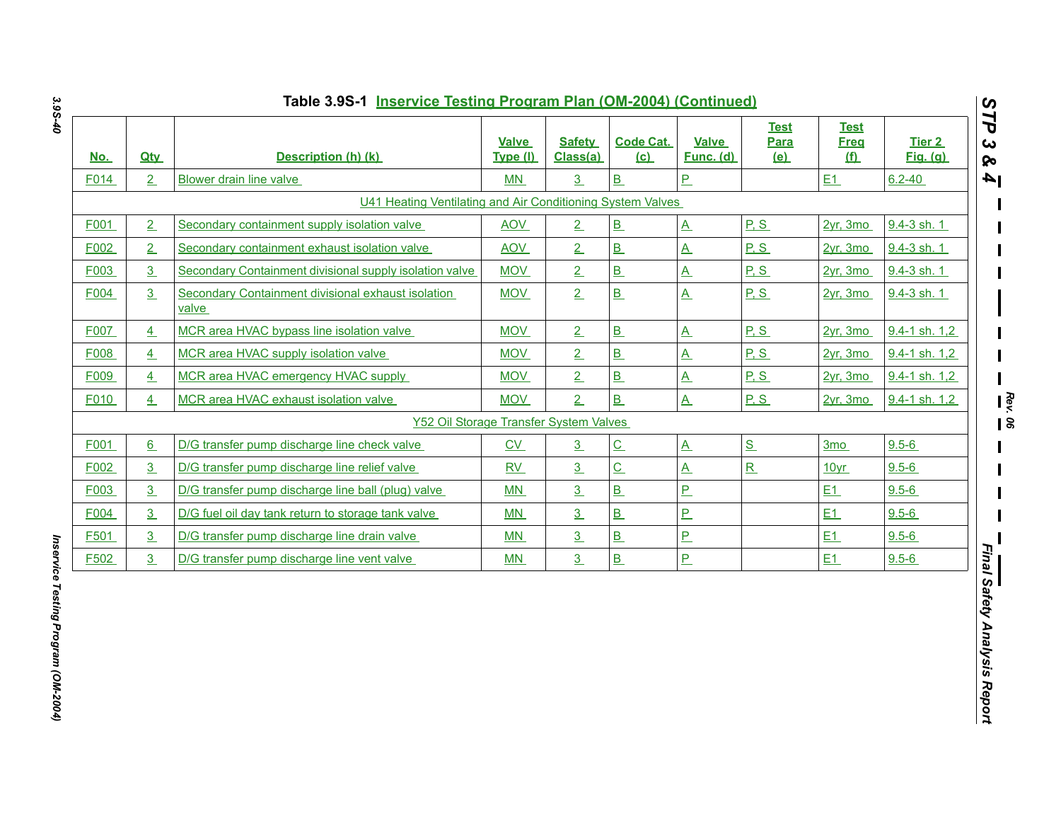Table 3.9S-1 Inservice Testing Program Plan (OM-2004) (Continued)

| No. | Qty | Description (h) (k) | Valve Type (l) | Safety Class(a) | Code Cat. (c) | Valve Func. (d) | Test Para (e) | Test Freq (f) | Tier 2 Fig. (g) |
|---|---|---|---|---|---|---|---|---|---|
| F014 | 2 | Blower drain line valve | MN | 3 | B | P | | E1 | 6.2-40 |
| | | U41 Heating Ventilating and Air Conditioning System Valves | | | | | | | |
| F001 | 2 | Secondary containment supply isolation valve | AOV | 2 | B | A | P, S | 2yr, 3mo | 9.4-3 sh. 1 |
| F002 | 2 | Secondary containment exhaust isolation valve | AOV | 2 | B | A | P, S | 2yr, 3mo | 9.4-3 sh. 1 |
| F003 | 3 | Secondary Containment divisional supply isolation valve | MOV | 2 | B | A | P, S | 2yr, 3mo | 9.4-3 sh. 1 |
| F004 | 3 | Secondary Containment divisional exhaust isolation valve | MOV | 2 | B | A | P, S | 2yr, 3mo | 9.4-3 sh. 1 |
| F007 | 4 | MCR area HVAC bypass line isolation valve | MOV | 2 | B | A | P, S | 2yr, 3mo | 9.4-1 sh. 1,2 |
| F008 | 4 | MCR area HVAC supply isolation valve | MOV | 2 | B | A | P, S | 2yr, 3mo | 9.4-1 sh. 1,2 |
| F009 | 4 | MCR area HVAC emergency HVAC supply | MOV | 2 | B | A | P, S | 2yr, 3mo | 9.4-1 sh. 1,2 |
| F010 | 4 | MCR area HVAC exhaust isolation valve | MOV | 2 | B | A | P, S | 2yr, 3mo | 9.4-1 sh. 1,2 |
| | | Y52 Oil Storage Transfer System Valves | | | | | | | |
| F001 | 6 | D/G transfer pump discharge line check valve | CV | 3 | C | A | S | 3mo | 9.5-6 |
| F002 | 3 | D/G transfer pump discharge line relief valve | RV | 3 | C | A | R | 10yr | 9.5-6 |
| F003 | 3 | D/G transfer pump discharge line ball (plug) valve | MN | 3 | B | P | | E1 | 9.5-6 |
| F004 | 3 | D/G fuel oil day tank return to storage tank valve | MN | 3 | B | P | | E1 | 9.5-6 |
| F501 | 3 | D/G transfer pump discharge line drain valve | MN | 3 | B | P | | E1 | 9.5-6 |
| F502 | 3 | D/G transfer pump discharge line vent valve | MN | 3 | B | P | | E1 | 9.5-6 |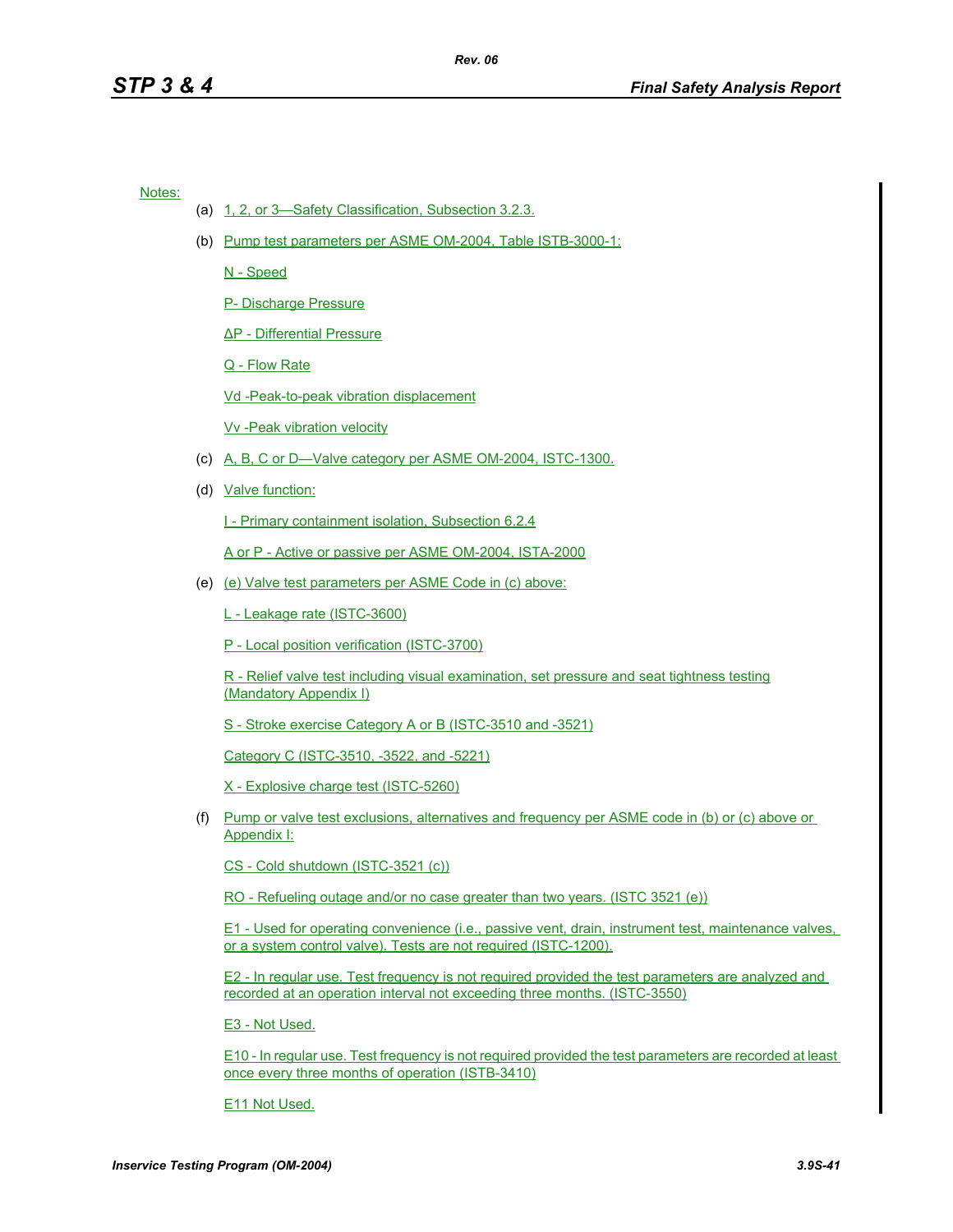Notes:

(a) 1, 2, or 3—Safety Classification, Subsection 3.2.3.

(b) Pump test parameters per ASME OM-2004, Table ISTB-3000-1:

  N - Speed

  P- Discharge Pressure

  ΔP - Differential Pressure

  Q - Flow Rate

  Vd -Peak-to-peak vibration displacement

  Vv -Peak vibration velocity

(c) A, B, C or D—Valve category per ASME OM-2004, ISTC-1300.

(d) Valve function:

  I - Primary containment isolation, Subsection 6.2.4

  A or P - Active or passive per ASME OM-2004, ISTA-2000

(e) (e) Valve test parameters per ASME Code in (c) above:

  L - Leakage rate (ISTC-3600)

  P - Local position verification (ISTC-3700)

  R - Relief valve test including visual examination, set pressure and seat tightness testing (Mandatory Appendix I)

  S - Stroke exercise Category A or B (ISTC-3510 and -3521)

  Category C (ISTC-3510, -3522, and -5221)

  X - Explosive charge test (ISTC-5260)

(f) Pump or valve test exclusions, alternatives and frequency per ASME code in (b) or (c) above or Appendix I:

  CS - Cold shutdown (ISTC-3521 (c))

  RO - Refueling outage and/or no case greater than two years. (ISTC 3521 (e))

  E1 - Used for operating convenience (i.e., passive vent, drain, instrument test, maintenance valves, or a system control valve). Tests are not required (ISTC-1200).

  E2 - In regular use. Test frequency is not required provided the test parameters are analyzed and recorded at an operation interval not exceeding three months. (ISTC-3550)

  E3 - Not Used.

  E10 - In regular use. Test frequency is not required provided the test parameters are recorded at least once every three months of operation (ISTB-3410)

  E11 Not Used.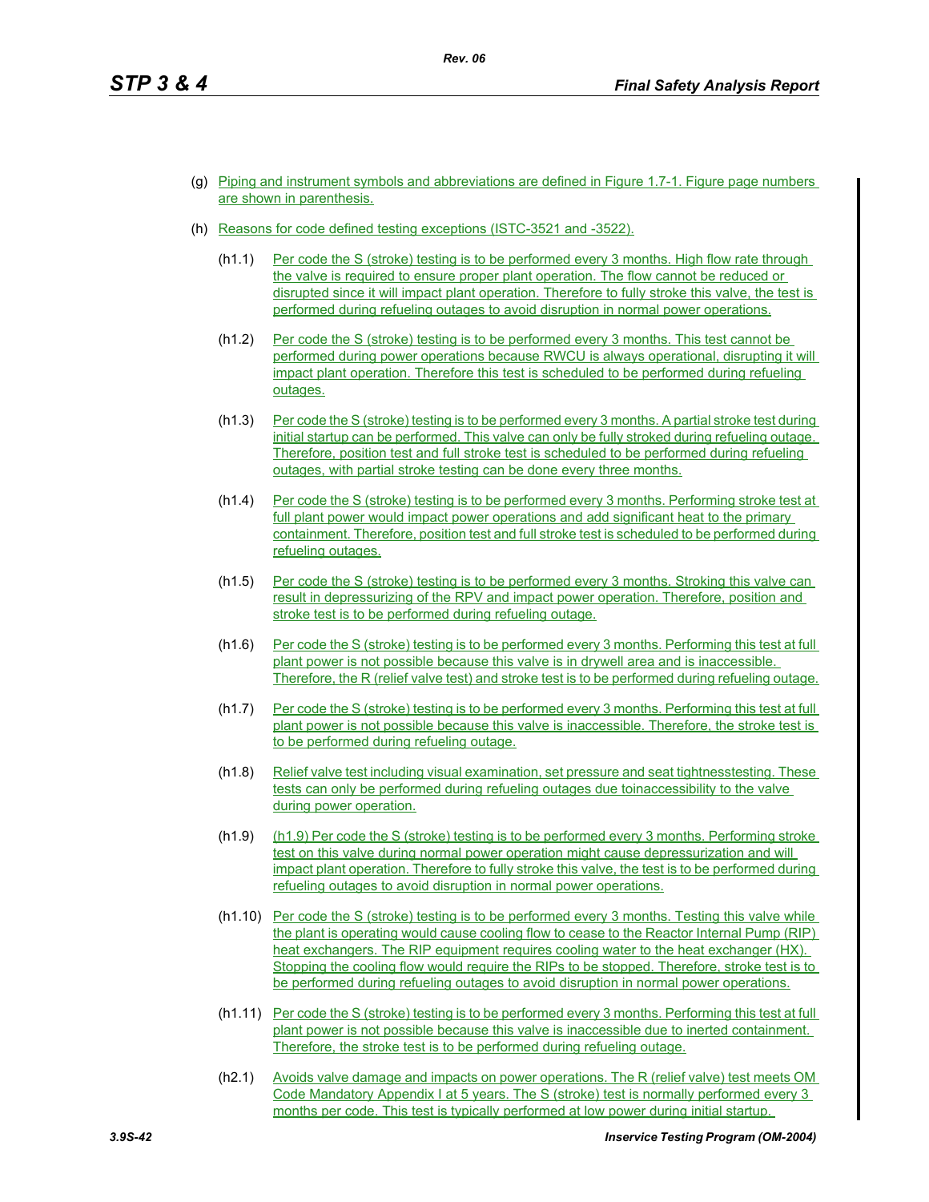(g) Piping and instrument symbols and abbreviations are defined in Figure 1.7-1. Figure page numbers are shown in parenthesis.

(h) Reasons for code defined testing exceptions (ISTC-3521 and -3522).

(h1.1) Per code the S (stroke) testing is to be performed every 3 months. High flow rate through the valve is required to ensure proper plant operation. The flow cannot be reduced or disrupted since it will impact plant operation. Therefore to fully stroke this valve, the test is performed during refueling outages to avoid disruption in normal power operations.

(h1.2) Per code the S (stroke) testing is to be performed every 3 months. This test cannot be performed during power operations because RWCU is always operational, disrupting it will impact plant operation. Therefore this test is scheduled to be performed during refueling outages.

(h1.3) Per code the S (stroke) testing is to be performed every 3 months. A partial stroke test during initial startup can be performed. This valve can only be fully stroked during refueling outage. Therefore, position test and full stroke test is scheduled to be performed during refueling outages, with partial stroke testing can be done every three months.

(h1.4) Per code the S (stroke) testing is to be performed every 3 months. Performing stroke test at full plant power would impact power operations and add significant heat to the primary containment. Therefore, position test and full stroke test is scheduled to be performed during refueling outages.

(h1.5) Per code the S (stroke) testing is to be performed every 3 months. Stroking this valve can result in depressurizing of the RPV and impact power operation. Therefore, position and stroke test is to be performed during refueling outage.

(h1.6) Per code the S (stroke) testing is to be performed every 3 months. Performing this test at full plant power is not possible because this valve is in drywell area and is inaccessible. Therefore, the R (relief valve test) and stroke test is to be performed during refueling outage.

(h1.7) Per code the S (stroke) testing is to be performed every 3 months. Performing this test at full plant power is not possible because this valve is inaccessible. Therefore, the stroke test is to be performed during refueling outage.

(h1.8) Relief valve test including visual examination, set pressure and seat tightnesstesting. These tests can only be performed during refueling outages due toinaccessibility to the valve during power operation.

(h1.9) (h1.9) Per code the S (stroke) testing is to be performed every 3 months. Performing stroke test on this valve during normal power operation might cause depressurization and will impact plant operation. Therefore to fully stroke this valve, the test is to be performed during refueling outages to avoid disruption in normal power operations.

(h1.10) Per code the S (stroke) testing is to be performed every 3 months. Testing this valve while the plant is operating would cause cooling flow to cease to the Reactor Internal Pump (RIP) heat exchangers. The RIP equipment requires cooling water to the heat exchanger (HX). Stopping the cooling flow would require the RIPs to be stopped. Therefore, stroke test is to be performed during refueling outages to avoid disruption in normal power operations.

(h1.11) Per code the S (stroke) testing is to be performed every 3 months. Performing this test at full plant power is not possible because this valve is inaccessible due to inerted containment. Therefore, the stroke test is to be performed during refueling outage.

(h2.1) Avoids valve damage and impacts on power operations. The R (relief valve) test meets OM Code Mandatory Appendix I at 5 years. The S (stroke) test is normally performed every 3 months per code. This test is typically performed at low power during initial startup.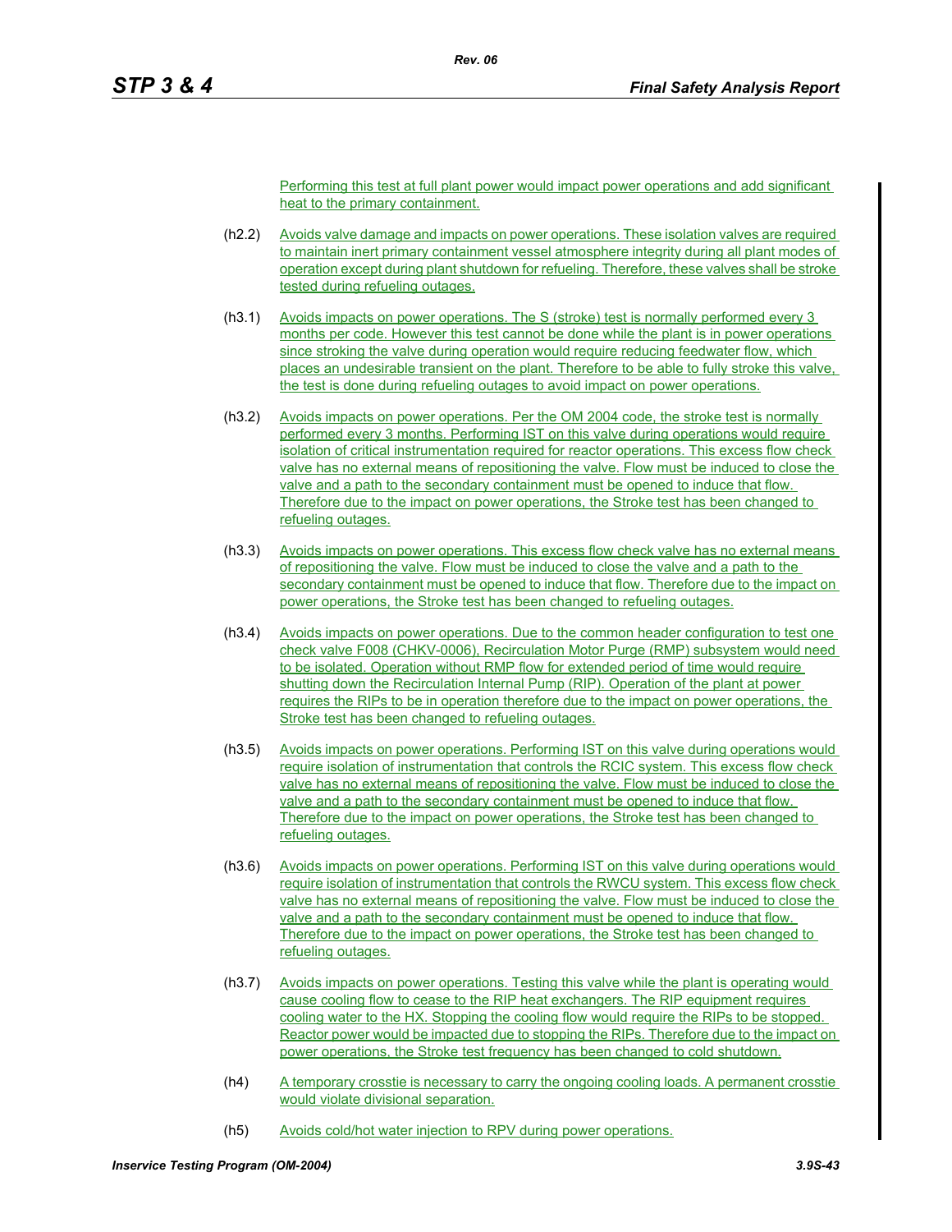Performing this test at full plant power would impact power operations and add significant heat to the primary containment.

(h2.2) Avoids valve damage and impacts on power operations. These isolation valves are required to maintain inert primary containment vessel atmosphere integrity during all plant modes of operation except during plant shutdown for refueling. Therefore, these valves shall be stroke tested during refueling outages.

(h3.1) Avoids impacts on power operations. The S (stroke) test is normally performed every 3 months per code. However this test cannot be done while the plant is in power operations since stroking the valve during operation would require reducing feedwater flow, which places an undesirable transient on the plant. Therefore to be able to fully stroke this valve, the test is done during refueling outages to avoid impact on power operations.

(h3.2) Avoids impacts on power operations. Per the OM 2004 code, the stroke test is normally performed every 3 months. Performing IST on this valve during operations would require isolation of critical instrumentation required for reactor operations. This excess flow check valve has no external means of repositioning the valve. Flow must be induced to close the valve and a path to the secondary containment must be opened to induce that flow. Therefore due to the impact on power operations, the Stroke test has been changed to refueling outages.

(h3.3) Avoids impacts on power operations. This excess flow check valve has no external means of repositioning the valve. Flow must be induced to close the valve and a path to the secondary containment must be opened to induce that flow. Therefore due to the impact on power operations, the Stroke test has been changed to refueling outages.

(h3.4) Avoids impacts on power operations. Due to the common header configuration to test one check valve F008 (CHKV-0006), Recirculation Motor Purge (RMP) subsystem would need to be isolated. Operation without RMP flow for extended period of time would require shutting down the Recirculation Internal Pump (RIP). Operation of the plant at power requires the RIPs to be in operation therefore due to the impact on power operations, the Stroke test has been changed to refueling outages.

(h3.5) Avoids impacts on power operations. Performing IST on this valve during operations would require isolation of instrumentation that controls the RCIC system. This excess flow check valve has no external means of repositioning the valve. Flow must be induced to close the valve and a path to the secondary containment must be opened to induce that flow. Therefore due to the impact on power operations, the Stroke test has been changed to refueling outages.

(h3.6) Avoids impacts on power operations. Performing IST on this valve during operations would require isolation of instrumentation that controls the RWCU system. This excess flow check valve has no external means of repositioning the valve. Flow must be induced to close the valve and a path to the secondary containment must be opened to induce that flow. Therefore due to the impact on power operations, the Stroke test has been changed to refueling outages.

(h3.7) Avoids impacts on power operations. Testing this valve while the plant is operating would cause cooling flow to cease to the RIP heat exchangers. The RIP equipment requires cooling water to the HX. Stopping the cooling flow would require the RIPs to be stopped. Reactor power would be impacted due to stopping the RIPs. Therefore due to the impact on power operations, the Stroke test frequency has been changed to cold shutdown.

(h4) A temporary crosstie is necessary to carry the ongoing cooling loads. A permanent crosstie would violate divisional separation.

(h5) Avoids cold/hot water injection to RPV during power operations.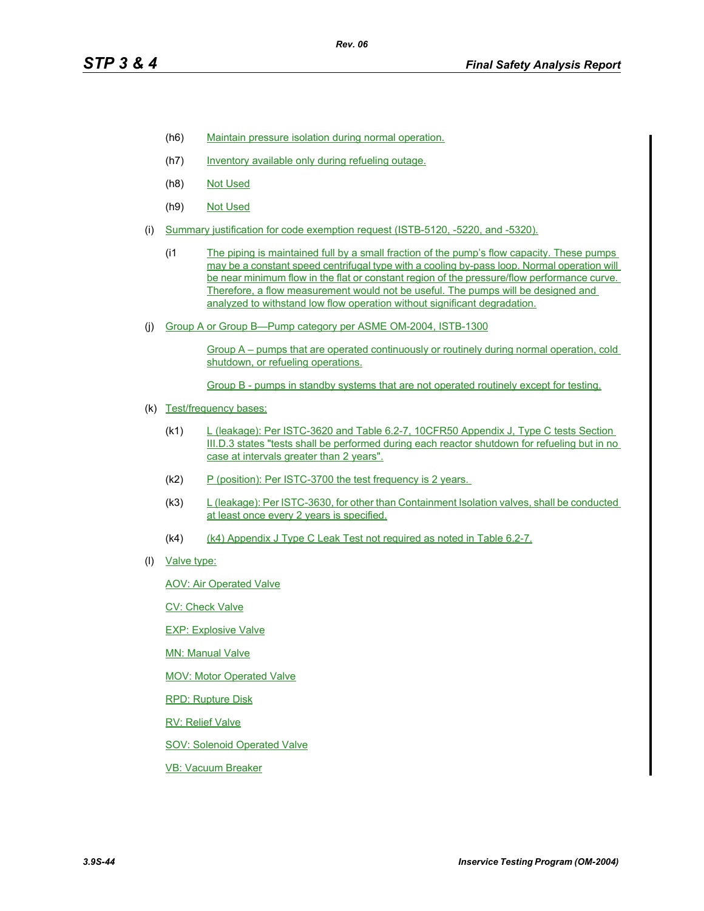(h6) Maintain pressure isolation during normal operation.

(h7) Inventory available only during refueling outage.

(h8) Not Used

(h9) Not Used

(i) Summary justification for code exemption request (ISTB-5120, -5220, and -5320).

(i1 The piping is maintained full by a small fraction of the pump's flow capacity. These pumps may be a constant speed centrifugal type with a cooling by-pass loop. Normal operation will be near minimum flow in the flat or constant region of the pressure/flow performance curve. Therefore, a flow measurement would not be useful. The pumps will be designed and analyzed to withstand low flow operation without significant degradation.

(j) Group A or Group B—Pump category per ASME OM-2004, ISTB-1300

Group A – pumps that are operated continuously or routinely during normal operation, cold shutdown, or refueling operations.

Group B - pumps in standby systems that are not operated routinely except for testing.

(k) Test/frequency bases:

(k1) L (leakage): Per ISTC-3620 and Table 6.2-7, 10CFR50 Appendix J, Type C tests Section III.D.3 states "tests shall be performed during each reactor shutdown for refueling but in no case at intervals greater than 2 years".

(k2) P (position): Per ISTC-3700 the test frequency is 2 years.

(k3) L (leakage): Per ISTC-3630, for other than Containment Isolation valves, shall be conducted at least once every 2 years is specified.

(k4) (k4) Appendix J Type C Leak Test not required as noted in Table 6.2-7.

(l) Valve type:

AOV: Air Operated Valve

CV: Check Valve

EXP: Explosive Valve

MN: Manual Valve

MOV: Motor Operated Valve

RPD: Rupture Disk

RV: Relief Valve

SOV: Solenoid Operated Valve

VB: Vacuum Breaker